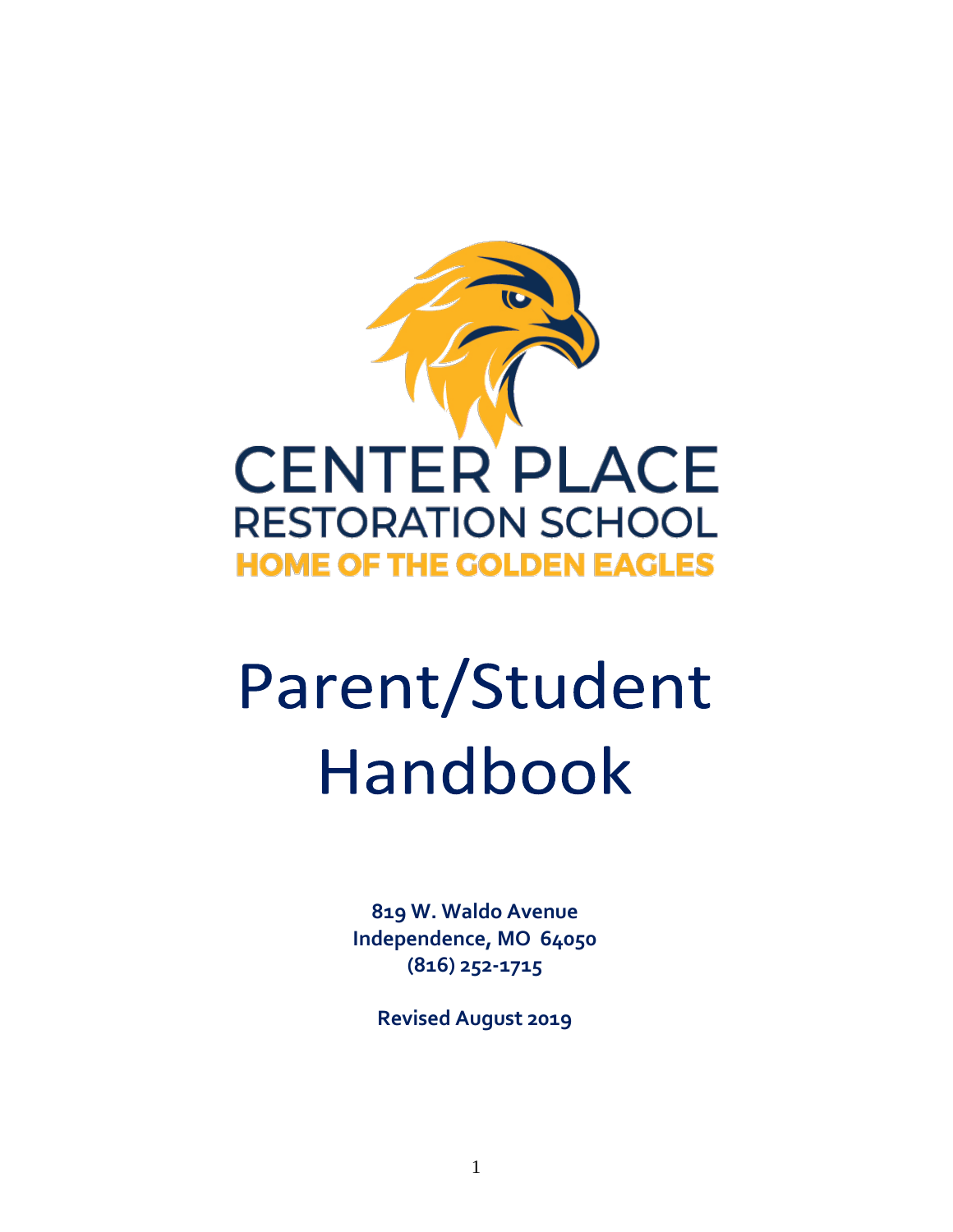CENTER PLACE
RESTORATION SCHOOL
HOME OF THE GOLDEN EAGLES

# Parent/Student Handbook

**819 W. Waldo Avenue**
**Independence, MO 64050**
**(816) 252-1715**

**Revised August 2019**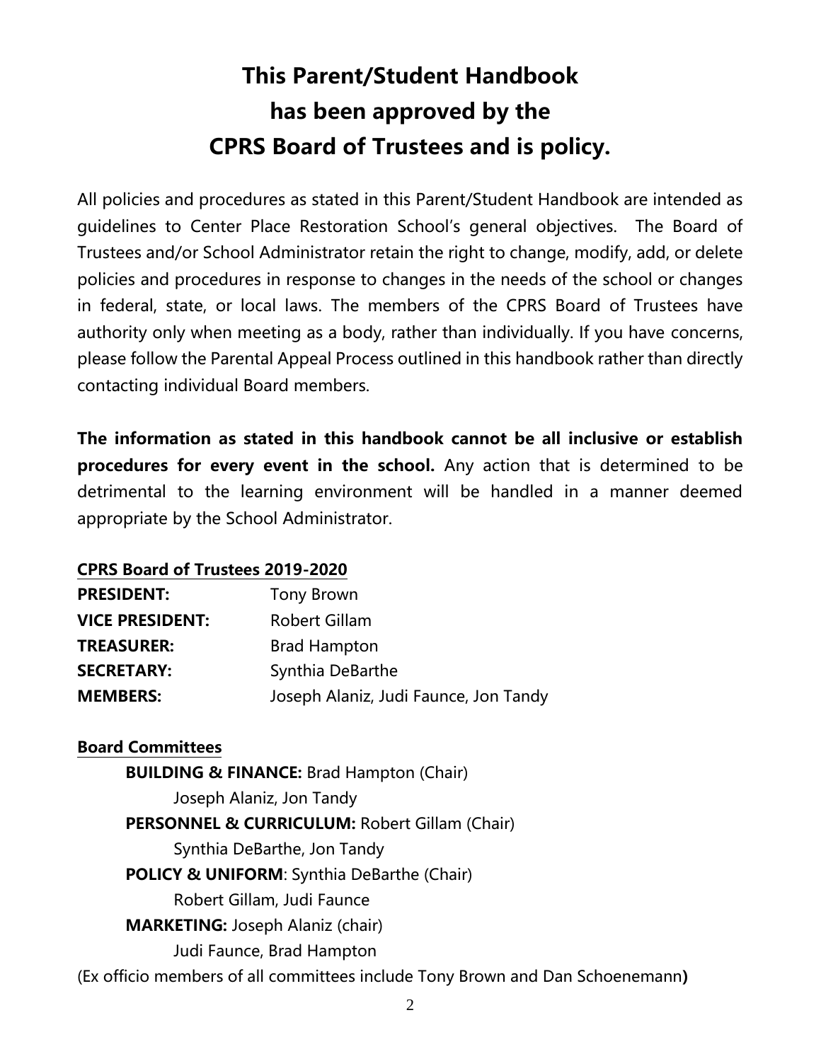# This Parent/Student Handbook has been approved by the CPRS Board of Trustees and is policy.

All policies and procedures as stated in this Parent/Student Handbook are intended as guidelines to Center Place Restoration School's general objectives. The Board of Trustees and/or School Administrator retain the right to change, modify, add, or delete policies and procedures in response to changes in the needs of the school or changes in federal, state, or local laws. The members of the CPRS Board of Trustees have authority only when meeting as a body, rather than individually. If you have concerns, please follow the Parental Appeal Process outlined in this handbook rather than directly contacting individual Board members.

**The information as stated in this handbook cannot be all inclusive or establish procedures for every event in the school.** Any action that is determined to be detrimental to the learning environment will be handled in a manner deemed appropriate by the School Administrator.

**CPRS Board of Trustees 2019-2020**

| | |
|---|---|
| **PRESIDENT:** | Tony Brown |
| **VICE PRESIDENT:** | Robert Gillam |
| **TREASURER:** | Brad Hampton |
| **SECRETARY:** | Synthia DeBarthe |
| **MEMBERS:** | Joseph Alaniz, Judi Faunce, Jon Tandy |

**Board Committees**

**BUILDING & FINANCE:** Brad Hampton (Chair)
Joseph Alaniz, Jon Tandy

**PERSONNEL & CURRICULUM:** Robert Gillam (Chair)
Synthia DeBarthe, Jon Tandy

**POLICY & UNIFORM**: Synthia DeBarthe (Chair)
Robert Gillam, Judi Faunce

**MARKETING:** Joseph Alaniz (chair)
Judi Faunce, Brad Hampton

(Ex officio members of all committees include Tony Brown and Dan Schoenemann)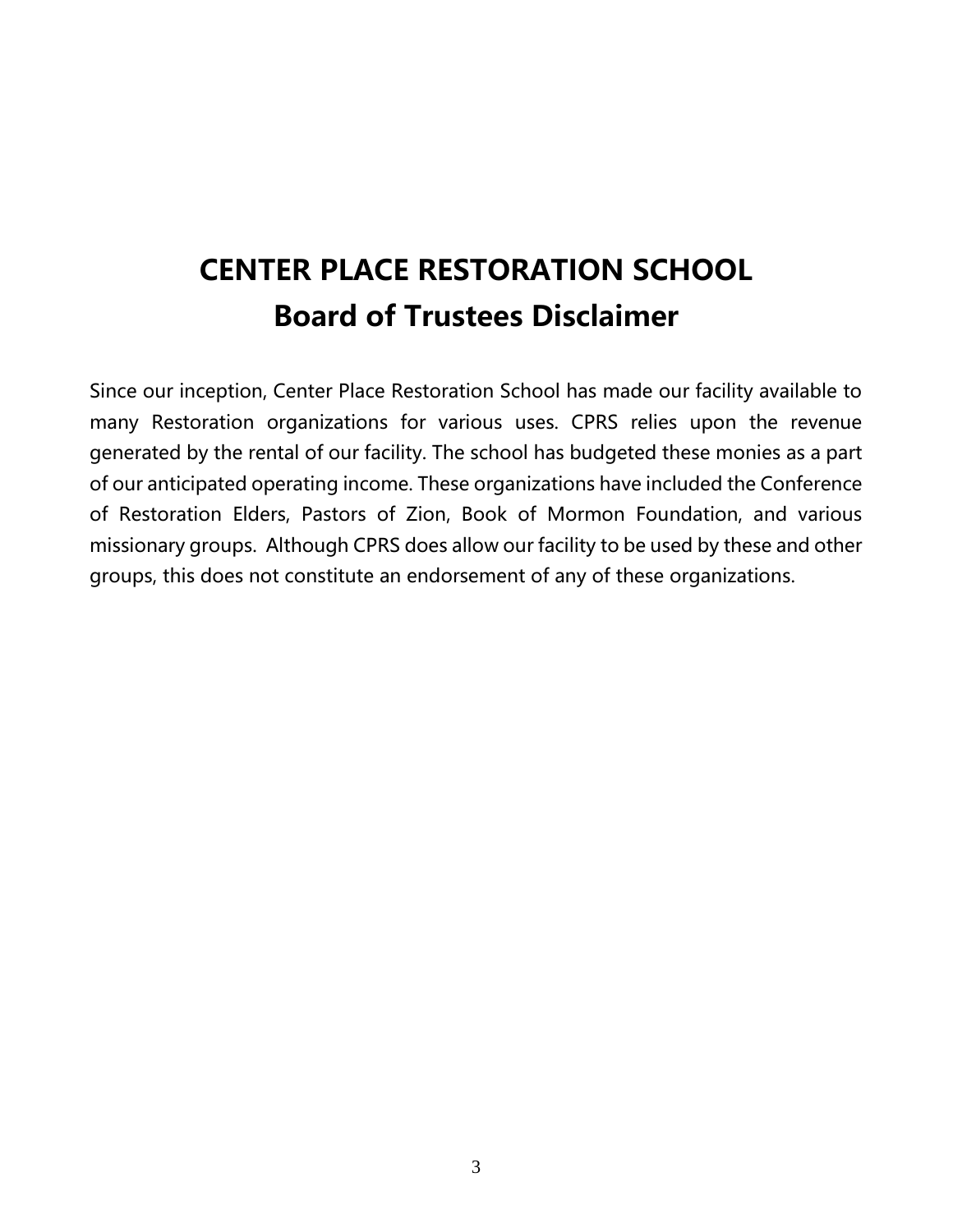# CENTER PLACE RESTORATION SCHOOL
## Board of Trustees Disclaimer

Since our inception, Center Place Restoration School has made our facility available to many Restoration organizations for various uses. CPRS relies upon the revenue generated by the rental of our facility. The school has budgeted these monies as a part of our anticipated operating income. These organizations have included the Conference of Restoration Elders, Pastors of Zion, Book of Mormon Foundation, and various missionary groups. Although CPRS does allow our facility to be used by these and other groups, this does not constitute an endorsement of any of these organizations.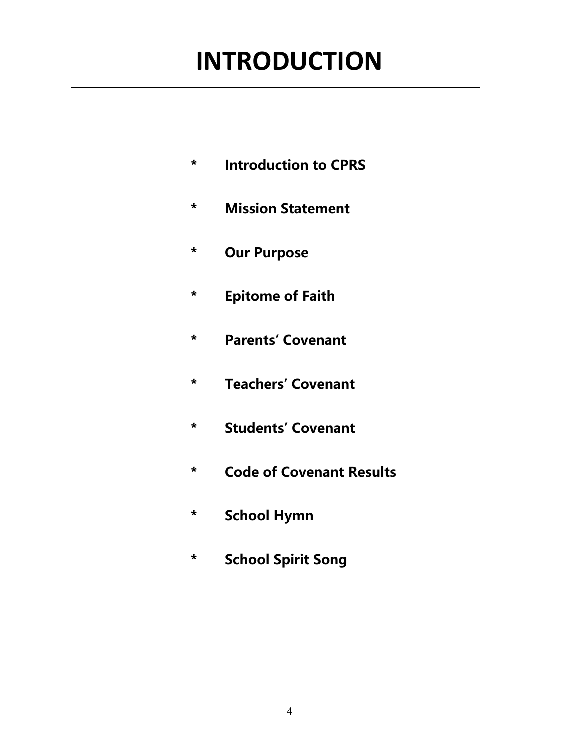# INTRODUCTION

- **Introduction to CPRS**
- **Mission Statement**
- **Our Purpose**
- **Epitome of Faith**
- **Parents' Covenant**
- **Teachers' Covenant**
- **Students' Covenant**
- **Code of Covenant Results**
- **School Hymn**
- **School Spirit Song**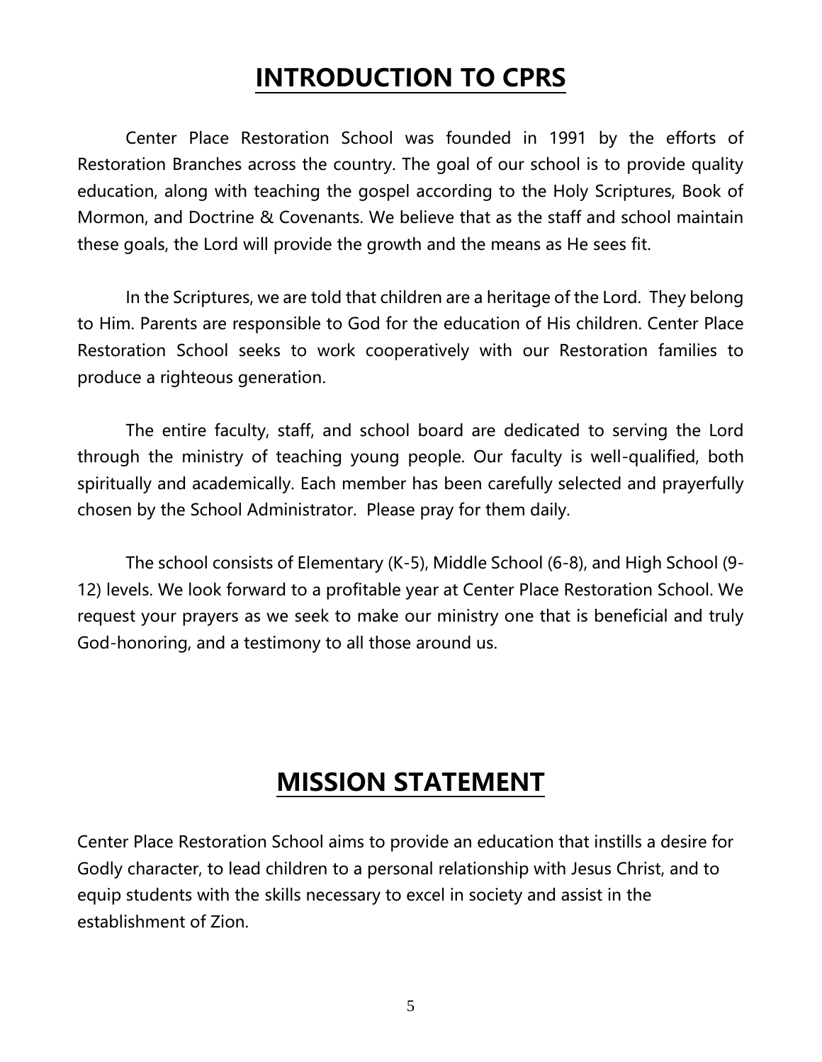# INTRODUCTION TO CPRS

Center Place Restoration School was founded in 1991 by the efforts of Restoration Branches across the country. The goal of our school is to provide quality education, along with teaching the gospel according to the Holy Scriptures, Book of Mormon, and Doctrine & Covenants. We believe that as the staff and school maintain these goals, the Lord will provide the growth and the means as He sees fit.

In the Scriptures, we are told that children are a heritage of the Lord. They belong to Him. Parents are responsible to God for the education of His children. Center Place Restoration School seeks to work cooperatively with our Restoration families to produce a righteous generation.

The entire faculty, staff, and school board are dedicated to serving the Lord through the ministry of teaching young people. Our faculty is well-qualified, both spiritually and academically. Each member has been carefully selected and prayerfully chosen by the School Administrator. Please pray for them daily.

The school consists of Elementary (K-5), Middle School (6-8), and High School (9-12) levels. We look forward to a profitable year at Center Place Restoration School. We request your prayers as we seek to make our ministry one that is beneficial and truly God-honoring, and a testimony to all those around us.

# MISSION STATEMENT

Center Place Restoration School aims to provide an education that instills a desire for Godly character, to lead children to a personal relationship with Jesus Christ, and to equip students with the skills necessary to excel in society and assist in the establishment of Zion.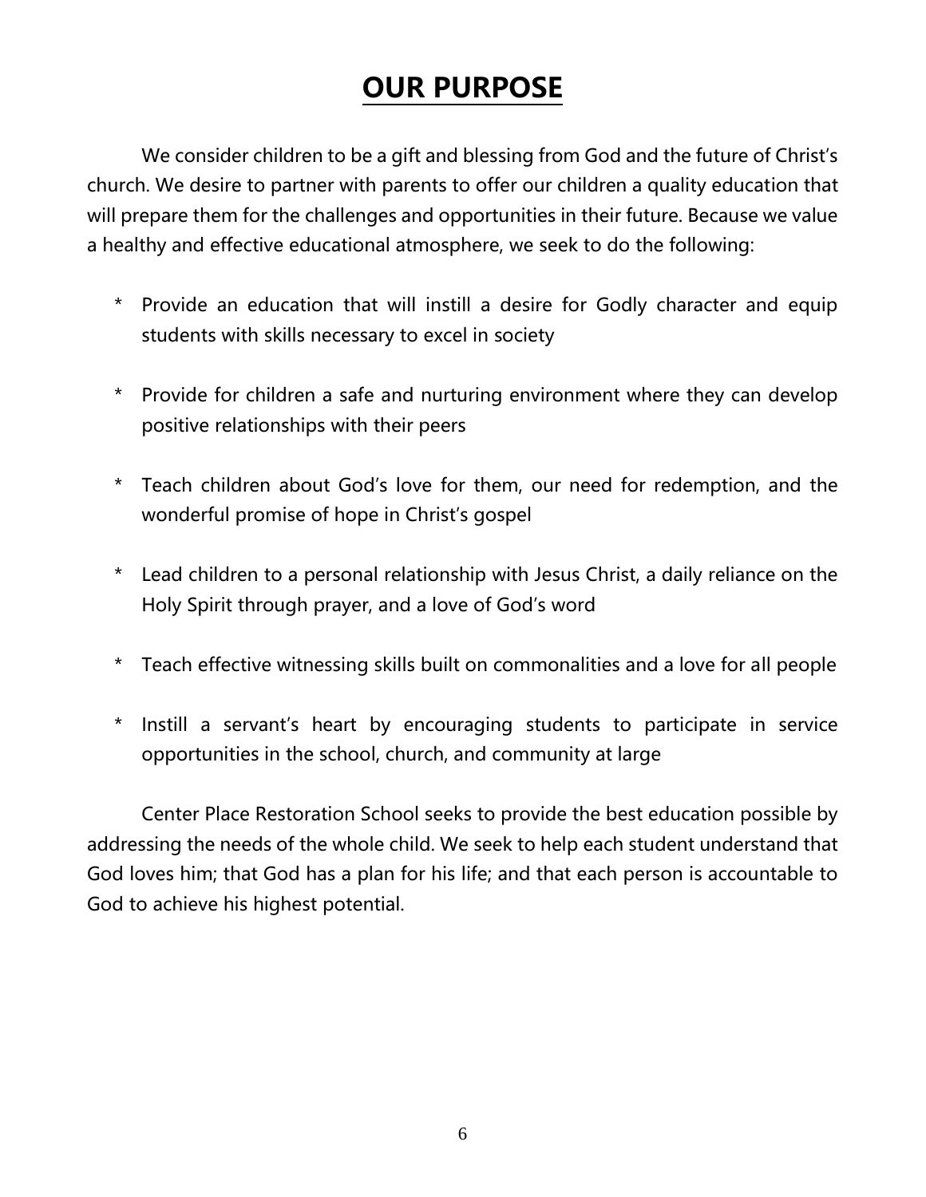# OUR PURPOSE

We consider children to be a gift and blessing from God and the future of Christ's church. We desire to partner with parents to offer our children a quality education that will prepare them for the challenges and opportunities in their future. Because we value a healthy and effective educational atmosphere, we seek to do the following:

- Provide an education that will instill a desire for Godly character and equip students with skills necessary to excel in society
- Provide for children a safe and nurturing environment where they can develop positive relationships with their peers
- Teach children about God's love for them, our need for redemption, and the wonderful promise of hope in Christ's gospel
- Lead children to a personal relationship with Jesus Christ, a daily reliance on the Holy Spirit through prayer, and a love of God's word
- Teach effective witnessing skills built on commonalities and a love for all people
- Instill a servant's heart by encouraging students to participate in service opportunities in the school, church, and community at large

Center Place Restoration School seeks to provide the best education possible by addressing the needs of the whole child. We seek to help each student understand that God loves him; that God has a plan for his life; and that each person is accountable to God to achieve his highest potential.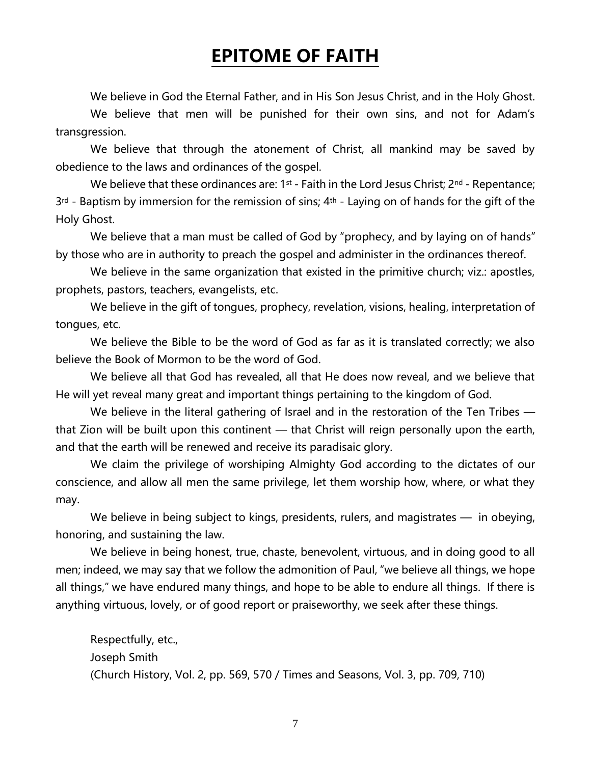# EPITOME OF FAITH

We believe in God the Eternal Father, and in His Son Jesus Christ, and in the Holy Ghost.

We believe that men will be punished for their own sins, and not for Adam's transgression.

We believe that through the atonement of Christ, all mankind may be saved by obedience to the laws and ordinances of the gospel.

We believe that these ordinances are: 1st - Faith in the Lord Jesus Christ; 2nd - Repentance; 3rd - Baptism by immersion for the remission of sins; 4th - Laying on of hands for the gift of the Holy Ghost.

We believe that a man must be called of God by "prophecy, and by laying on of hands" by those who are in authority to preach the gospel and administer in the ordinances thereof.

We believe in the same organization that existed in the primitive church; viz.: apostles, prophets, pastors, teachers, evangelists, etc.

We believe in the gift of tongues, prophecy, revelation, visions, healing, interpretation of tongues, etc.

We believe the Bible to be the word of God as far as it is translated correctly; we also believe the Book of Mormon to be the word of God.

We believe all that God has revealed, all that He does now reveal, and we believe that He will yet reveal many great and important things pertaining to the kingdom of God.

We believe in the literal gathering of Israel and in the restoration of the Ten Tribes — that Zion will be built upon this continent — that Christ will reign personally upon the earth, and that the earth will be renewed and receive its paradisaic glory.

We claim the privilege of worshiping Almighty God according to the dictates of our conscience, and allow all men the same privilege, let them worship how, where, or what they may.

We believe in being subject to kings, presidents, rulers, and magistrates — in obeying, honoring, and sustaining the law.

We believe in being honest, true, chaste, benevolent, virtuous, and in doing good to all men; indeed, we may say that we follow the admonition of Paul, "we believe all things, we hope all things," we have endured many things, and hope to be able to endure all things. If there is anything virtuous, lovely, or of good report or praiseworthy, we seek after these things.

Respectfully, etc.,
Joseph Smith
(Church History, Vol. 2, pp. 569, 570 / Times and Seasons, Vol. 3, pp. 709, 710)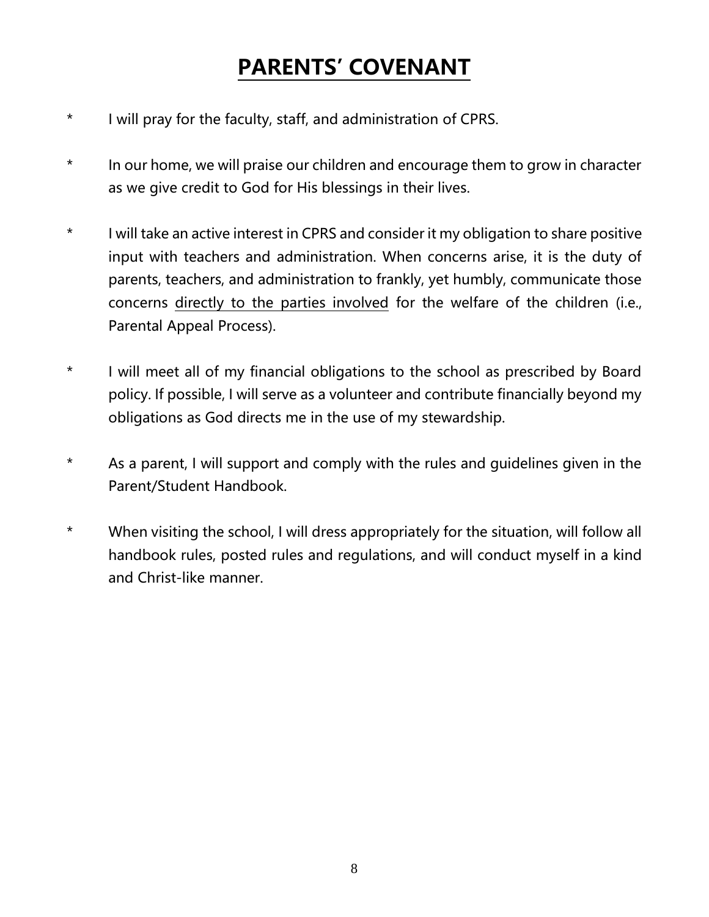# **PARENTS' COVENANT**

- I will pray for the faculty, staff, and administration of CPRS.
- In our home, we will praise our children and encourage them to grow in character as we give credit to God for His blessings in their lives.
- I will take an active interest in CPRS and consider it my obligation to share positive input with teachers and administration. When concerns arise, it is the duty of parents, teachers, and administration to frankly, yet humbly, communicate those concerns <u>directly to the parties involved</u> for the welfare of the children (i.e., Parental Appeal Process).
- I will meet all of my financial obligations to the school as prescribed by Board policy. If possible, I will serve as a volunteer and contribute financially beyond my obligations as God directs me in the use of my stewardship.
- As a parent, I will support and comply with the rules and guidelines given in the Parent/Student Handbook.
- When visiting the school, I will dress appropriately for the situation, will follow all handbook rules, posted rules and regulations, and will conduct myself in a kind and Christ-like manner.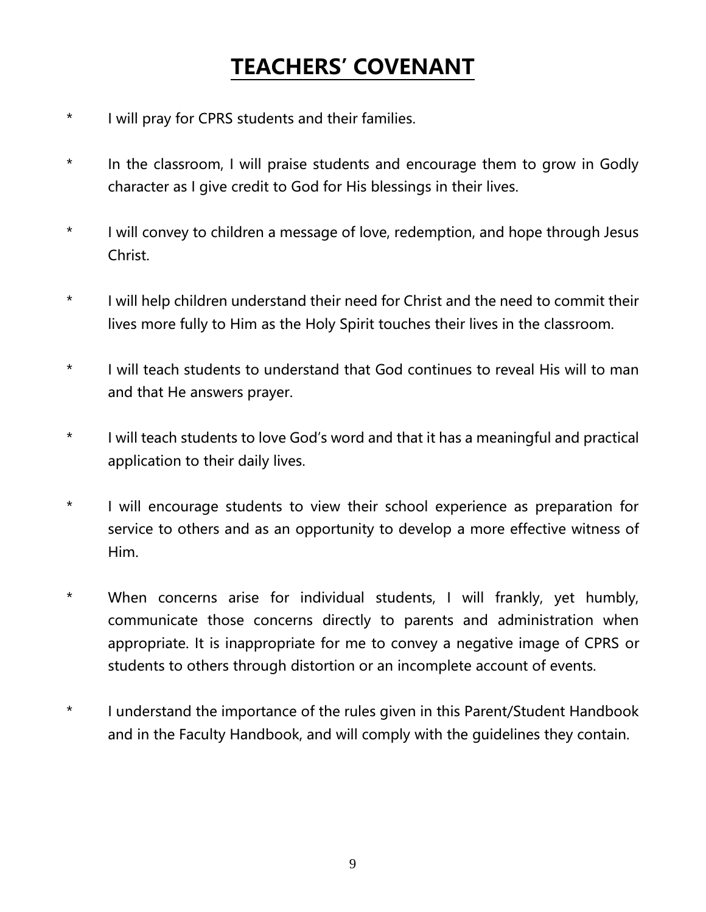# TEACHERS' COVENANT

* I will pray for CPRS students and their families.
* In the classroom, I will praise students and encourage them to grow in Godly character as I give credit to God for His blessings in their lives.
* I will convey to children a message of love, redemption, and hope through Jesus Christ.
* I will help children understand their need for Christ and the need to commit their lives more fully to Him as the Holy Spirit touches their lives in the classroom.
* I will teach students to understand that God continues to reveal His will to man and that He answers prayer.
* I will teach students to love God's word and that it has a meaningful and practical application to their daily lives.
* I will encourage students to view their school experience as preparation for service to others and as an opportunity to develop a more effective witness of Him.
* When concerns arise for individual students, I will frankly, yet humbly, communicate those concerns directly to parents and administration when appropriate. It is inappropriate for me to convey a negative image of CPRS or students to others through distortion or an incomplete account of events.
* I understand the importance of the rules given in this Parent/Student Handbook and in the Faculty Handbook, and will comply with the guidelines they contain.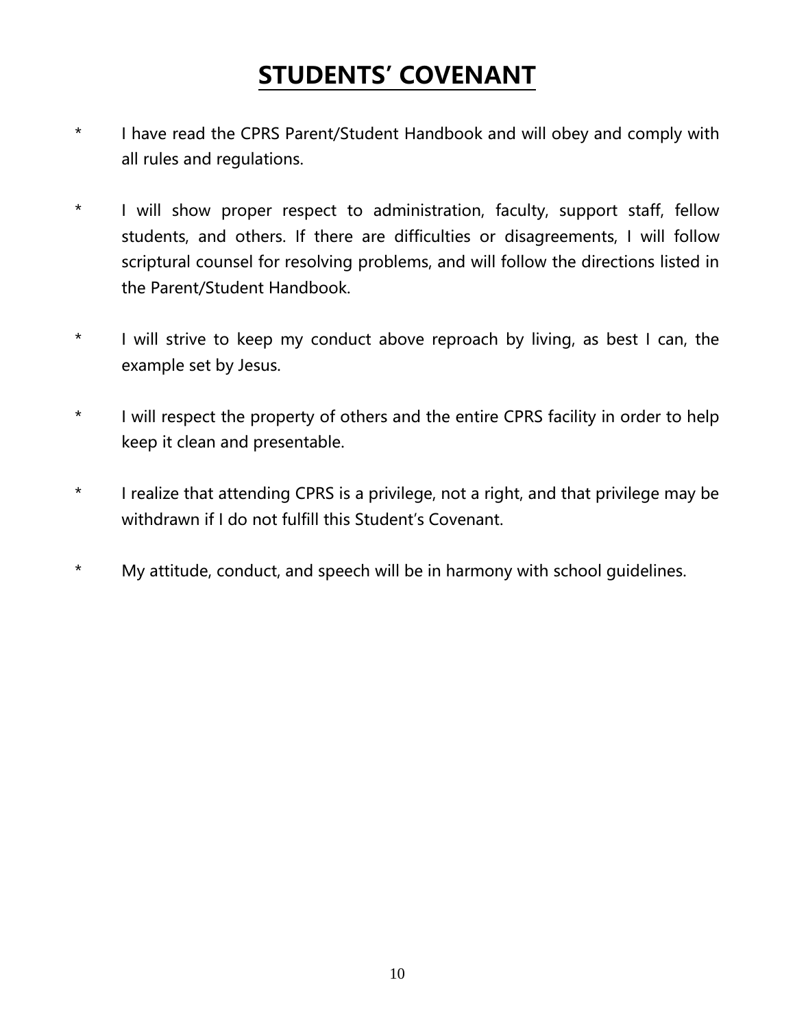# STUDENTS' COVENANT

* I have read the CPRS Parent/Student Handbook and will obey and comply with all rules and regulations.

* I will show proper respect to administration, faculty, support staff, fellow students, and others. If there are difficulties or disagreements, I will follow scriptural counsel for resolving problems, and will follow the directions listed in the Parent/Student Handbook.

* I will strive to keep my conduct above reproach by living, as best I can, the example set by Jesus.

* I will respect the property of others and the entire CPRS facility in order to help keep it clean and presentable.

* I realize that attending CPRS is a privilege, not a right, and that privilege may be withdrawn if I do not fulfill this Student's Covenant.

* My attitude, conduct, and speech will be in harmony with school guidelines.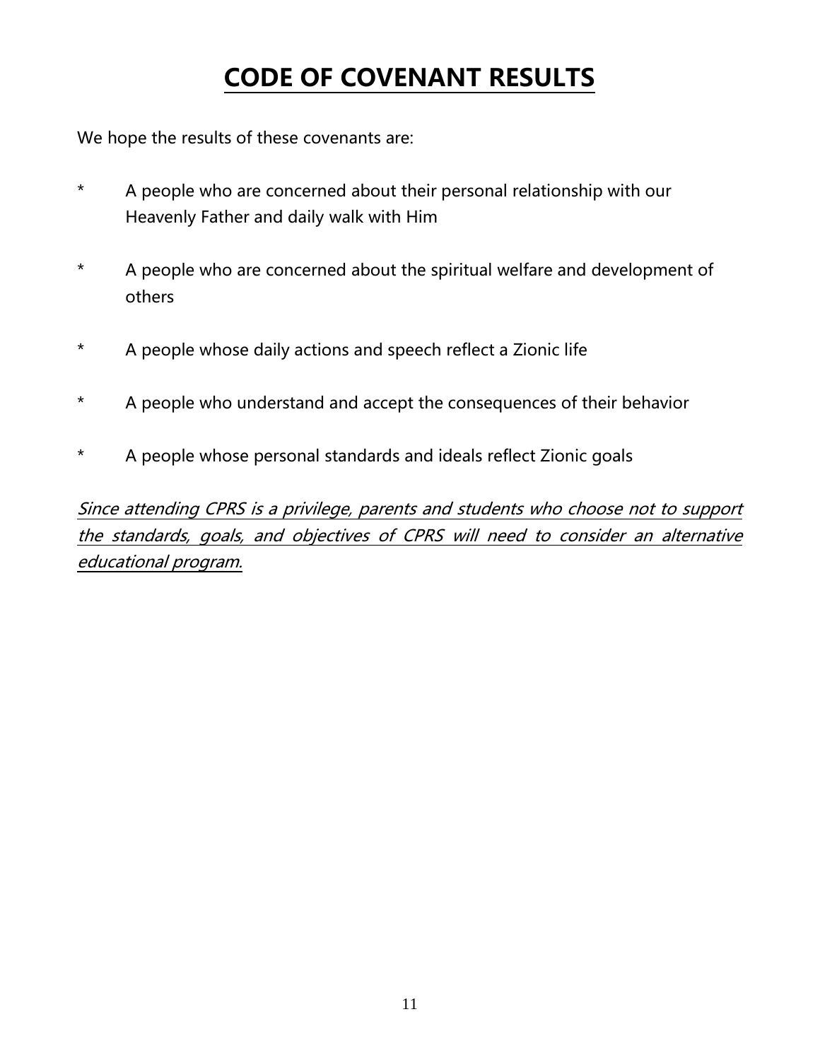# CODE OF COVENANT RESULTS

We hope the results of these covenants are:

* A people who are concerned about their personal relationship with our Heavenly Father and daily walk with Him

* A people who are concerned about the spiritual welfare and development of others

* A people whose daily actions and speech reflect a Zionic life

* A people who understand and accept the consequences of their behavior

* A people whose personal standards and ideals reflect Zionic goals

*Since attending CPRS is a privilege, parents and students who choose not to support the standards, goals, and objectives of CPRS will need to consider an alternative educational program.*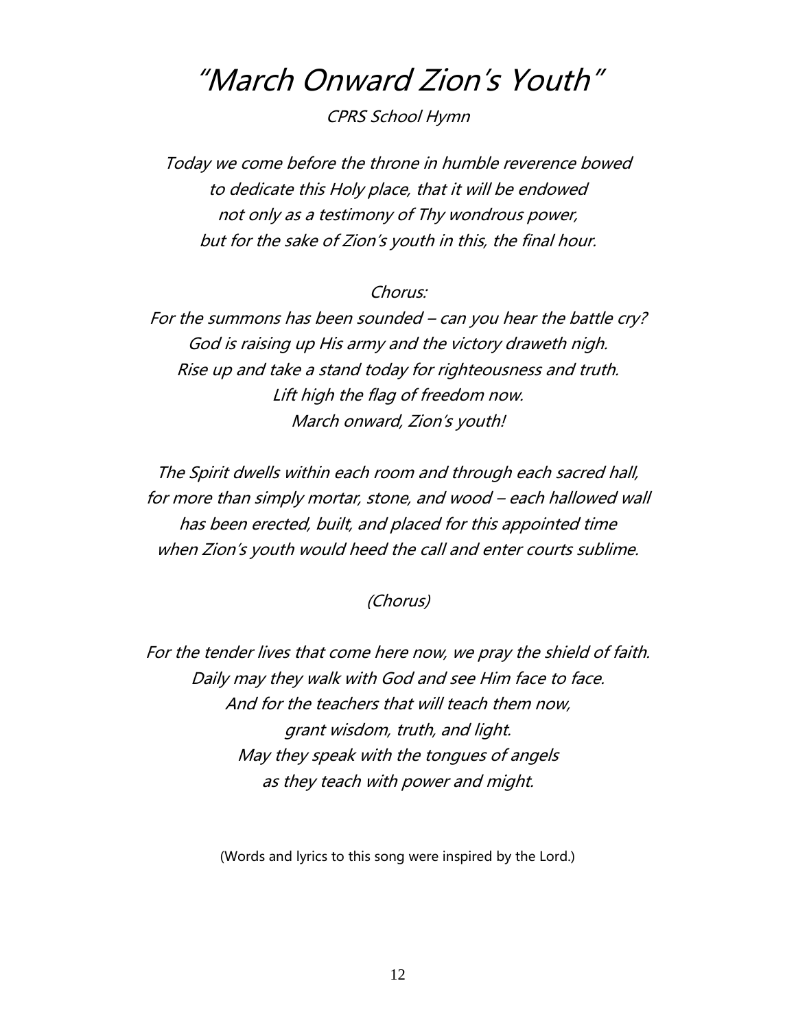# *"March Onward Zion's Youth"*

*CPRS School Hymn*

*Today we come before the throne in humble reverence bowed*
*to dedicate this Holy place, that it will be endowed*
*not only as a testimony of Thy wondrous power,*
*but for the sake of Zion's youth in this, the final hour.*

*Chorus:*
*For the summons has been sounded – can you hear the battle cry?*
*God is raising up His army and the victory draweth nigh.*
*Rise up and take a stand today for righteousness and truth.*
*Lift high the flag of freedom now.*
*March onward, Zion's youth!*

*The Spirit dwells within each room and through each sacred hall,*
*for more than simply mortar, stone, and wood – each hallowed wall*
*has been erected, built, and placed for this appointed time*
*when Zion's youth would heed the call and enter courts sublime.*

*(Chorus)*

*For the tender lives that come here now, we pray the shield of faith.*
*Daily may they walk with God and see Him face to face.*
*And for the teachers that will teach them now,*
*grant wisdom, truth, and light.*
*May they speak with the tongues of angels*
*as they teach with power and might.*

(Words and lyrics to this song were inspired by the Lord.)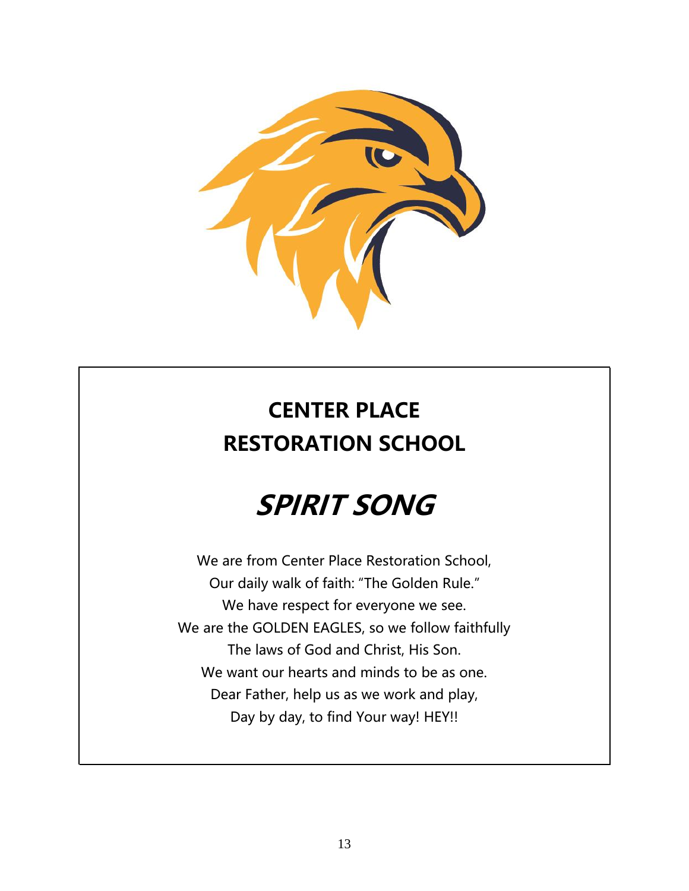# CENTER PLACE RESTORATION SCHOOL

## *SPIRIT SONG*

We are from Center Place Restoration School,
Our daily walk of faith: "The Golden Rule."
We have respect for everyone we see.
We are the GOLDEN EAGLES, so we follow faithfully
The laws of God and Christ, His Son.
We want our hearts and minds to be as one.
Dear Father, help us as we work and play,
Day by day, to find Your way! HEY!!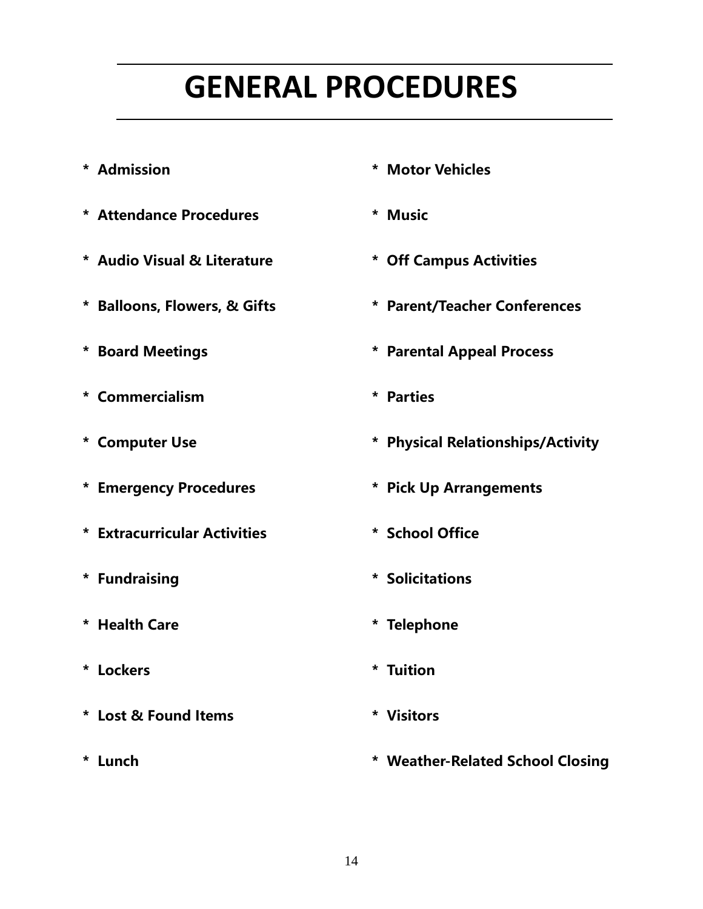# GENERAL PROCEDURES

- **Admission**
- **Attendance Procedures**
- **Audio Visual & Literature**
- **Balloons, Flowers, & Gifts**
- **Board Meetings**
- **Commercialism**
- **Computer Use**
- **Emergency Procedures**
- **Extracurricular Activities**
- **Fundraising**
- **Health Care**
- **Lockers**
- **Lost & Found Items**
- **Lunch**
- **Motor Vehicles**
- **Music**
- **Off Campus Activities**
- **Parent/Teacher Conferences**
- **Parental Appeal Process**
- **Parties**
- **Physical Relationships/Activity**
- **Pick Up Arrangements**
- **School Office**
- **Solicitations**
- **Telephone**
- **Tuition**
- **Visitors**
- **Weather-Related School Closing**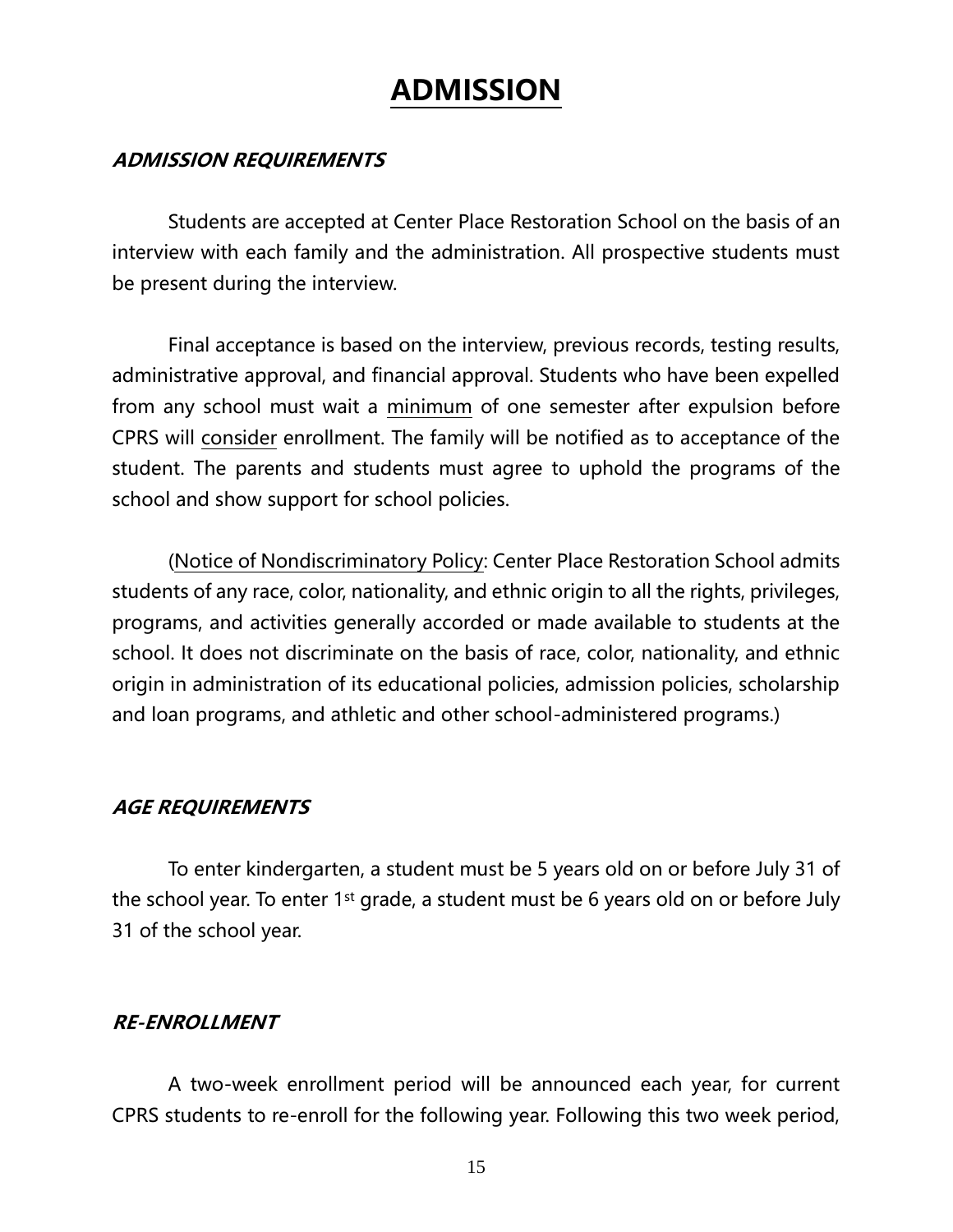# ADMISSION

### *ADMISSION REQUIREMENTS*

Students are accepted at Center Place Restoration School on the basis of an interview with each family and the administration. All prospective students must be present during the interview.

Final acceptance is based on the interview, previous records, testing results, administrative approval, and financial approval. Students who have been expelled from any school must wait a minimum of one semester after expulsion before CPRS will consider enrollment. The family will be notified as to acceptance of the student. The parents and students must agree to uphold the programs of the school and show support for school policies.

(Notice of Nondiscriminatory Policy: Center Place Restoration School admits students of any race, color, nationality, and ethnic origin to all the rights, privileges, programs, and activities generally accorded or made available to students at the school. It does not discriminate on the basis of race, color, nationality, and ethnic origin in administration of its educational policies, admission policies, scholarship and loan programs, and athletic and other school-administered programs.)

### *AGE REQUIREMENTS*

To enter kindergarten, a student must be 5 years old on or before July 31 of the school year. To enter 1st grade, a student must be 6 years old on or before July 31 of the school year.

### *RE-ENROLLMENT*

A two-week enrollment period will be announced each year, for current CPRS students to re-enroll for the following year. Following this two week period,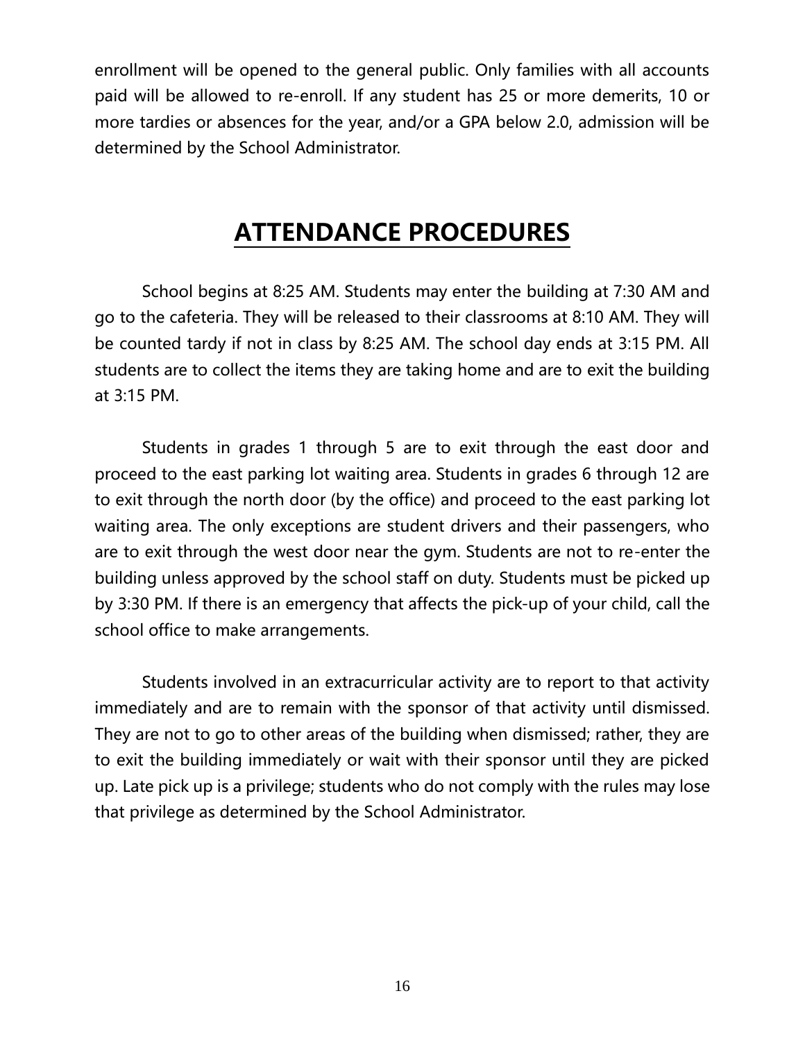enrollment will be opened to the general public. Only families with all accounts paid will be allowed to re-enroll. If any student has 25 or more demerits, 10 or more tardies or absences for the year, and/or a GPA below 2.0, admission will be determined by the School Administrator.

# ATTENDANCE PROCEDURES

School begins at 8:25 AM. Students may enter the building at 7:30 AM and go to the cafeteria. They will be released to their classrooms at 8:10 AM. They will be counted tardy if not in class by 8:25 AM. The school day ends at 3:15 PM. All students are to collect the items they are taking home and are to exit the building at 3:15 PM.

Students in grades 1 through 5 are to exit through the east door and proceed to the east parking lot waiting area. Students in grades 6 through 12 are to exit through the north door (by the office) and proceed to the east parking lot waiting area. The only exceptions are student drivers and their passengers, who are to exit through the west door near the gym. Students are not to re-enter the building unless approved by the school staff on duty. Students must be picked up by 3:30 PM. If there is an emergency that affects the pick-up of your child, call the school office to make arrangements.

Students involved in an extracurricular activity are to report to that activity immediately and are to remain with the sponsor of that activity until dismissed. They are not to go to other areas of the building when dismissed; rather, they are to exit the building immediately or wait with their sponsor until they are picked up. Late pick up is a privilege; students who do not comply with the rules may lose that privilege as determined by the School Administrator.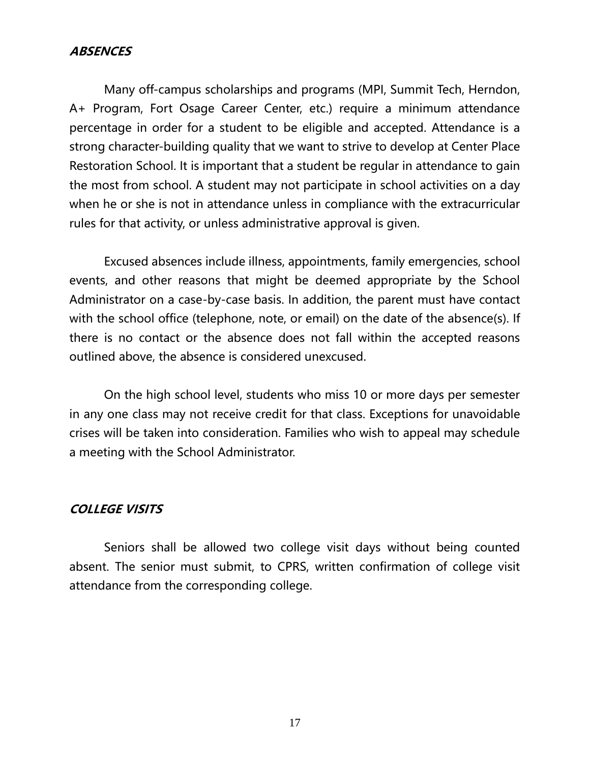## ***ABSENCES***

Many off-campus scholarships and programs (MPI, Summit Tech, Herndon, A+ Program, Fort Osage Career Center, etc.) require a minimum attendance percentage in order for a student to be eligible and accepted. Attendance is a strong character-building quality that we want to strive to develop at Center Place Restoration School. It is important that a student be regular in attendance to gain the most from school. A student may not participate in school activities on a day when he or she is not in attendance unless in compliance with the extracurricular rules for that activity, or unless administrative approval is given.

Excused absences include illness, appointments, family emergencies, school events, and other reasons that might be deemed appropriate by the School Administrator on a case-by-case basis. In addition, the parent must have contact with the school office (telephone, note, or email) on the date of the absence(s). If there is no contact or the absence does not fall within the accepted reasons outlined above, the absence is considered unexcused.

On the high school level, students who miss 10 or more days per semester in any one class may not receive credit for that class. Exceptions for unavoidable crises will be taken into consideration. Families who wish to appeal may schedule a meeting with the School Administrator.

## ***COLLEGE VISITS***

Seniors shall be allowed two college visit days without being counted absent. The senior must submit, to CPRS, written confirmation of college visit attendance from the corresponding college.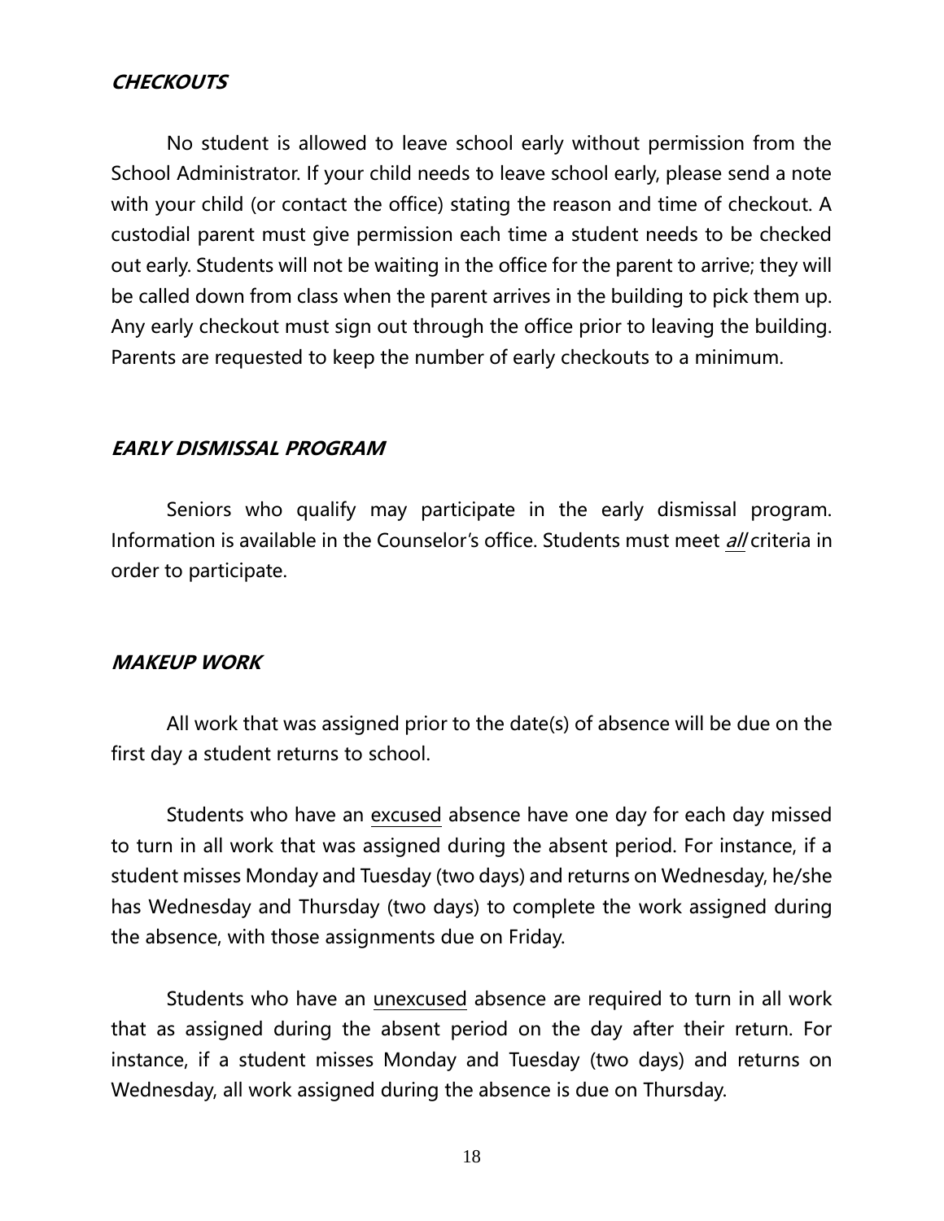## ***CHECKOUTS***

No student is allowed to leave school early without permission from the School Administrator. If your child needs to leave school early, please send a note with your child (or contact the office) stating the reason and time of checkout. A custodial parent must give permission each time a student needs to be checked out early. Students will not be waiting in the office for the parent to arrive; they will be called down from class when the parent arrives in the building to pick them up. Any early checkout must sign out through the office prior to leaving the building. Parents are requested to keep the number of early checkouts to a minimum.

## ***EARLY DISMISSAL PROGRAM***

Seniors who qualify may participate in the early dismissal program. Information is available in the Counselor's office. Students must meet <u>***all***</u> criteria in order to participate.

## ***MAKEUP WORK***

All work that was assigned prior to the date(s) of absence will be due on the first day a student returns to school.

Students who have an <u>excused</u> absence have one day for each day missed to turn in all work that was assigned during the absent period. For instance, if a student misses Monday and Tuesday (two days) and returns on Wednesday, he/she has Wednesday and Thursday (two days) to complete the work assigned during the absence, with those assignments due on Friday.

Students who have an <u>unexcused</u> absence are required to turn in all work that as assigned during the absent period on the day after their return. For instance, if a student misses Monday and Tuesday (two days) and returns on Wednesday, all work assigned during the absence is due on Thursday.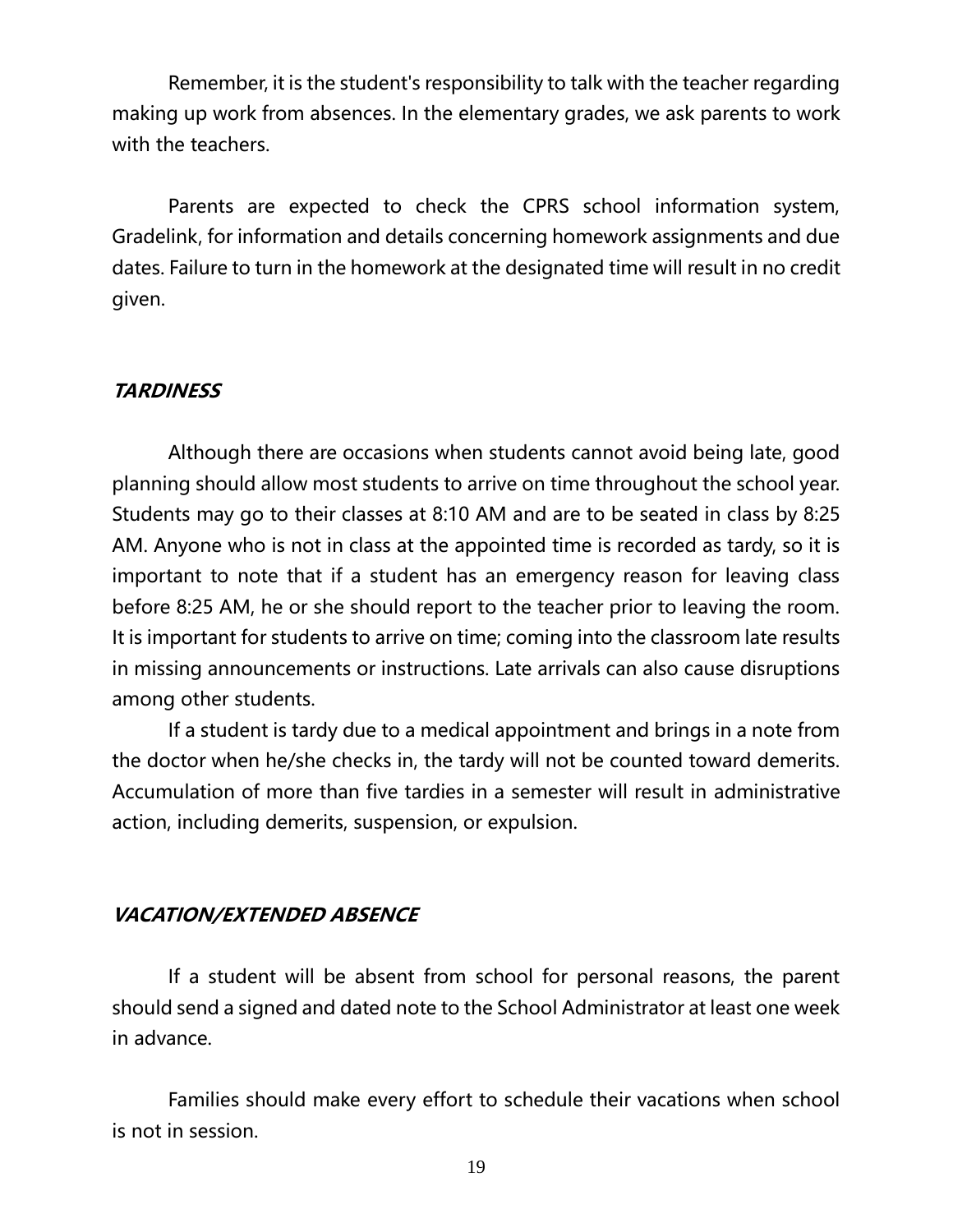Remember, it is the student's responsibility to talk with the teacher regarding making up work from absences. In the elementary grades, we ask parents to work with the teachers.

Parents are expected to check the CPRS school information system, Gradelink, for information and details concerning homework assignments and due dates. Failure to turn in the homework at the designated time will result in no credit given.

### ***TARDINESS***

Although there are occasions when students cannot avoid being late, good planning should allow most students to arrive on time throughout the school year. Students may go to their classes at 8:10 AM and are to be seated in class by 8:25 AM. Anyone who is not in class at the appointed time is recorded as tardy, so it is important to note that if a student has an emergency reason for leaving class before 8:25 AM, he or she should report to the teacher prior to leaving the room. It is important for students to arrive on time; coming into the classroom late results in missing announcements or instructions. Late arrivals can also cause disruptions among other students.

If a student is tardy due to a medical appointment and brings in a note from the doctor when he/she checks in, the tardy will not be counted toward demerits. Accumulation of more than five tardies in a semester will result in administrative action, including demerits, suspension, or expulsion.

### ***VACATION/EXTENDED ABSENCE***

If a student will be absent from school for personal reasons, the parent should send a signed and dated note to the School Administrator at least one week in advance.

Families should make every effort to schedule their vacations when school is not in session.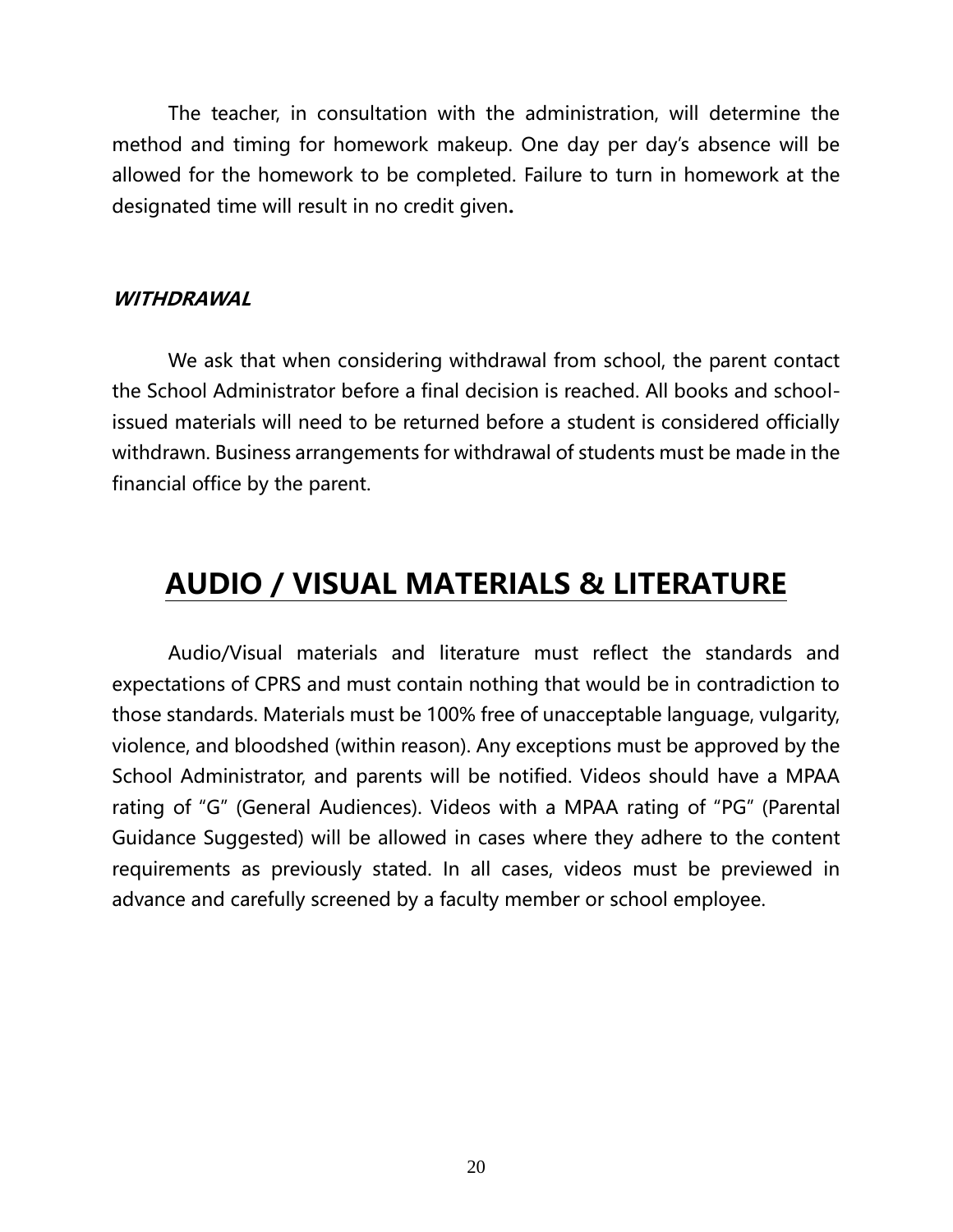The teacher, in consultation with the administration, will determine the method and timing for homework makeup. One day per day's absence will be allowed for the homework to be completed. Failure to turn in homework at the designated time will result in no credit given**.**

### ***WITHDRAWAL***

We ask that when considering withdrawal from school, the parent contact the School Administrator before a final decision is reached. All books and school-issued materials will need to be returned before a student is considered officially withdrawn. Business arrangements for withdrawal of students must be made in the financial office by the parent.

## AUDIO / VISUAL MATERIALS & LITERATURE

Audio/Visual materials and literature must reflect the standards and expectations of CPRS and must contain nothing that would be in contradiction to those standards. Materials must be 100% free of unacceptable language, vulgarity, violence, and bloodshed (within reason). Any exceptions must be approved by the School Administrator, and parents will be notified. Videos should have a MPAA rating of "G" (General Audiences). Videos with a MPAA rating of "PG" (Parental Guidance Suggested) will be allowed in cases where they adhere to the content requirements as previously stated. In all cases, videos must be previewed in advance and carefully screened by a faculty member or school employee.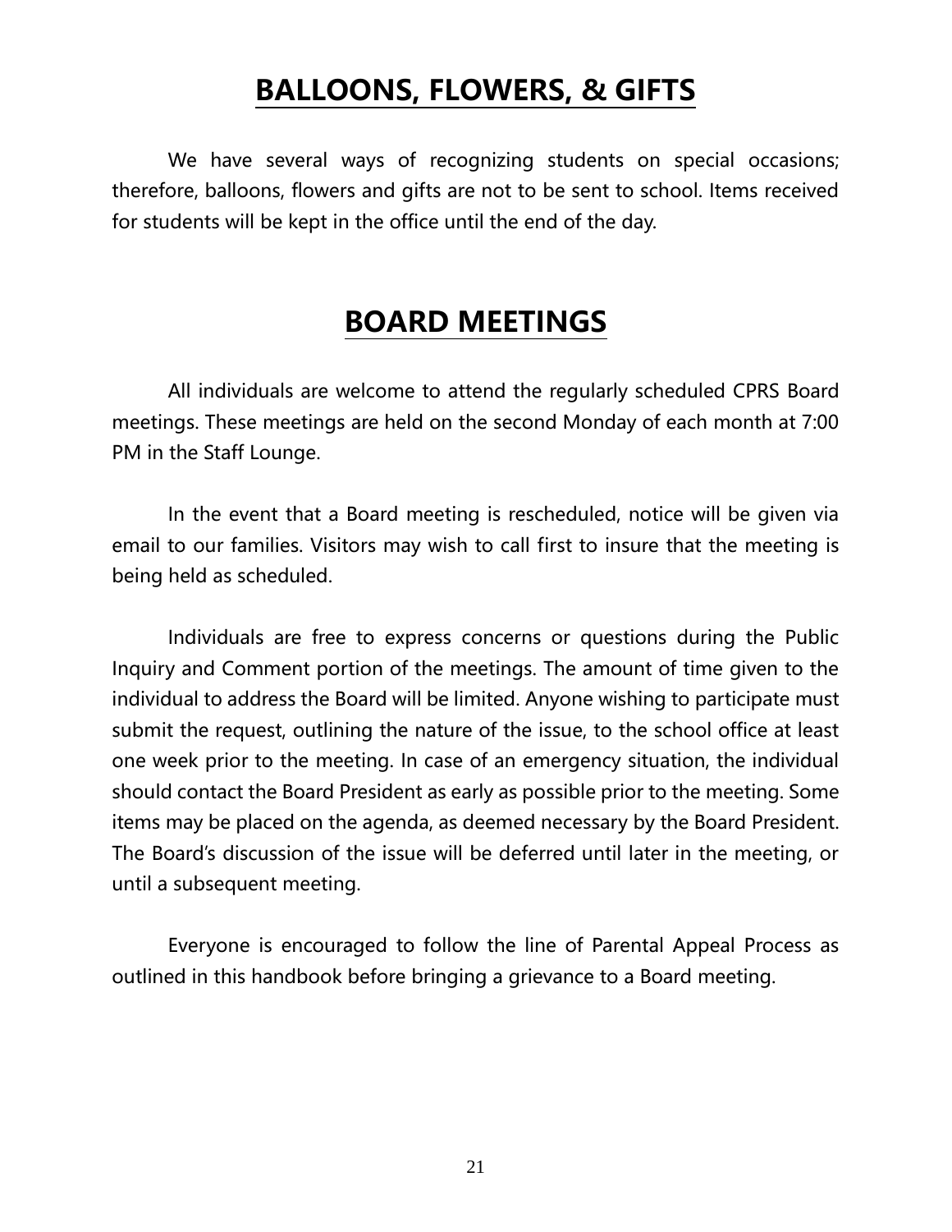# BALLOONS, FLOWERS, & GIFTS

We have several ways of recognizing students on special occasions; therefore, balloons, flowers and gifts are not to be sent to school. Items received for students will be kept in the office until the end of the day.

# BOARD MEETINGS

All individuals are welcome to attend the regularly scheduled CPRS Board meetings. These meetings are held on the second Monday of each month at 7:00 PM in the Staff Lounge.

In the event that a Board meeting is rescheduled, notice will be given via email to our families. Visitors may wish to call first to insure that the meeting is being held as scheduled.

Individuals are free to express concerns or questions during the Public Inquiry and Comment portion of the meetings. The amount of time given to the individual to address the Board will be limited. Anyone wishing to participate must submit the request, outlining the nature of the issue, to the school office at least one week prior to the meeting. In case of an emergency situation, the individual should contact the Board President as early as possible prior to the meeting. Some items may be placed on the agenda, as deemed necessary by the Board President. The Board's discussion of the issue will be deferred until later in the meeting, or until a subsequent meeting.

Everyone is encouraged to follow the line of Parental Appeal Process as outlined in this handbook before bringing a grievance to a Board meeting.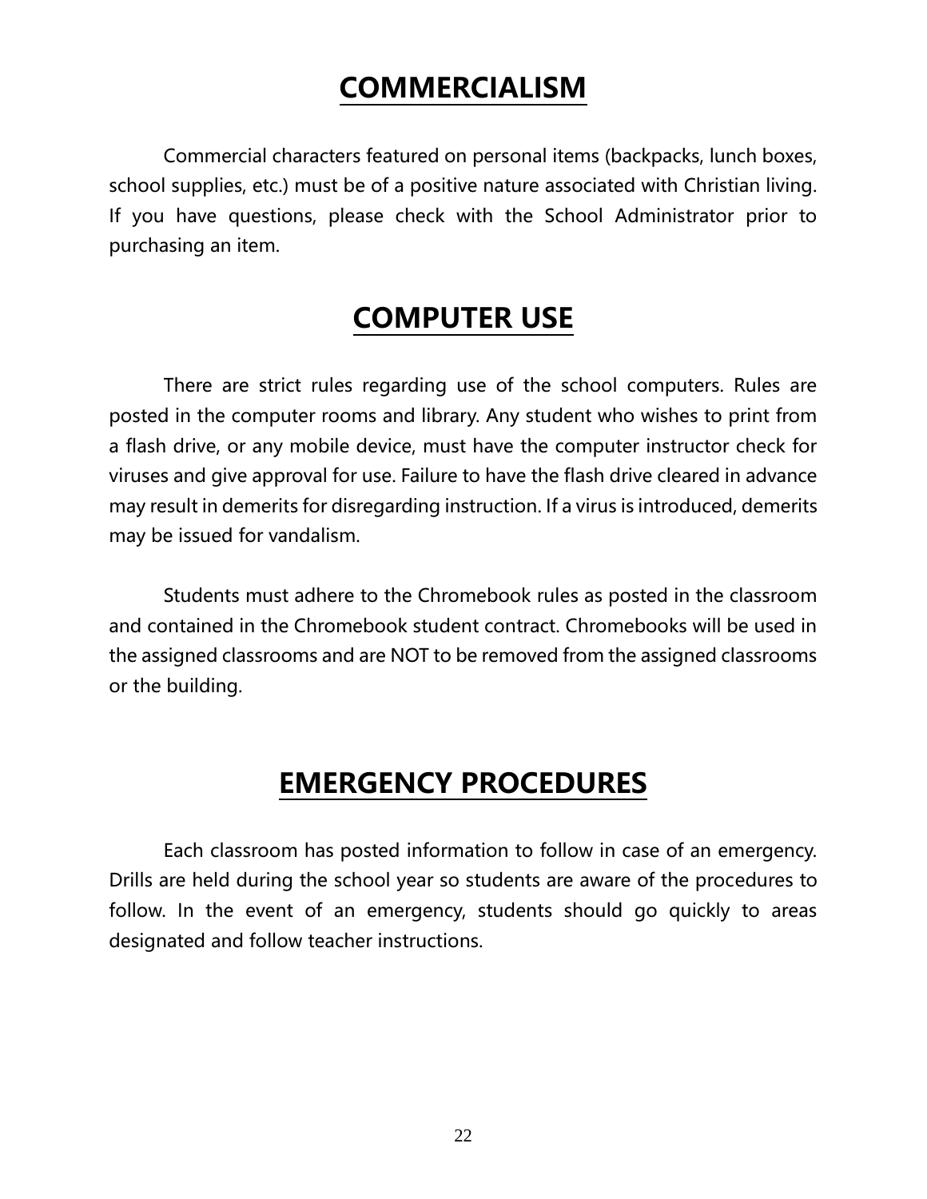# COMMERCIALISM

Commercial characters featured on personal items (backpacks, lunch boxes, school supplies, etc.) must be of a positive nature associated with Christian living. If you have questions, please check with the School Administrator prior to purchasing an item.

# COMPUTER USE

There are strict rules regarding use of the school computers. Rules are posted in the computer rooms and library. Any student who wishes to print from a flash drive, or any mobile device, must have the computer instructor check for viruses and give approval for use. Failure to have the flash drive cleared in advance may result in demerits for disregarding instruction. If a virus is introduced, demerits may be issued for vandalism.

Students must adhere to the Chromebook rules as posted in the classroom and contained in the Chromebook student contract. Chromebooks will be used in the assigned classrooms and are NOT to be removed from the assigned classrooms or the building.

# EMERGENCY PROCEDURES

Each classroom has posted information to follow in case of an emergency. Drills are held during the school year so students are aware of the procedures to follow. In the event of an emergency, students should go quickly to areas designated and follow teacher instructions.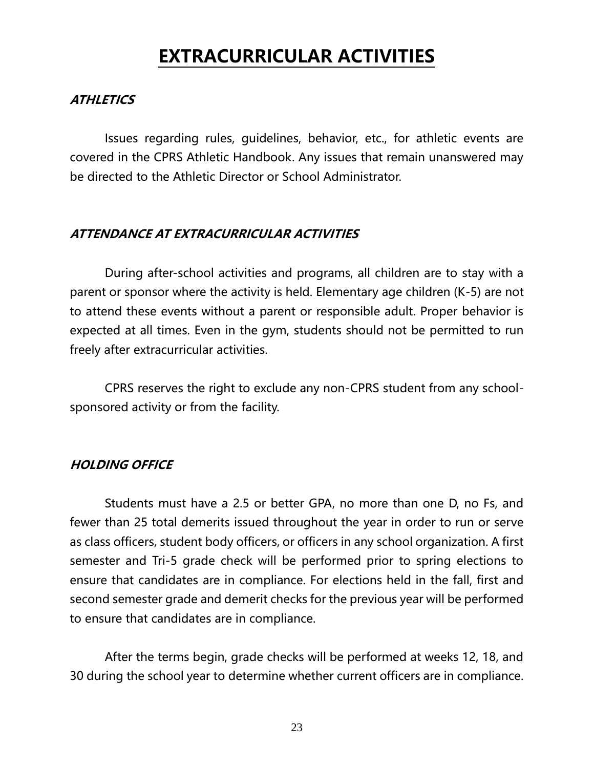# EXTRACURRICULAR ACTIVITIES

### *ATHLETICS*

Issues regarding rules, guidelines, behavior, etc., for athletic events are covered in the CPRS Athletic Handbook. Any issues that remain unanswered may be directed to the Athletic Director or School Administrator.

### *ATTENDANCE AT EXTRACURRICULAR ACTIVITIES*

During after-school activities and programs, all children are to stay with a parent or sponsor where the activity is held. Elementary age children (K-5) are not to attend these events without a parent or responsible adult. Proper behavior is expected at all times. Even in the gym, students should not be permitted to run freely after extracurricular activities.

CPRS reserves the right to exclude any non-CPRS student from any school-sponsored activity or from the facility.

### *HOLDING OFFICE*

Students must have a 2.5 or better GPA, no more than one D, no Fs, and fewer than 25 total demerits issued throughout the year in order to run or serve as class officers, student body officers, or officers in any school organization. A first semester and Tri-5 grade check will be performed prior to spring elections to ensure that candidates are in compliance. For elections held in the fall, first and second semester grade and demerit checks for the previous year will be performed to ensure that candidates are in compliance.

After the terms begin, grade checks will be performed at weeks 12, 18, and 30 during the school year to determine whether current officers are in compliance.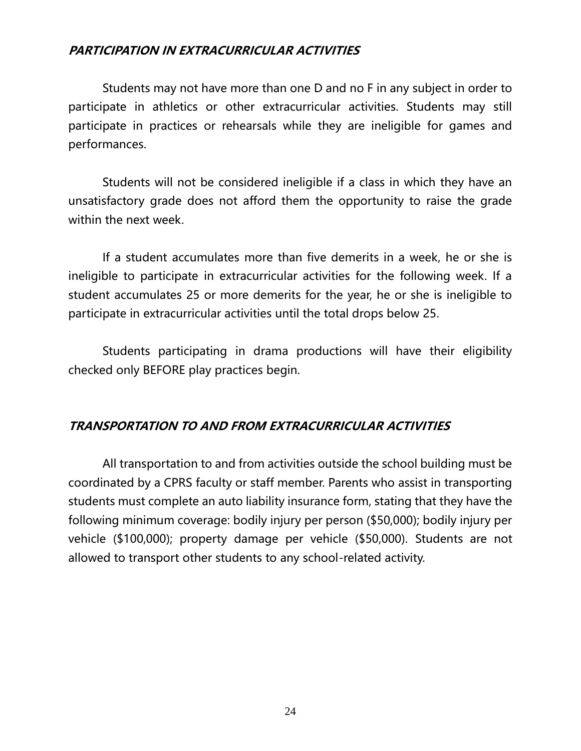## ***PARTICIPATION IN EXTRACURRICULAR ACTIVITIES***

Students may not have more than one D and no F in any subject in order to participate in athletics or other extracurricular activities. Students may still participate in practices or rehearsals while they are ineligible for games and performances.

Students will not be considered ineligible if a class in which they have an unsatisfactory grade does not afford them the opportunity to raise the grade within the next week.

If a student accumulates more than five demerits in a week, he or she is ineligible to participate in extracurricular activities for the following week. If a student accumulates 25 or more demerits for the year, he or she is ineligible to participate in extracurricular activities until the total drops below 25.

Students participating in drama productions will have their eligibility checked only BEFORE play practices begin.

## ***TRANSPORTATION TO AND FROM EXTRACURRICULAR ACTIVITIES***

All transportation to and from activities outside the school building must be coordinated by a CPRS faculty or staff member. Parents who assist in transporting students must complete an auto liability insurance form, stating that they have the following minimum coverage: bodily injury per person ($50,000); bodily injury per vehicle ($100,000); property damage per vehicle ($50,000). Students are not allowed to transport other students to any school-related activity.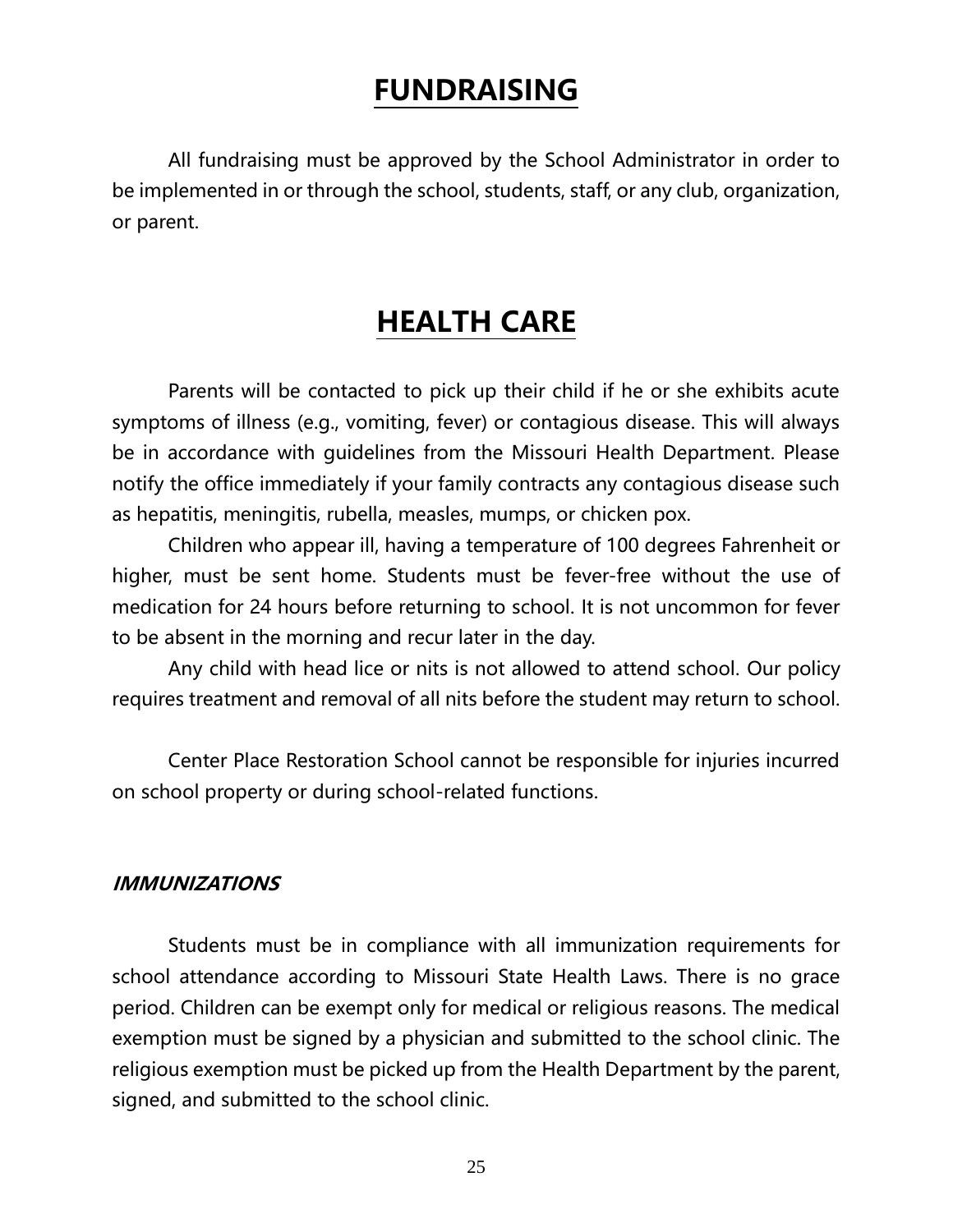# FUNDRAISING

All fundraising must be approved by the School Administrator in order to be implemented in or through the school, students, staff, or any club, organization, or parent.

# HEALTH CARE

Parents will be contacted to pick up their child if he or she exhibits acute symptoms of illness (e.g., vomiting, fever) or contagious disease. This will always be in accordance with guidelines from the Missouri Health Department. Please notify the office immediately if your family contracts any contagious disease such as hepatitis, meningitis, rubella, measles, mumps, or chicken pox.

Children who appear ill, having a temperature of 100 degrees Fahrenheit or higher, must be sent home. Students must be fever-free without the use of medication for 24 hours before returning to school. It is not uncommon for fever to be absent in the morning and recur later in the day.

Any child with head lice or nits is not allowed to attend school. Our policy requires treatment and removal of all nits before the student may return to school.

Center Place Restoration School cannot be responsible for injuries incurred on school property or during school-related functions.

### *IMMUNIZATIONS*

Students must be in compliance with all immunization requirements for school attendance according to Missouri State Health Laws. There is no grace period. Children can be exempt only for medical or religious reasons. The medical exemption must be signed by a physician and submitted to the school clinic. The religious exemption must be picked up from the Health Department by the parent, signed, and submitted to the school clinic.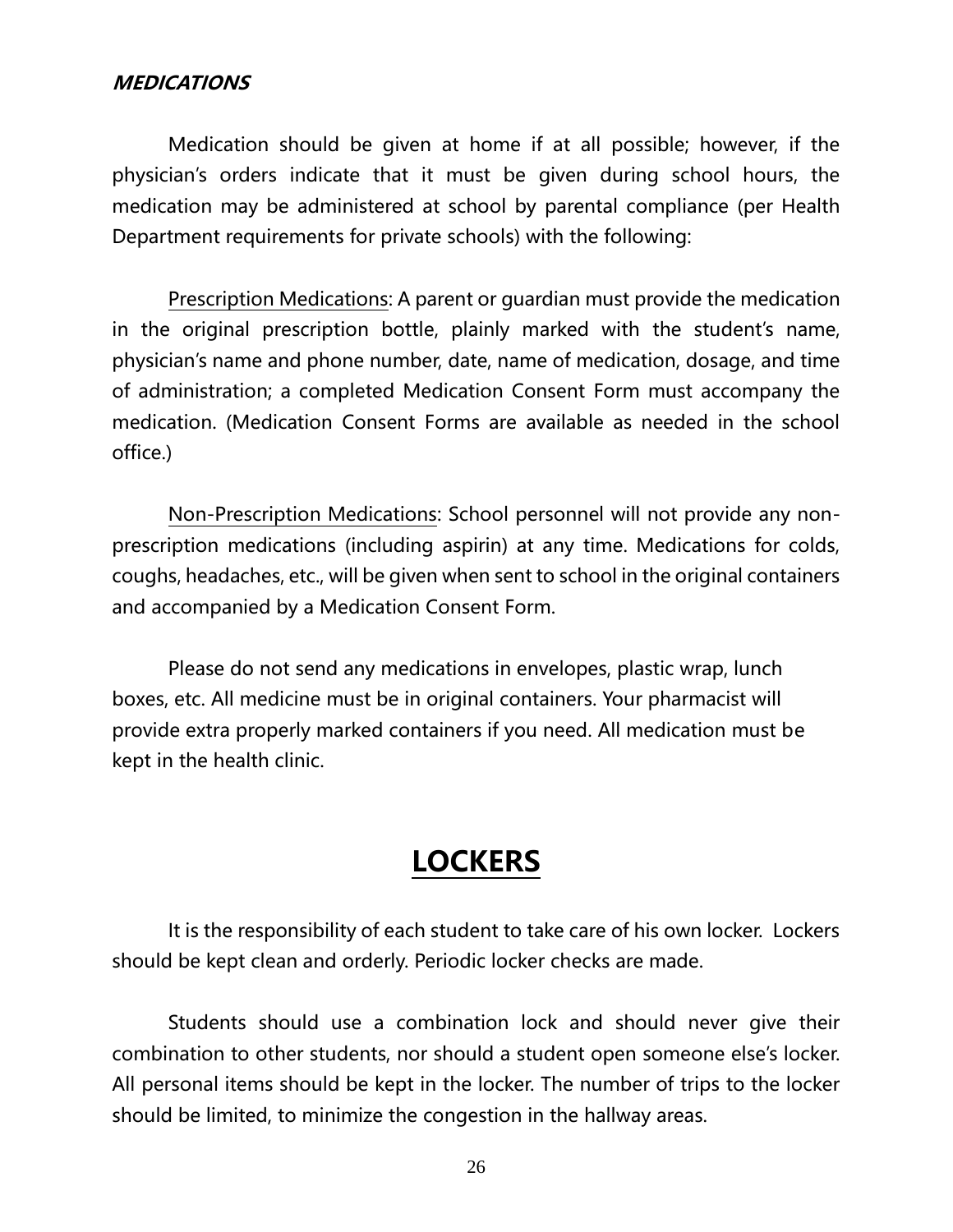***MEDICATIONS***

Medication should be given at home if at all possible; however, if the physician's orders indicate that it must be given during school hours, the medication may be administered at school by parental compliance (per Health Department requirements for private schools) with the following:

Prescription Medications: A parent or guardian must provide the medication in the original prescription bottle, plainly marked with the student's name, physician's name and phone number, date, name of medication, dosage, and time of administration; a completed Medication Consent Form must accompany the medication. (Medication Consent Forms are available as needed in the school office.)

Non-Prescription Medications: School personnel will not provide any non-prescription medications (including aspirin) at any time. Medications for colds, coughs, headaches, etc., will be given when sent to school in the original containers and accompanied by a Medication Consent Form.

Please do not send any medications in envelopes, plastic wrap, lunch boxes, etc. All medicine must be in original containers. Your pharmacist will provide extra properly marked containers if you need. All medication must be kept in the health clinic.

# LOCKERS

It is the responsibility of each student to take care of his own locker. Lockers should be kept clean and orderly. Periodic locker checks are made.

Students should use a combination lock and should never give their combination to other students, nor should a student open someone else's locker. All personal items should be kept in the locker. The number of trips to the locker should be limited, to minimize the congestion in the hallway areas.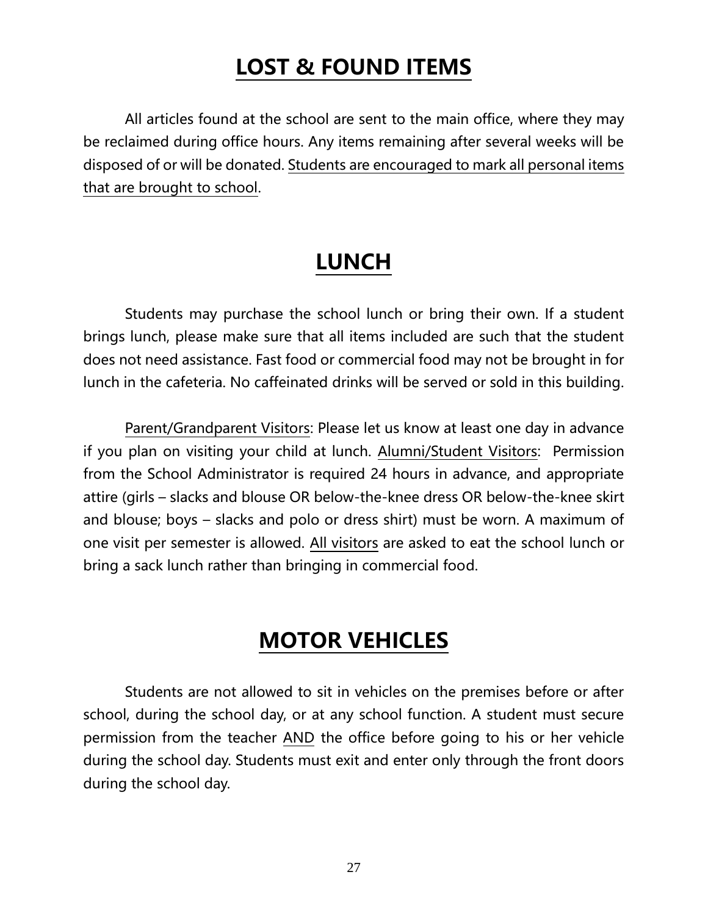# LOST & FOUND ITEMS

All articles found at the school are sent to the main office, where they may be reclaimed during office hours. Any items remaining after several weeks will be disposed of or will be donated. Students are encouraged to mark all personal items that are brought to school.

# LUNCH

Students may purchase the school lunch or bring their own. If a student brings lunch, please make sure that all items included are such that the student does not need assistance. Fast food or commercial food may not be brought in for lunch in the cafeteria. No caffeinated drinks will be served or sold in this building.

Parent/Grandparent Visitors: Please let us know at least one day in advance if you plan on visiting your child at lunch. Alumni/Student Visitors: Permission from the School Administrator is required 24 hours in advance, and appropriate attire (girls – slacks and blouse OR below-the-knee dress OR below-the-knee skirt and blouse; boys – slacks and polo or dress shirt) must be worn. A maximum of one visit per semester is allowed. All visitors are asked to eat the school lunch or bring a sack lunch rather than bringing in commercial food.

# MOTOR VEHICLES

Students are not allowed to sit in vehicles on the premises before or after school, during the school day, or at any school function. A student must secure permission from the teacher AND the office before going to his or her vehicle during the school day. Students must exit and enter only through the front doors during the school day.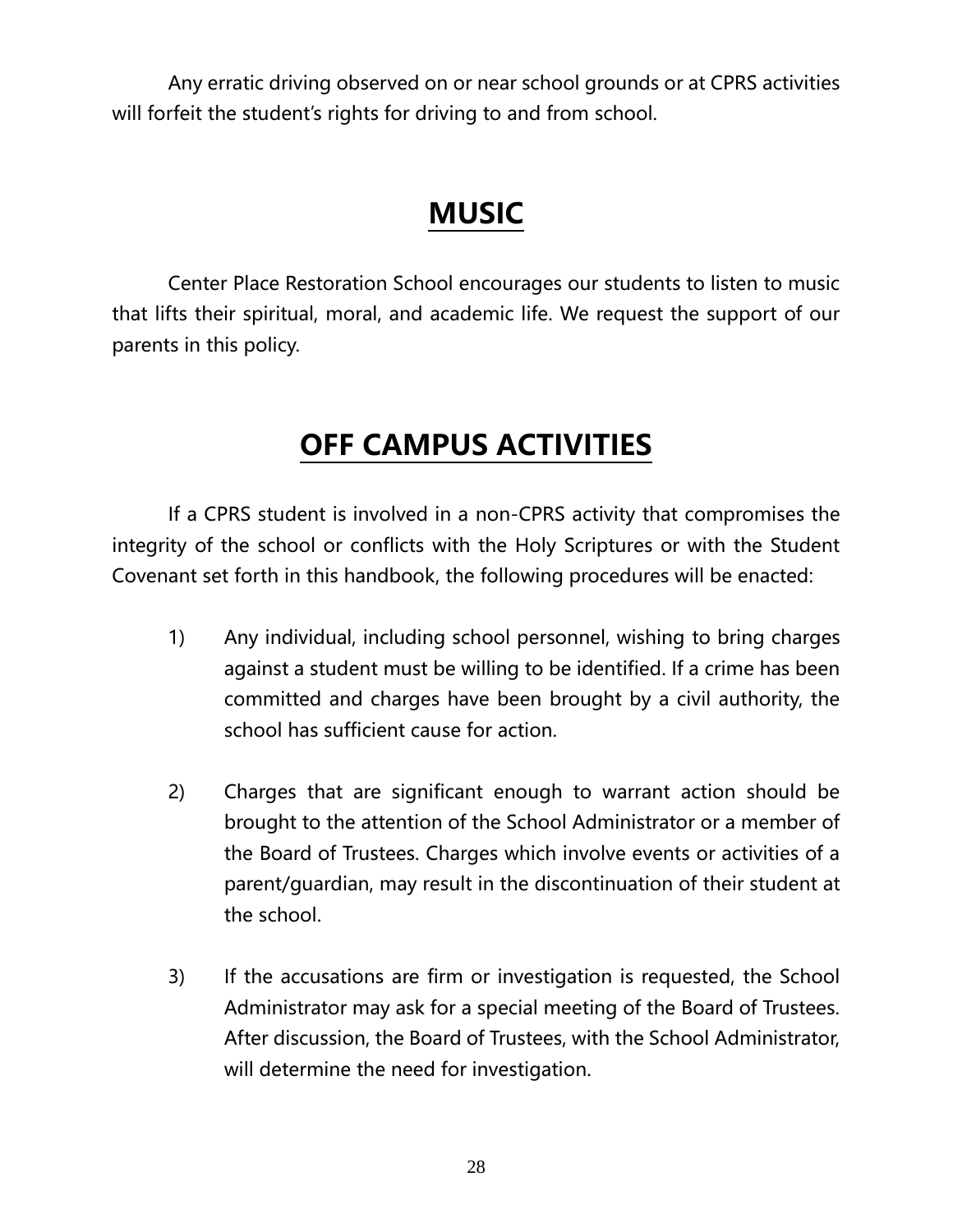Any erratic driving observed on or near school grounds or at CPRS activities will forfeit the student's rights for driving to and from school.

# **MUSIC**

Center Place Restoration School encourages our students to listen to music that lifts their spiritual, moral, and academic life. We request the support of our parents in this policy.

# **OFF CAMPUS ACTIVITIES**

If a CPRS student is involved in a non-CPRS activity that compromises the integrity of the school or conflicts with the Holy Scriptures or with the Student Covenant set forth in this handbook, the following procedures will be enacted:

1) Any individual, including school personnel, wishing to bring charges against a student must be willing to be identified. If a crime has been committed and charges have been brought by a civil authority, the school has sufficient cause for action.

2) Charges that are significant enough to warrant action should be brought to the attention of the School Administrator or a member of the Board of Trustees. Charges which involve events or activities of a parent/guardian, may result in the discontinuation of their student at the school.

3) If the accusations are firm or investigation is requested, the School Administrator may ask for a special meeting of the Board of Trustees. After discussion, the Board of Trustees, with the School Administrator, will determine the need for investigation.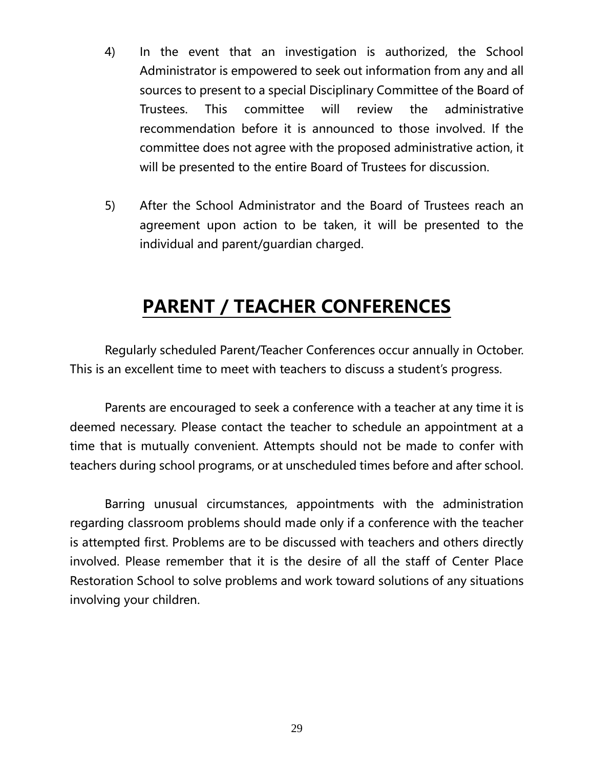4) In the event that an investigation is authorized, the School Administrator is empowered to seek out information from any and all sources to present to a special Disciplinary Committee of the Board of Trustees. This committee will review the administrative recommendation before it is announced to those involved. If the committee does not agree with the proposed administrative action, it will be presented to the entire Board of Trustees for discussion.

5) After the School Administrator and the Board of Trustees reach an agreement upon action to be taken, it will be presented to the individual and parent/guardian charged.

# PARENT / TEACHER CONFERENCES

Regularly scheduled Parent/Teacher Conferences occur annually in October. This is an excellent time to meet with teachers to discuss a student's progress.

Parents are encouraged to seek a conference with a teacher at any time it is deemed necessary. Please contact the teacher to schedule an appointment at a time that is mutually convenient. Attempts should not be made to confer with teachers during school programs, or at unscheduled times before and after school.

Barring unusual circumstances, appointments with the administration regarding classroom problems should made only if a conference with the teacher is attempted first. Problems are to be discussed with teachers and others directly involved. Please remember that it is the desire of all the staff of Center Place Restoration School to solve problems and work toward solutions of any situations involving your children.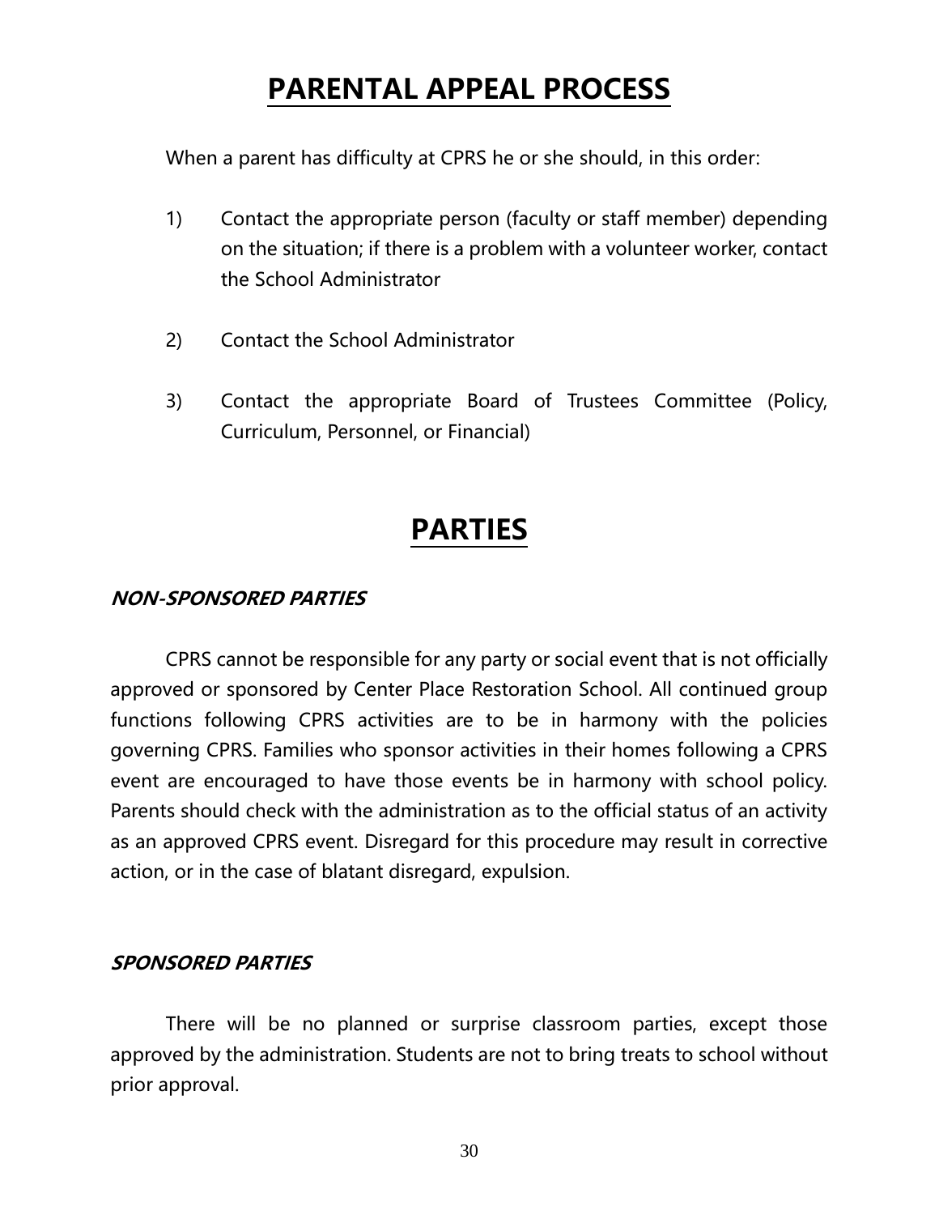# PARENTAL APPEAL PROCESS

When a parent has difficulty at CPRS he or she should, in this order:

1) Contact the appropriate person (faculty or staff member) depending on the situation; if there is a problem with a volunteer worker, contact the School Administrator

2) Contact the School Administrator

3) Contact the appropriate Board of Trustees Committee (Policy, Curriculum, Personnel, or Financial)

# PARTIES

### *NON-SPONSORED PARTIES*

CPRS cannot be responsible for any party or social event that is not officially approved or sponsored by Center Place Restoration School. All continued group functions following CPRS activities are to be in harmony with the policies governing CPRS. Families who sponsor activities in their homes following a CPRS event are encouraged to have those events be in harmony with school policy. Parents should check with the administration as to the official status of an activity as an approved CPRS event. Disregard for this procedure may result in corrective action, or in the case of blatant disregard, expulsion.

### *SPONSORED PARTIES*

There will be no planned or surprise classroom parties, except those approved by the administration. Students are not to bring treats to school without prior approval.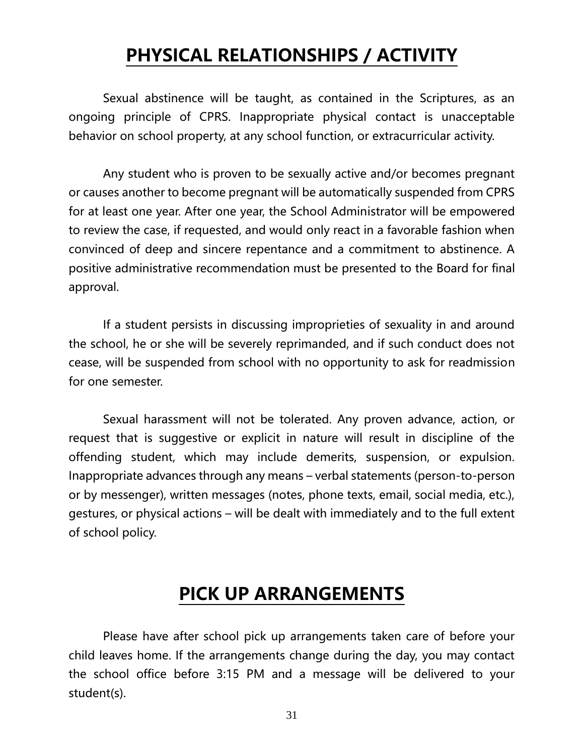# PHYSICAL RELATIONSHIPS / ACTIVITY

Sexual abstinence will be taught, as contained in the Scriptures, as an ongoing principle of CPRS. Inappropriate physical contact is unacceptable behavior on school property, at any school function, or extracurricular activity.

Any student who is proven to be sexually active and/or becomes pregnant or causes another to become pregnant will be automatically suspended from CPRS for at least one year. After one year, the School Administrator will be empowered to review the case, if requested, and would only react in a favorable fashion when convinced of deep and sincere repentance and a commitment to abstinence. A positive administrative recommendation must be presented to the Board for final approval.

If a student persists in discussing improprieties of sexuality in and around the school, he or she will be severely reprimanded, and if such conduct does not cease, will be suspended from school with no opportunity to ask for readmission for one semester.

Sexual harassment will not be tolerated. Any proven advance, action, or request that is suggestive or explicit in nature will result in discipline of the offending student, which may include demerits, suspension, or expulsion. Inappropriate advances through any means – verbal statements (person-to-person or by messenger), written messages (notes, phone texts, email, social media, etc.), gestures, or physical actions – will be dealt with immediately and to the full extent of school policy.

# PICK UP ARRANGEMENTS

Please have after school pick up arrangements taken care of before your child leaves home. If the arrangements change during the day, you may contact the school office before 3:15 PM and a message will be delivered to your student(s).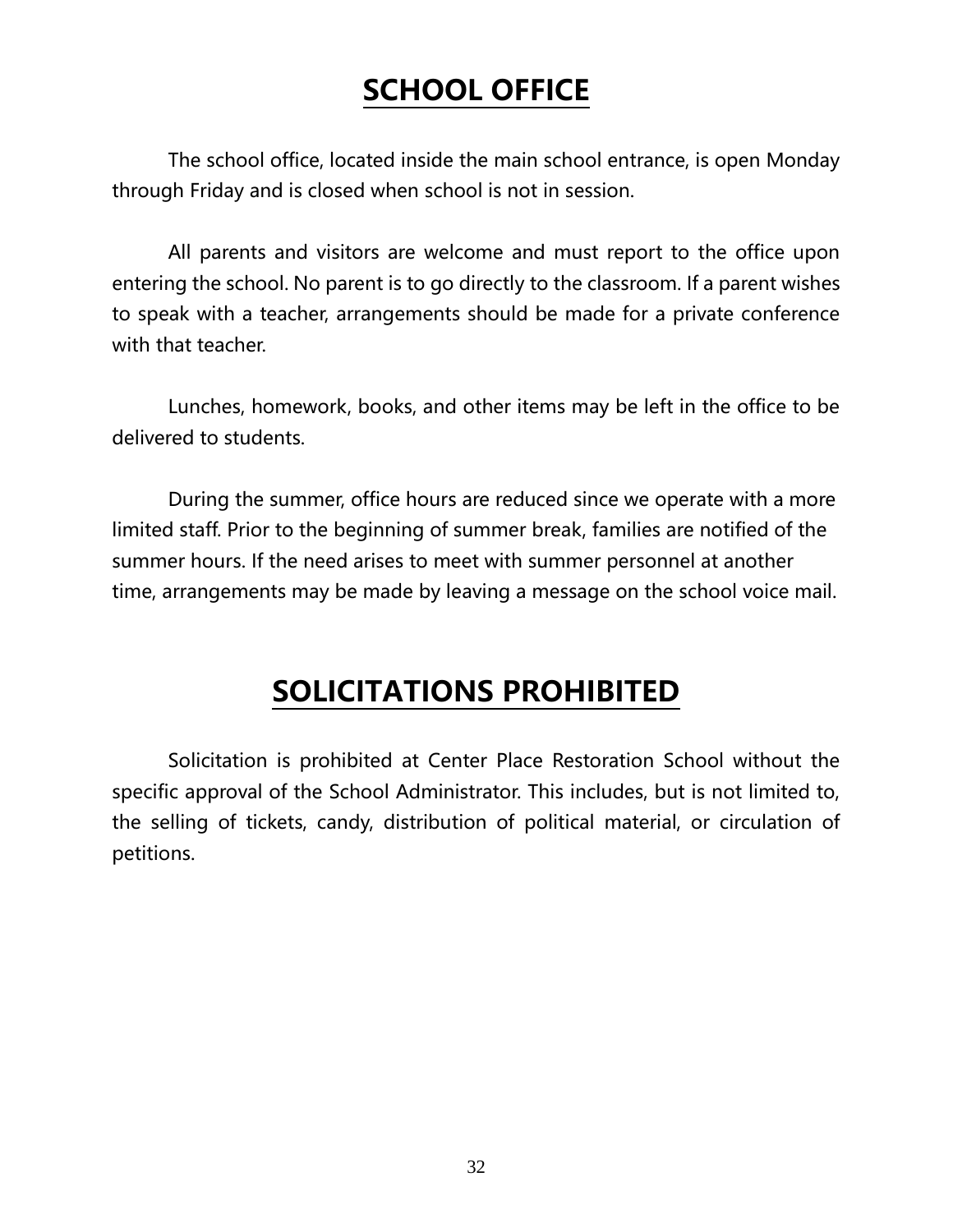# SCHOOL OFFICE

The school office, located inside the main school entrance, is open Monday through Friday and is closed when school is not in session.

All parents and visitors are welcome and must report to the office upon entering the school. No parent is to go directly to the classroom. If a parent wishes to speak with a teacher, arrangements should be made for a private conference with that teacher.

Lunches, homework, books, and other items may be left in the office to be delivered to students.

During the summer, office hours are reduced since we operate with a more limited staff. Prior to the beginning of summer break, families are notified of the summer hours. If the need arises to meet with summer personnel at another time, arrangements may be made by leaving a message on the school voice mail.

# SOLICITATIONS PROHIBITED

Solicitation is prohibited at Center Place Restoration School without the specific approval of the School Administrator. This includes, but is not limited to, the selling of tickets, candy, distribution of political material, or circulation of petitions.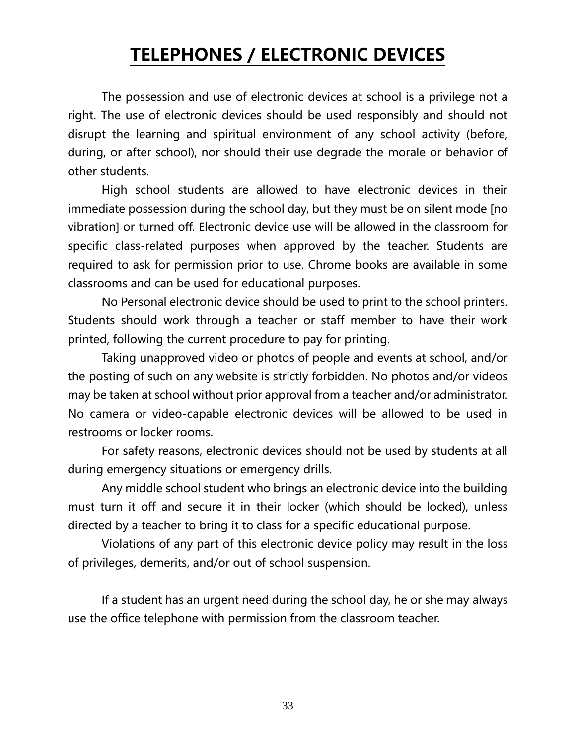# TELEPHONES / ELECTRONIC DEVICES

The possession and use of electronic devices at school is a privilege not a right. The use of electronic devices should be used responsibly and should not disrupt the learning and spiritual environment of any school activity (before, during, or after school), nor should their use degrade the morale or behavior of other students.

High school students are allowed to have electronic devices in their immediate possession during the school day, but they must be on silent mode [no vibration] or turned off. Electronic device use will be allowed in the classroom for specific class-related purposes when approved by the teacher. Students are required to ask for permission prior to use. Chrome books are available in some classrooms and can be used for educational purposes.

No Personal electronic device should be used to print to the school printers. Students should work through a teacher or staff member to have their work printed, following the current procedure to pay for printing.

Taking unapproved video or photos of people and events at school, and/or the posting of such on any website is strictly forbidden. No photos and/or videos may be taken at school without prior approval from a teacher and/or administrator. No camera or video-capable electronic devices will be allowed to be used in restrooms or locker rooms.

For safety reasons, electronic devices should not be used by students at all during emergency situations or emergency drills.

Any middle school student who brings an electronic device into the building must turn it off and secure it in their locker (which should be locked), unless directed by a teacher to bring it to class for a specific educational purpose.

Violations of any part of this electronic device policy may result in the loss of privileges, demerits, and/or out of school suspension.

If a student has an urgent need during the school day, he or she may always use the office telephone with permission from the classroom teacher.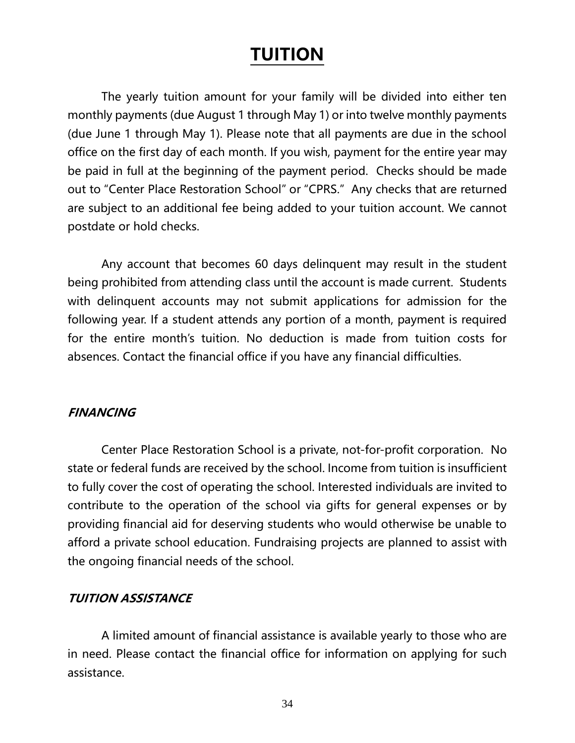# TUITION

The yearly tuition amount for your family will be divided into either ten monthly payments (due August 1 through May 1) or into twelve monthly payments (due June 1 through May 1). Please note that all payments are due in the school office on the first day of each month. If you wish, payment for the entire year may be paid in full at the beginning of the payment period. Checks should be made out to "Center Place Restoration School" or "CPRS." Any checks that are returned are subject to an additional fee being added to your tuition account. We cannot postdate or hold checks.

Any account that becomes 60 days delinquent may result in the student being prohibited from attending class until the account is made current. Students with delinquent accounts may not submit applications for admission for the following year. If a student attends any portion of a month, payment is required for the entire month's tuition. No deduction is made from tuition costs for absences. Contact the financial office if you have any financial difficulties.

### *FINANCING*

Center Place Restoration School is a private, not-for-profit corporation. No state or federal funds are received by the school. Income from tuition is insufficient to fully cover the cost of operating the school. Interested individuals are invited to contribute to the operation of the school via gifts for general expenses or by providing financial aid for deserving students who would otherwise be unable to afford a private school education. Fundraising projects are planned to assist with the ongoing financial needs of the school.

### *TUITION ASSISTANCE*

A limited amount of financial assistance is available yearly to those who are in need. Please contact the financial office for information on applying for such assistance.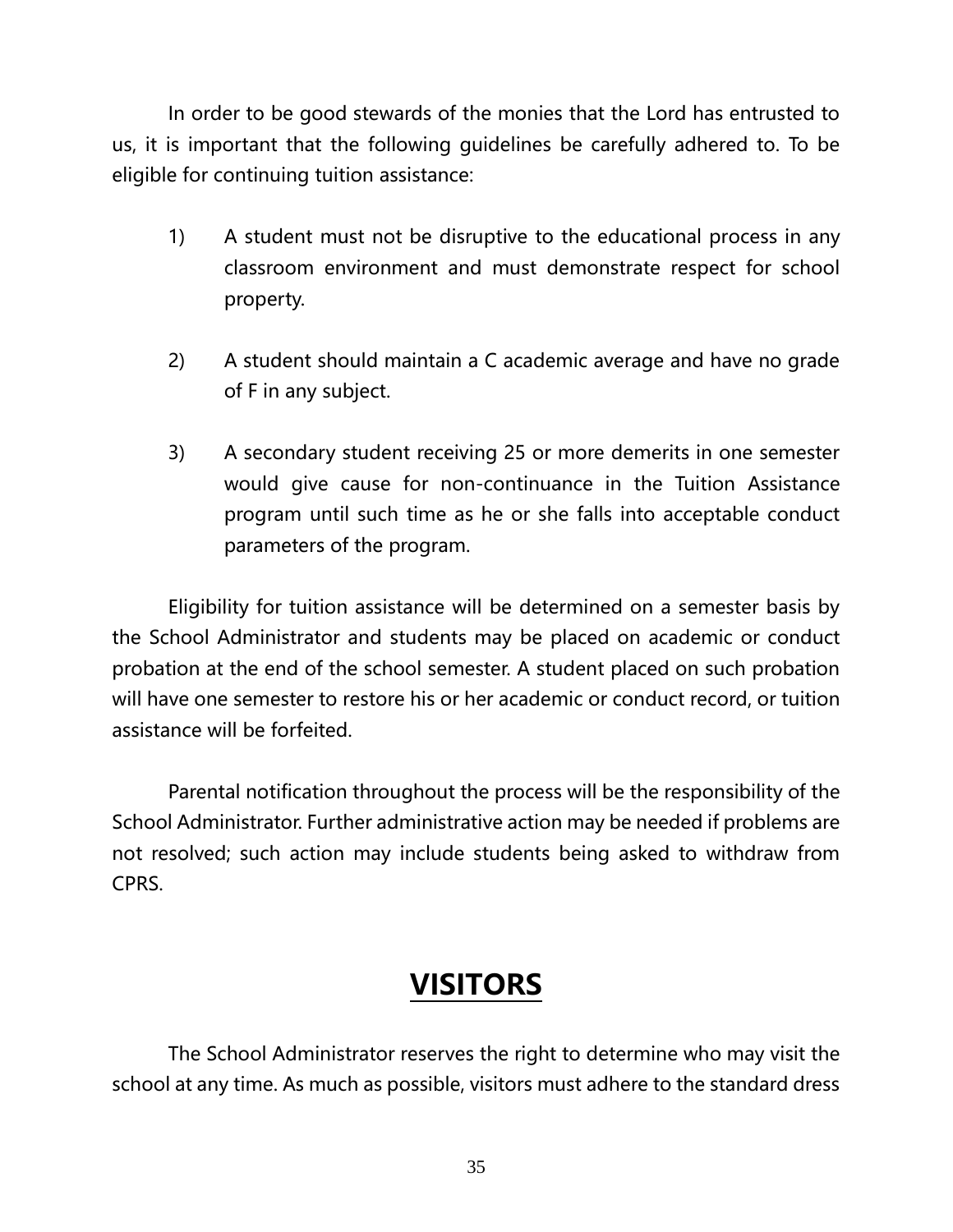In order to be good stewards of the monies that the Lord has entrusted to us, it is important that the following guidelines be carefully adhered to. To be eligible for continuing tuition assistance:

1) A student must not be disruptive to the educational process in any classroom environment and must demonstrate respect for school property.

2) A student should maintain a C academic average and have no grade of F in any subject.

3) A secondary student receiving 25 or more demerits in one semester would give cause for non-continuance in the Tuition Assistance program until such time as he or she falls into acceptable conduct parameters of the program.

Eligibility for tuition assistance will be determined on a semester basis by the School Administrator and students may be placed on academic or conduct probation at the end of the school semester. A student placed on such probation will have one semester to restore his or her academic or conduct record, or tuition assistance will be forfeited.

Parental notification throughout the process will be the responsibility of the School Administrator. Further administrative action may be needed if problems are not resolved; such action may include students being asked to withdraw from CPRS.

# VISITORS

The School Administrator reserves the right to determine who may visit the school at any time. As much as possible, visitors must adhere to the standard dress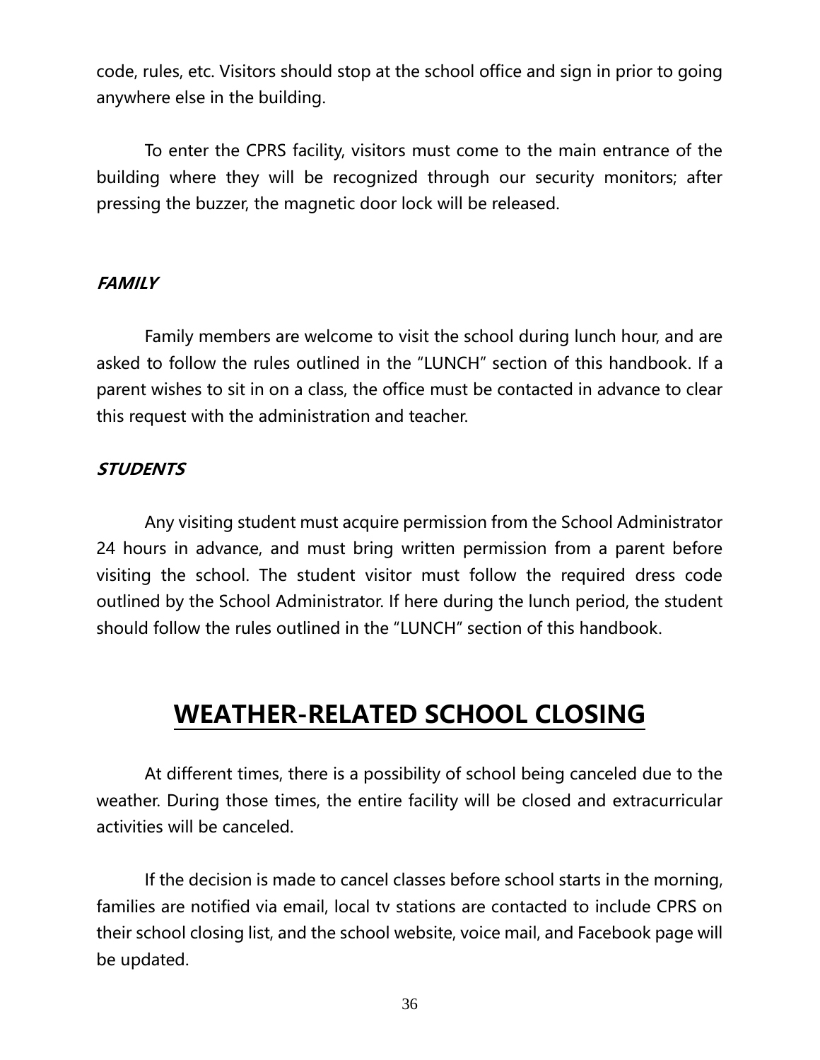code, rules, etc. Visitors should stop at the school office and sign in prior to going anywhere else in the building.

To enter the CPRS facility, visitors must come to the main entrance of the building where they will be recognized through our security monitors; after pressing the buzzer, the magnetic door lock will be released.

### ***FAMILY***

Family members are welcome to visit the school during lunch hour, and are asked to follow the rules outlined in the "LUNCH" section of this handbook. If a parent wishes to sit in on a class, the office must be contacted in advance to clear this request with the administration and teacher.

### ***STUDENTS***

Any visiting student must acquire permission from the School Administrator 24 hours in advance, and must bring written permission from a parent before visiting the school. The student visitor must follow the required dress code outlined by the School Administrator. If here during the lunch period, the student should follow the rules outlined in the "LUNCH" section of this handbook.

## WEATHER-RELATED SCHOOL CLOSING

At different times, there is a possibility of school being canceled due to the weather. During those times, the entire facility will be closed and extracurricular activities will be canceled.

If the decision is made to cancel classes before school starts in the morning, families are notified via email, local tv stations are contacted to include CPRS on their school closing list, and the school website, voice mail, and Facebook page will be updated.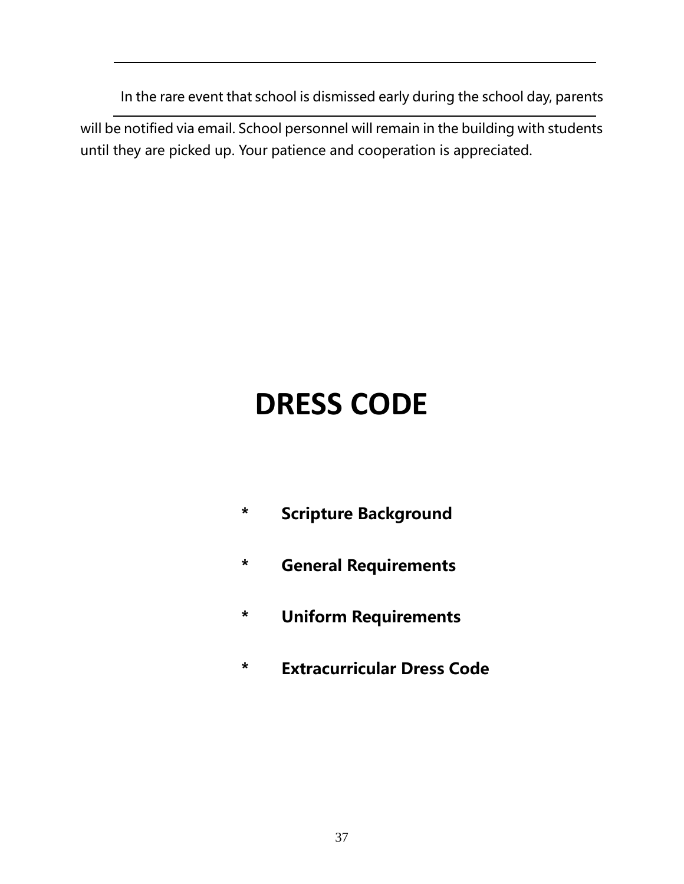In the rare event that school is dismissed early during the school day, parents will be notified via email. School personnel will remain in the building with students until they are picked up. Your patience and cooperation is appreciated.

# DRESS CODE

- **Scripture Background**
- **General Requirements**
- **Uniform Requirements**
- **Extracurricular Dress Code**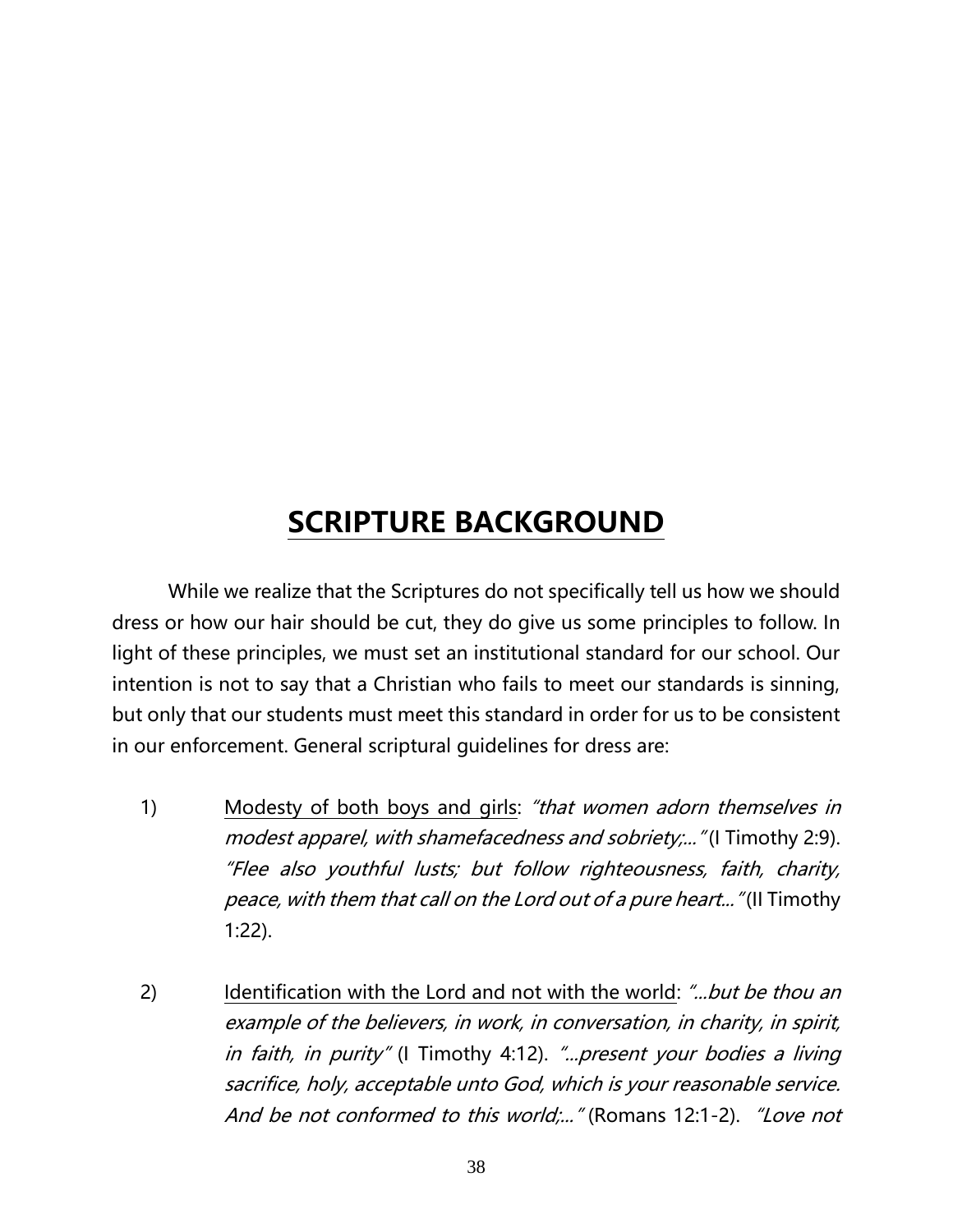# SCRIPTURE BACKGROUND

While we realize that the Scriptures do not specifically tell us how we should dress or how our hair should be cut, they do give us some principles to follow. In light of these principles, we must set an institutional standard for our school. Our intention is not to say that a Christian who fails to meet our standards is sinning, but only that our students must meet this standard in order for us to be consistent in our enforcement. General scriptural guidelines for dress are:

1) Modesty of both boys and girls: *"that women adorn themselves in modest apparel, with shamefacedness and sobriety;..."* (I Timothy 2:9). *"Flee also youthful lusts; but follow righteousness, faith, charity, peace, with them that call on the Lord out of a pure heart..."* (II Timothy 1:22).

2) Identification with the Lord and not with the world: *"...but be thou an example of the believers, in work, in conversation, in charity, in spirit, in faith, in purity"* (I Timothy 4:12). *"...present your bodies a living sacrifice, holy, acceptable unto God, which is your reasonable service. And be not conformed to this world;..."* (Romans 12:1-2). *"Love not*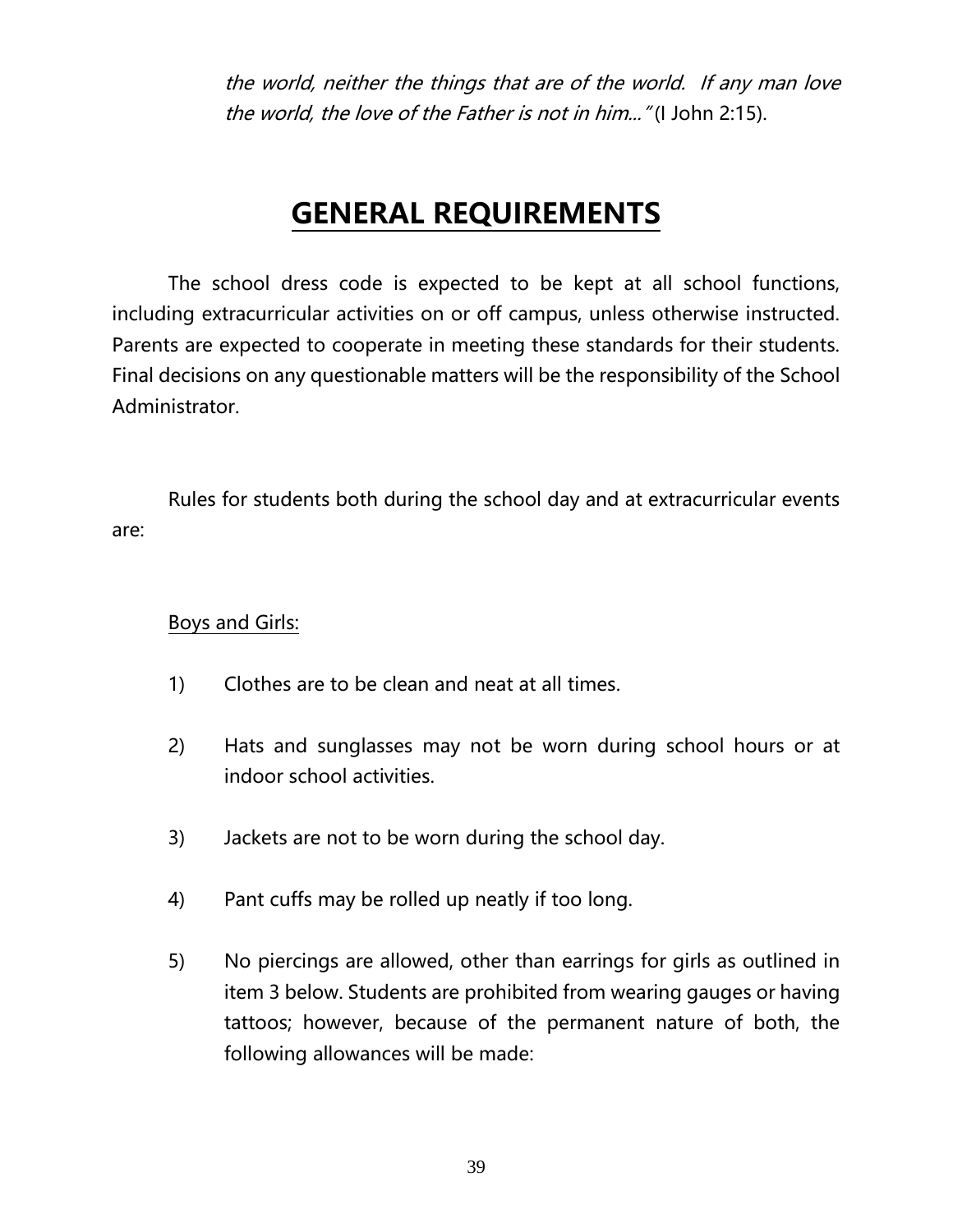*the world, neither the things that are of the world. If any man love the world, the love of the Father is not in him..."* (I John 2:15).

# GENERAL REQUIREMENTS

The school dress code is expected to be kept at all school functions, including extracurricular activities on or off campus, unless otherwise instructed. Parents are expected to cooperate in meeting these standards for their students. Final decisions on any questionable matters will be the responsibility of the School Administrator.

Rules for students both during the school day and at extracurricular events are:

Boys and Girls:

1) Clothes are to be clean and neat at all times.

2) Hats and sunglasses may not be worn during school hours or at indoor school activities.

3) Jackets are not to be worn during the school day.

4) Pant cuffs may be rolled up neatly if too long.

5) No piercings are allowed, other than earrings for girls as outlined in item 3 below. Students are prohibited from wearing gauges or having tattoos; however, because of the permanent nature of both, the following allowances will be made: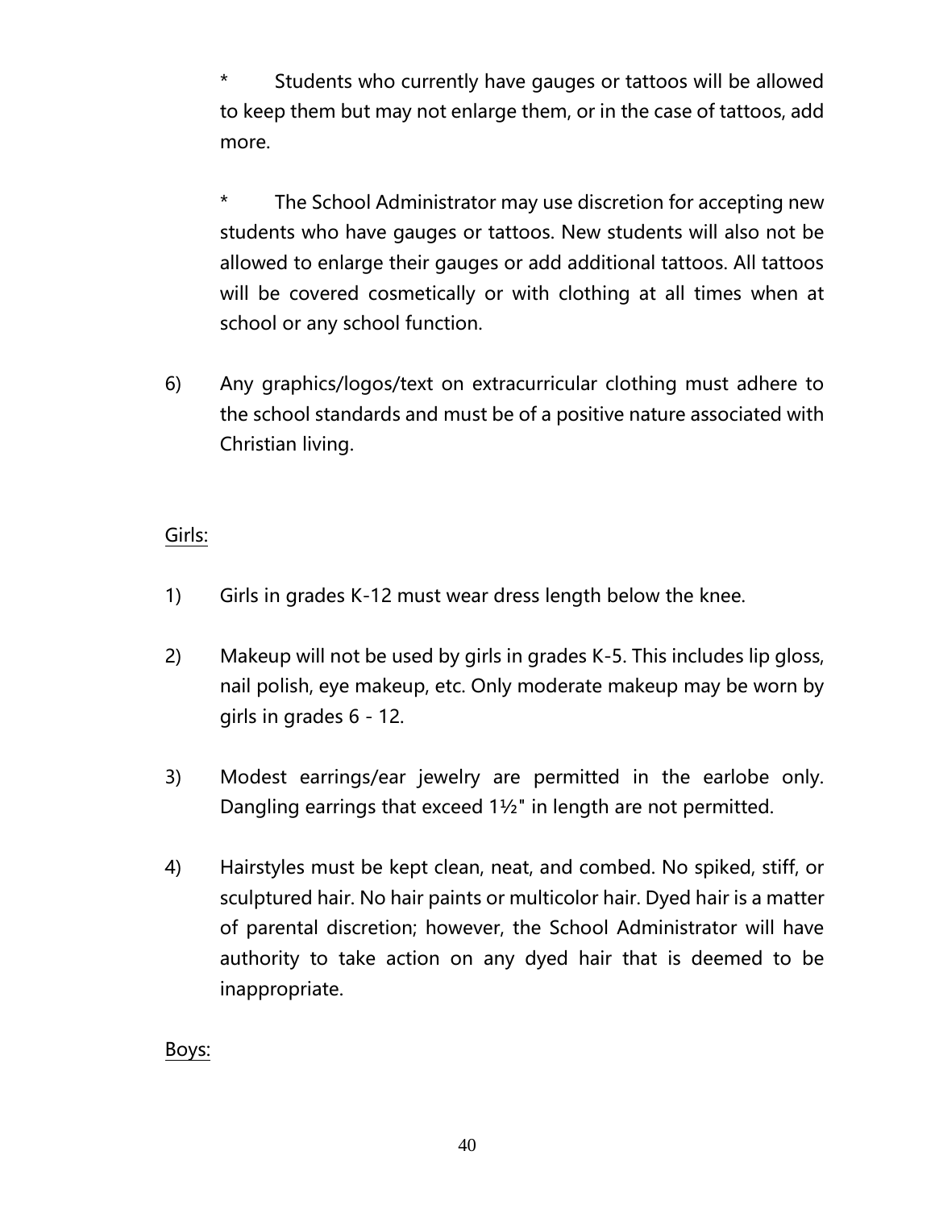\* Students who currently have gauges or tattoos will be allowed to keep them but may not enlarge them, or in the case of tattoos, add more.

\* The School Administrator may use discretion for accepting new students who have gauges or tattoos. New students will also not be allowed to enlarge their gauges or add additional tattoos. All tattoos will be covered cosmetically or with clothing at all times when at school or any school function.

6) Any graphics/logos/text on extracurricular clothing must adhere to the school standards and must be of a positive nature associated with Christian living.

<u>Girls:</u>

1) Girls in grades K-12 must wear dress length below the knee.

2) Makeup will not be used by girls in grades K-5. This includes lip gloss, nail polish, eye makeup, etc. Only moderate makeup may be worn by girls in grades 6 - 12.

3) Modest earrings/ear jewelry are permitted in the earlobe only. Dangling earrings that exceed 1½" in length are not permitted.

4) Hairstyles must be kept clean, neat, and combed. No spiked, stiff, or sculptured hair. No hair paints or multicolor hair. Dyed hair is a matter of parental discretion; however, the School Administrator will have authority to take action on any dyed hair that is deemed to be inappropriate.

<u>Boys:</u>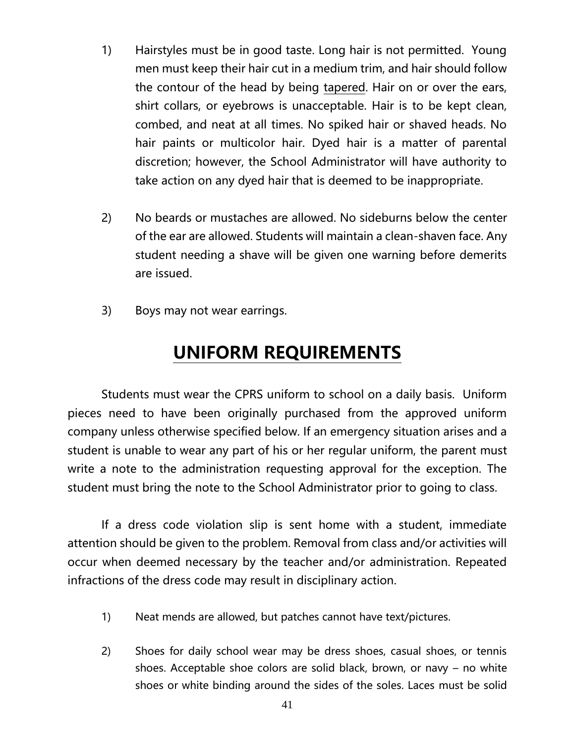1) Hairstyles must be in good taste. Long hair is not permitted. Young men must keep their hair cut in a medium trim, and hair should follow the contour of the head by being <u>tapered</u>. Hair on or over the ears, shirt collars, or eyebrows is unacceptable. Hair is to be kept clean, combed, and neat at all times. No spiked hair or shaved heads. No hair paints or multicolor hair. Dyed hair is a matter of parental discretion; however, the School Administrator will have authority to take action on any dyed hair that is deemed to be inappropriate.

2) No beards or mustaches are allowed. No sideburns below the center of the ear are allowed. Students will maintain a clean-shaven face. Any student needing a shave will be given one warning before demerits are issued.

3) Boys may not wear earrings.

# UNIFORM REQUIREMENTS

Students must wear the CPRS uniform to school on a daily basis. Uniform pieces need to have been originally purchased from the approved uniform company unless otherwise specified below. If an emergency situation arises and a student is unable to wear any part of his or her regular uniform, the parent must write a note to the administration requesting approval for the exception. The student must bring the note to the School Administrator prior to going to class.

If a dress code violation slip is sent home with a student, immediate attention should be given to the problem. Removal from class and/or activities will occur when deemed necessary by the teacher and/or administration. Repeated infractions of the dress code may result in disciplinary action.

1) Neat mends are allowed, but patches cannot have text/pictures.

2) Shoes for daily school wear may be dress shoes, casual shoes, or tennis shoes. Acceptable shoe colors are solid black, brown, or navy – no white shoes or white binding around the sides of the soles. Laces must be solid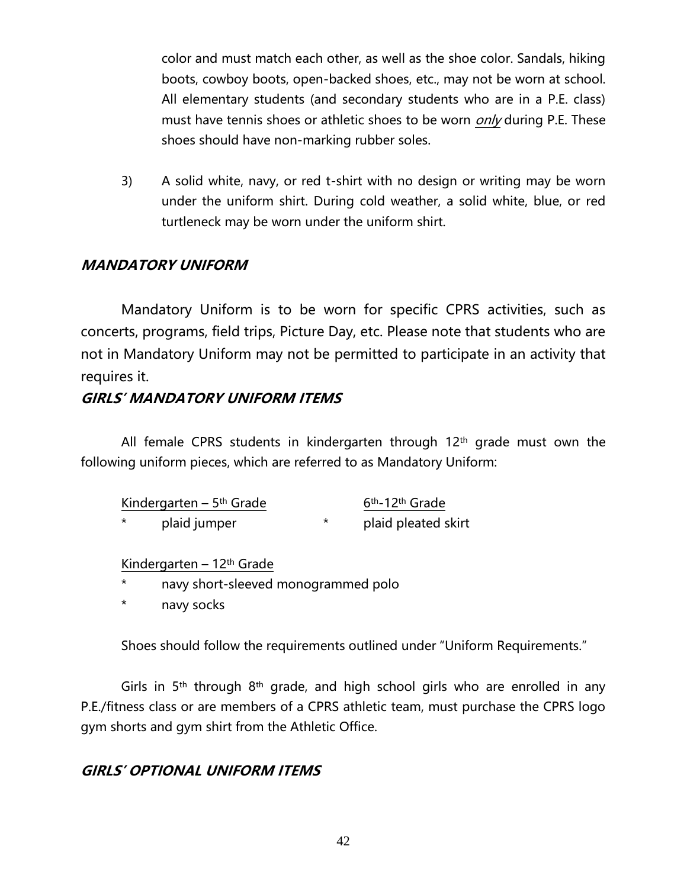color and must match each other, as well as the shoe color. Sandals, hiking boots, cowboy boots, open-backed shoes, etc., may not be worn at school. All elementary students (and secondary students who are in a P.E. class) must have tennis shoes or athletic shoes to be worn *only* during P.E. These shoes should have non-marking rubber soles.

3) A solid white, navy, or red t-shirt with no design or writing may be worn under the uniform shirt. During cold weather, a solid white, blue, or red turtleneck may be worn under the uniform shirt.

## MANDATORY UNIFORM

Mandatory Uniform is to be worn for specific CPRS activities, such as concerts, programs, field trips, Picture Day, etc. Please note that students who are not in Mandatory Uniform may not be permitted to participate in an activity that requires it.

## GIRLS' MANDATORY UNIFORM ITEMS

All female CPRS students in kindergarten through 12th grade must own the following uniform pieces, which are referred to as Mandatory Uniform:

| Kindergarten – 5th Grade | 6th-12th Grade |
|---|---|
| * plaid jumper | * plaid pleated skirt |

Kindergarten – 12th Grade

* navy short-sleeved monogrammed polo
* navy socks

Shoes should follow the requirements outlined under "Uniform Requirements."

Girls in 5th through 8th grade, and high school girls who are enrolled in any P.E./fitness class or are members of a CPRS athletic team, must purchase the CPRS logo gym shorts and gym shirt from the Athletic Office.

## GIRLS' OPTIONAL UNIFORM ITEMS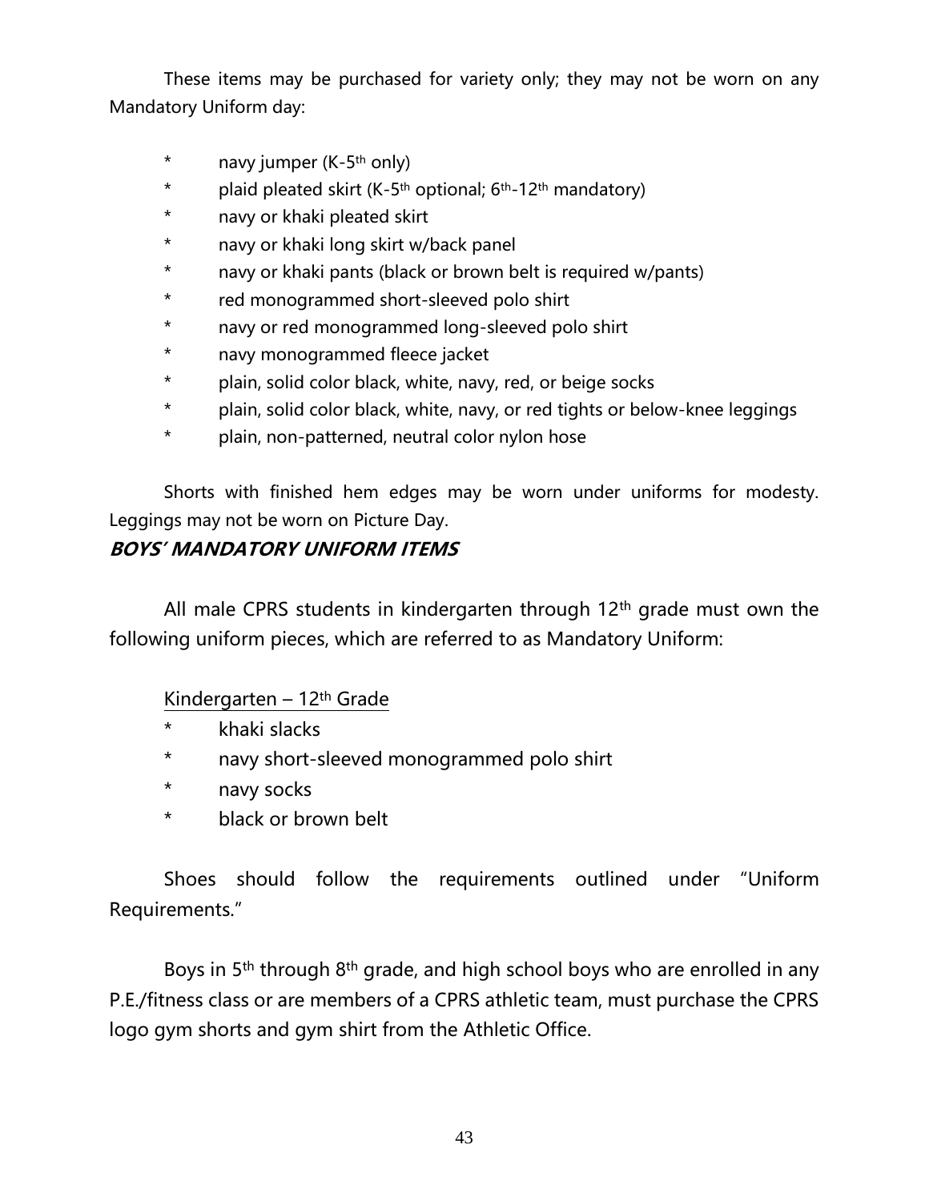These items may be purchased for variety only; they may not be worn on any Mandatory Uniform day:

* navy jumper (K-5th only)
* plaid pleated skirt (K-5th optional; 6th-12th mandatory)
* navy or khaki pleated skirt
* navy or khaki long skirt w/back panel
* navy or khaki pants (black or brown belt is required w/pants)
* red monogrammed short-sleeved polo shirt
* navy or red monogrammed long-sleeved polo shirt
* navy monogrammed fleece jacket
* plain, solid color black, white, navy, red, or beige socks
* plain, solid color black, white, navy, or red tights or below-knee leggings
* plain, non-patterned, neutral color nylon hose

Shorts with finished hem edges may be worn under uniforms for modesty. Leggings may not be worn on Picture Day.

***BOYS' MANDATORY UNIFORM ITEMS***

All male CPRS students in kindergarten through 12th grade must own the following uniform pieces, which are referred to as Mandatory Uniform:

<u>Kindergarten – 12th Grade</u>

* khaki slacks
* navy short-sleeved monogrammed polo shirt
* navy socks
* black or brown belt

Shoes should follow the requirements outlined under "Uniform Requirements."

Boys in 5th through 8th grade, and high school boys who are enrolled in any P.E./fitness class or are members of a CPRS athletic team, must purchase the CPRS logo gym shorts and gym shirt from the Athletic Office.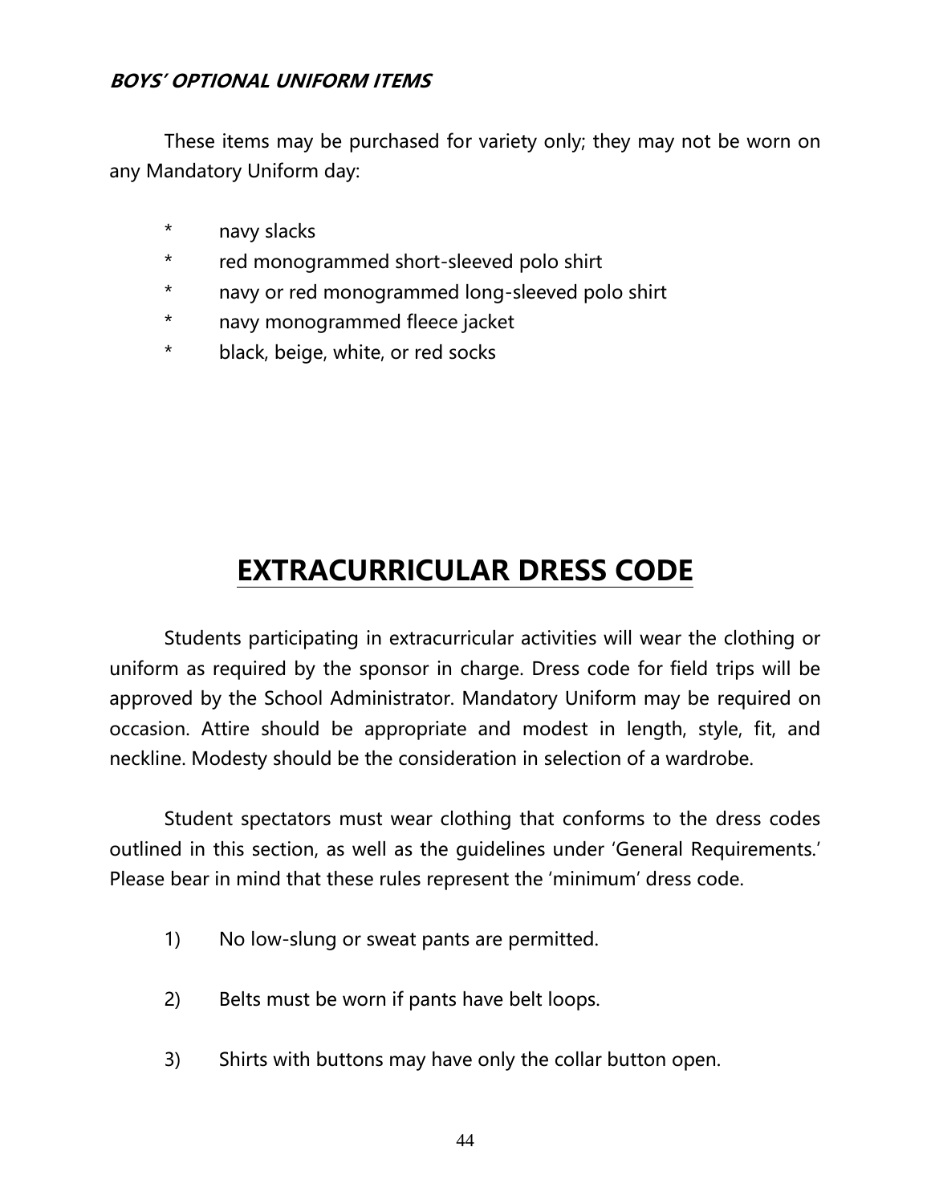***BOYS' OPTIONAL UNIFORM ITEMS***

These items may be purchased for variety only; they may not be worn on any Mandatory Uniform day:

- navy slacks
- red monogrammed short-sleeved polo shirt
- navy or red monogrammed long-sleeved polo shirt
- navy monogrammed fleece jacket
- black, beige, white, or red socks

# EXTRACURRICULAR DRESS CODE

Students participating in extracurricular activities will wear the clothing or uniform as required by the sponsor in charge. Dress code for field trips will be approved by the School Administrator. Mandatory Uniform may be required on occasion. Attire should be appropriate and modest in length, style, fit, and neckline. Modesty should be the consideration in selection of a wardrobe.

Student spectators must wear clothing that conforms to the dress codes outlined in this section, as well as the guidelines under 'General Requirements.' Please bear in mind that these rules represent the 'minimum' dress code.

1) No low-slung or sweat pants are permitted.

2) Belts must be worn if pants have belt loops.

3) Shirts with buttons may have only the collar button open.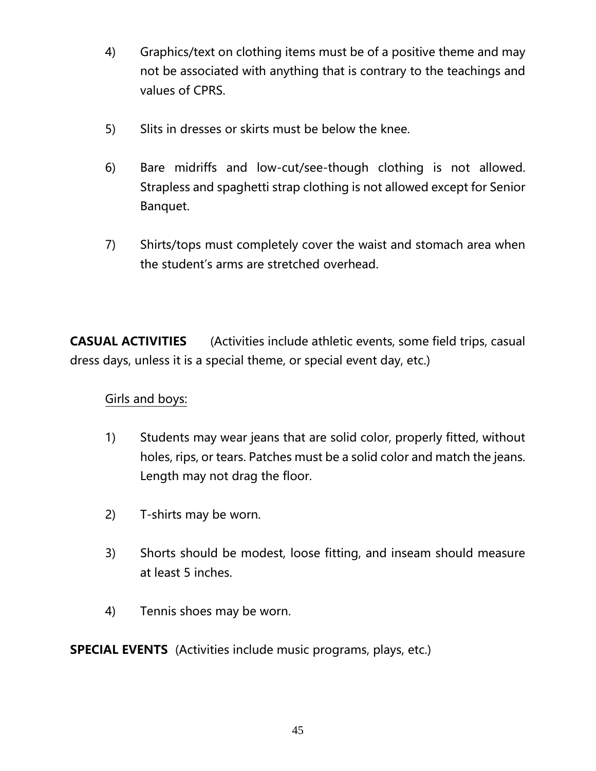4) Graphics/text on clothing items must be of a positive theme and may not be associated with anything that is contrary to the teachings and values of CPRS.

5) Slits in dresses or skirts must be below the knee.

6) Bare midriffs and low-cut/see-though clothing is not allowed. Strapless and spaghetti strap clothing is not allowed except for Senior Banquet.

7) Shirts/tops must completely cover the waist and stomach area when the student's arms are stretched overhead.

**CASUAL ACTIVITIES** (Activities include athletic events, some field trips, casual dress days, unless it is a special theme, or special event day, etc.)

Girls and boys:

1) Students may wear jeans that are solid color, properly fitted, without holes, rips, or tears. Patches must be a solid color and match the jeans. Length may not drag the floor.

2) T-shirts may be worn.

3) Shorts should be modest, loose fitting, and inseam should measure at least 5 inches.

4) Tennis shoes may be worn.

**SPECIAL EVENTS** (Activities include music programs, plays, etc.)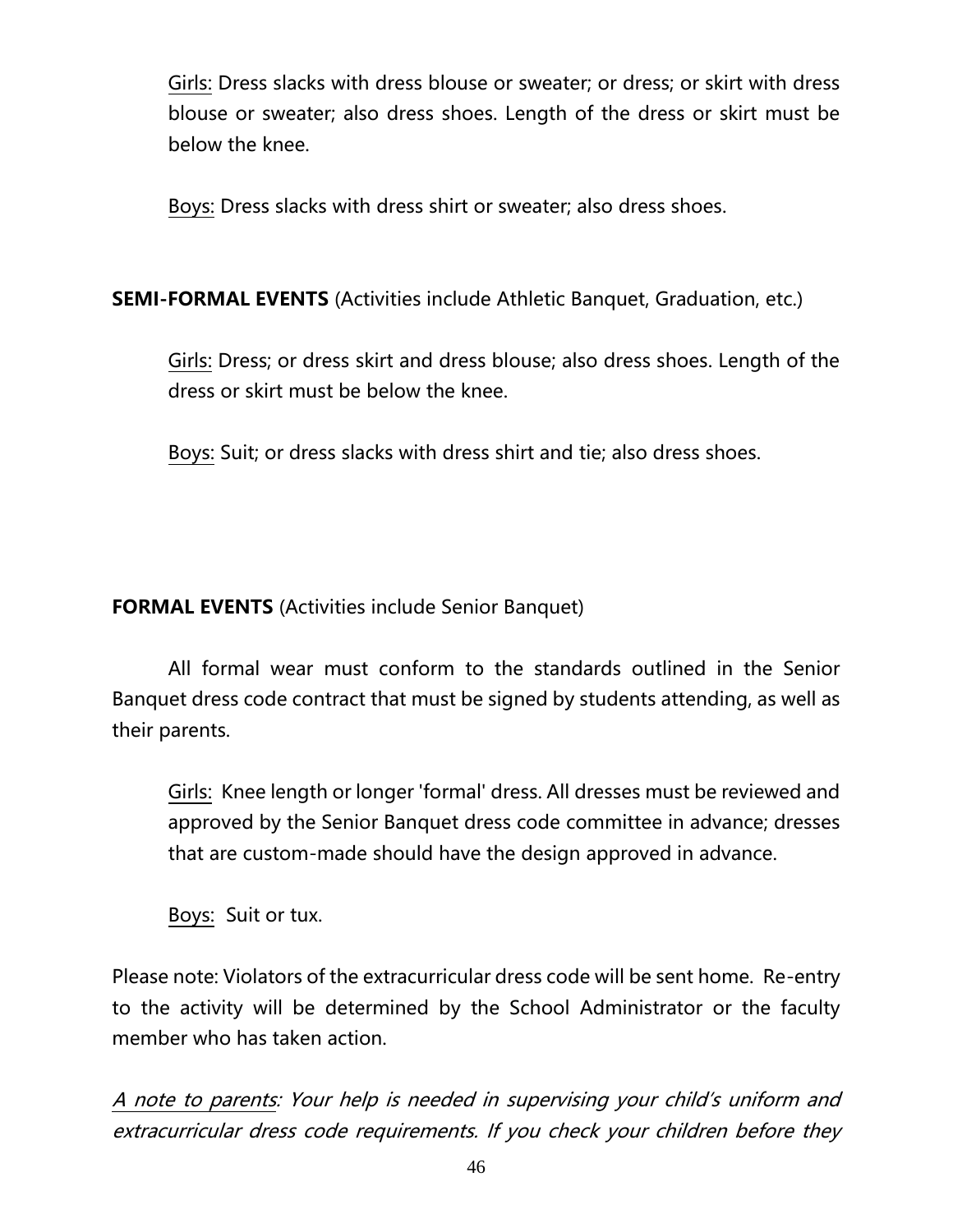Girls: Dress slacks with dress blouse or sweater; or dress; or skirt with dress blouse or sweater; also dress shoes. Length of the dress or skirt must be below the knee.

Boys: Dress slacks with dress shirt or sweater; also dress shoes.

**SEMI-FORMAL EVENTS** (Activities include Athletic Banquet, Graduation, etc.)

Girls: Dress; or dress skirt and dress blouse; also dress shoes. Length of the dress or skirt must be below the knee.

Boys: Suit; or dress slacks with dress shirt and tie; also dress shoes.

**FORMAL EVENTS** (Activities include Senior Banquet)

All formal wear must conform to the standards outlined in the Senior Banquet dress code contract that must be signed by students attending, as well as their parents.

Girls: Knee length or longer 'formal' dress. All dresses must be reviewed and approved by the Senior Banquet dress code committee in advance; dresses that are custom-made should have the design approved in advance.

Boys: Suit or tux.

Please note: Violators of the extracurricular dress code will be sent home. Re-entry to the activity will be determined by the School Administrator or the faculty member who has taken action.

*A note to parents: Your help is needed in supervising your child's uniform and extracurricular dress code requirements. If you check your children before they*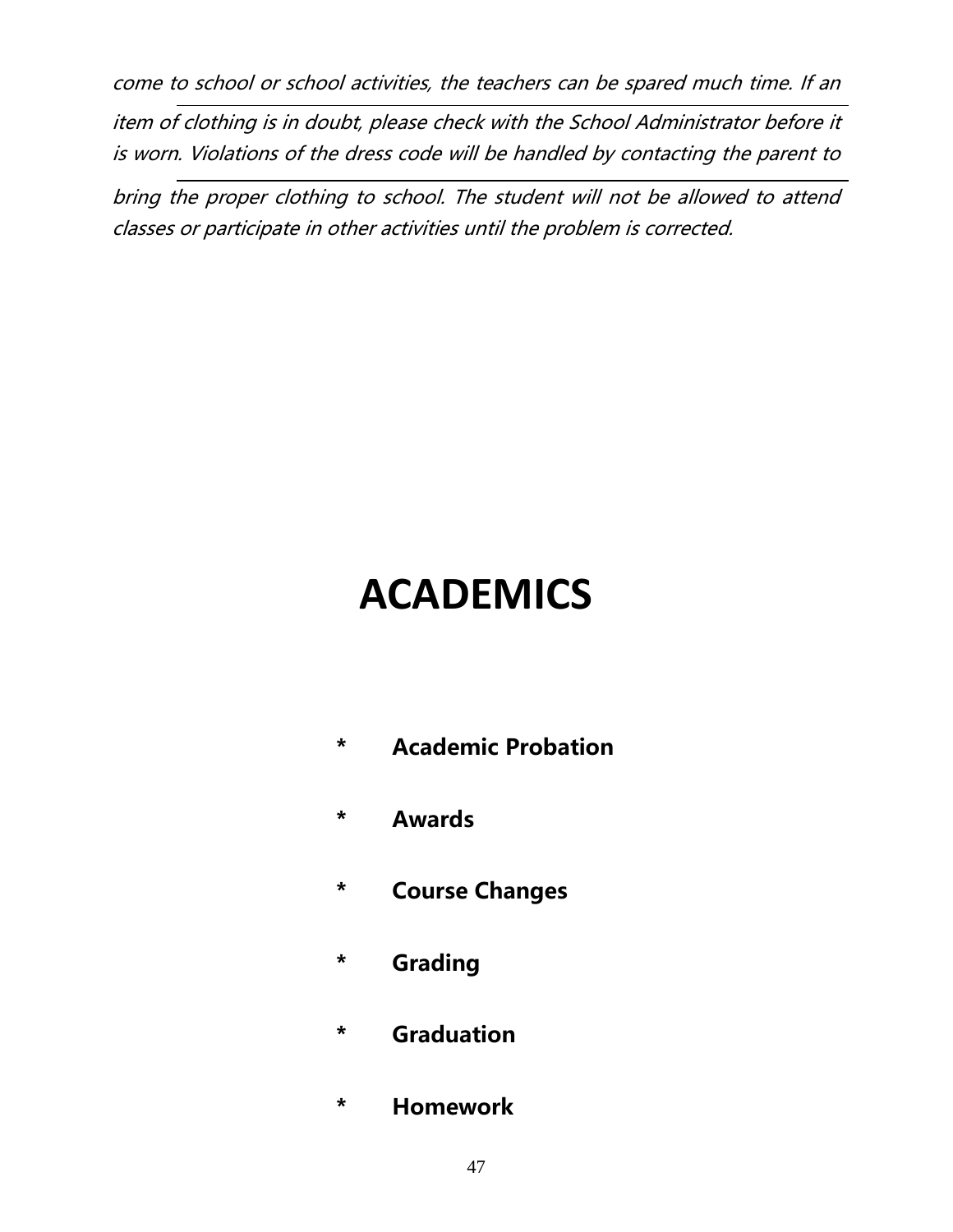*come to school or school activities, the teachers can be spared much time. If an item of clothing is in doubt, please check with the School Administrator before it is worn. Violations of the dress code will be handled by contacting the parent to bring the proper clothing to school. The student will not be allowed to attend classes or participate in other activities until the problem is corrected.*

# ACADEMICS

- **Academic Probation**
- **Awards**
- **Course Changes**
- **Grading**
- **Graduation**
- **Homework**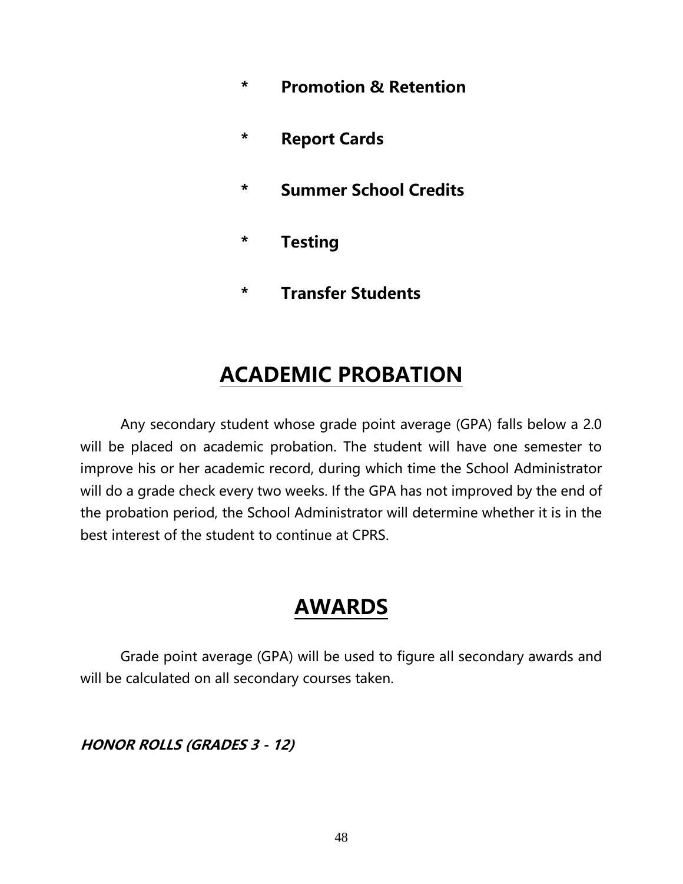- **Promotion & Retention**
- **Report Cards**
- **Summer School Credits**
- **Testing**
- **Transfer Students**

# ACADEMIC PROBATION

Any secondary student whose grade point average (GPA) falls below a 2.0 will be placed on academic probation. The student will have one semester to improve his or her academic record, during which time the School Administrator will do a grade check every two weeks. If the GPA has not improved by the end of the probation period, the School Administrator will determine whether it is in the best interest of the student to continue at CPRS.

# AWARDS

Grade point average (GPA) will be used to figure all secondary awards and will be calculated on all secondary courses taken.

***HONOR ROLLS (GRADES 3 - 12)***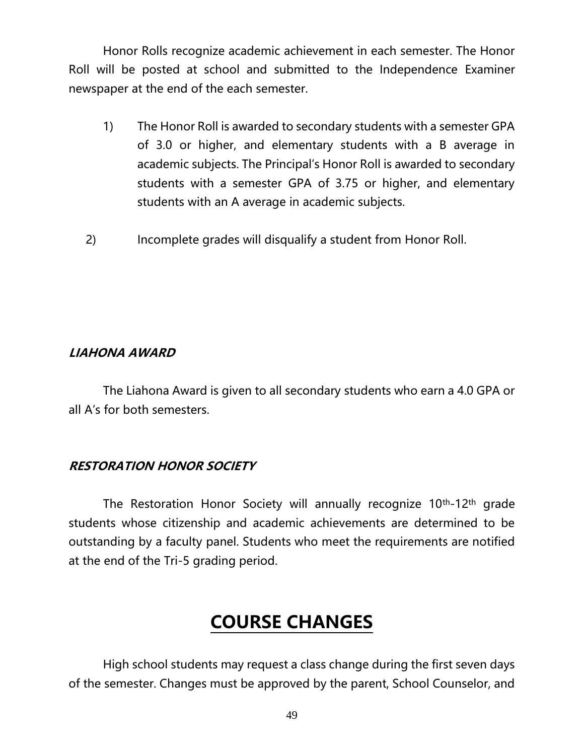Honor Rolls recognize academic achievement in each semester. The Honor Roll will be posted at school and submitted to the Independence Examiner newspaper at the end of the each semester.

1) The Honor Roll is awarded to secondary students with a semester GPA of 3.0 or higher, and elementary students with a B average in academic subjects. The Principal's Honor Roll is awarded to secondary students with a semester GPA of 3.75 or higher, and elementary students with an A average in academic subjects.

2) Incomplete grades will disqualify a student from Honor Roll.

### ***LIAHONA AWARD***

The Liahona Award is given to all secondary students who earn a 4.0 GPA or all A's for both semesters.

### ***RESTORATION HONOR SOCIETY***

The Restoration Honor Society will annually recognize 10th-12th grade students whose citizenship and academic achievements are determined to be outstanding by a faculty panel. Students who meet the requirements are notified at the end of the Tri-5 grading period.

## COURSE CHANGES

High school students may request a class change during the first seven days of the semester. Changes must be approved by the parent, School Counselor, and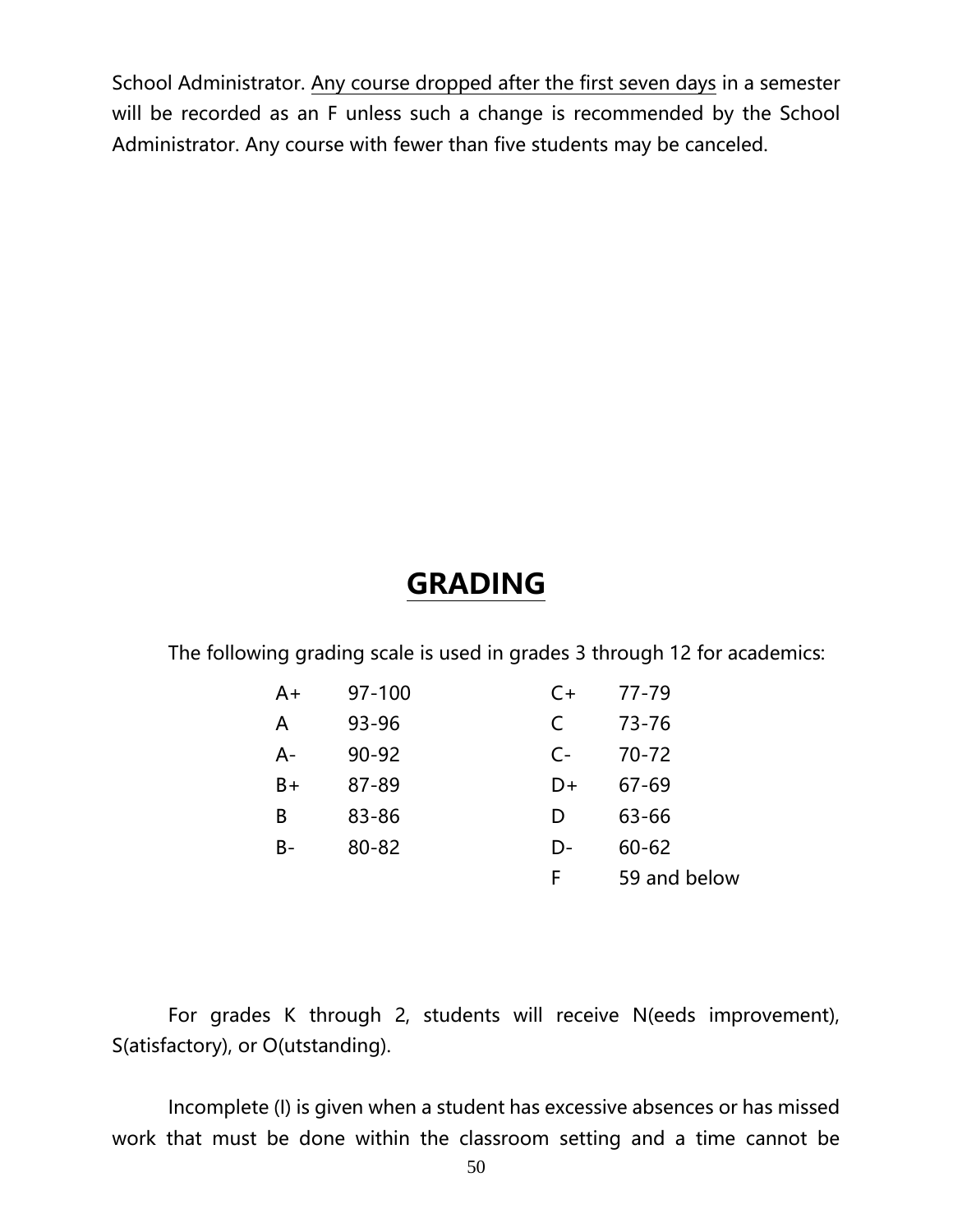School Administrator. Any course dropped after the first seven days in a semester will be recorded as an F unless such a change is recommended by the School Administrator. Any course with fewer than five students may be canceled.

# GRADING

The following grading scale is used in grades 3 through 12 for academics:

| Grade | Range | Grade | Range |
|---|---|---|---|
| A+ | 97-100 | C+ | 77-79 |
| A | 93-96 | C | 73-76 |
| A- | 90-92 | C- | 70-72 |
| B+ | 87-89 | D+ | 67-69 |
| B | 83-86 | D | 63-66 |
| B- | 80-82 | D- | 60-62 |
| | | F | 59 and below |

For grades K through 2, students will receive N(eeds improvement), S(atisfactory), or O(utstanding).

Incomplete (I) is given when a student has excessive absences or has missed work that must be done within the classroom setting and a time cannot be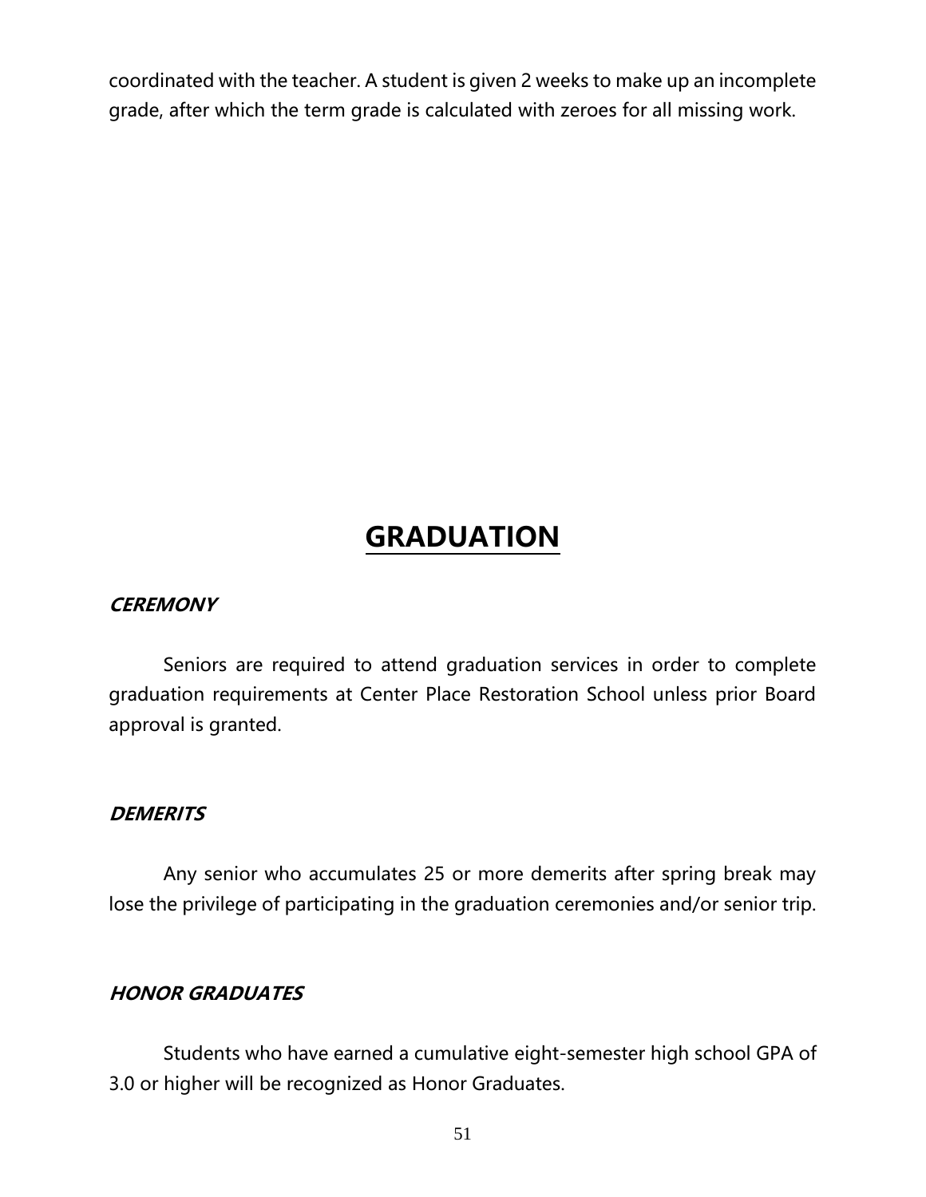coordinated with the teacher. A student is given 2 weeks to make up an incomplete grade, after which the term grade is calculated with zeroes for all missing work.

# GRADUATION

### *CEREMONY*

Seniors are required to attend graduation services in order to complete graduation requirements at Center Place Restoration School unless prior Board approval is granted.

### *DEMERITS*

Any senior who accumulates 25 or more demerits after spring break may lose the privilege of participating in the graduation ceremonies and/or senior trip.

### *HONOR GRADUATES*

Students who have earned a cumulative eight-semester high school GPA of 3.0 or higher will be recognized as Honor Graduates.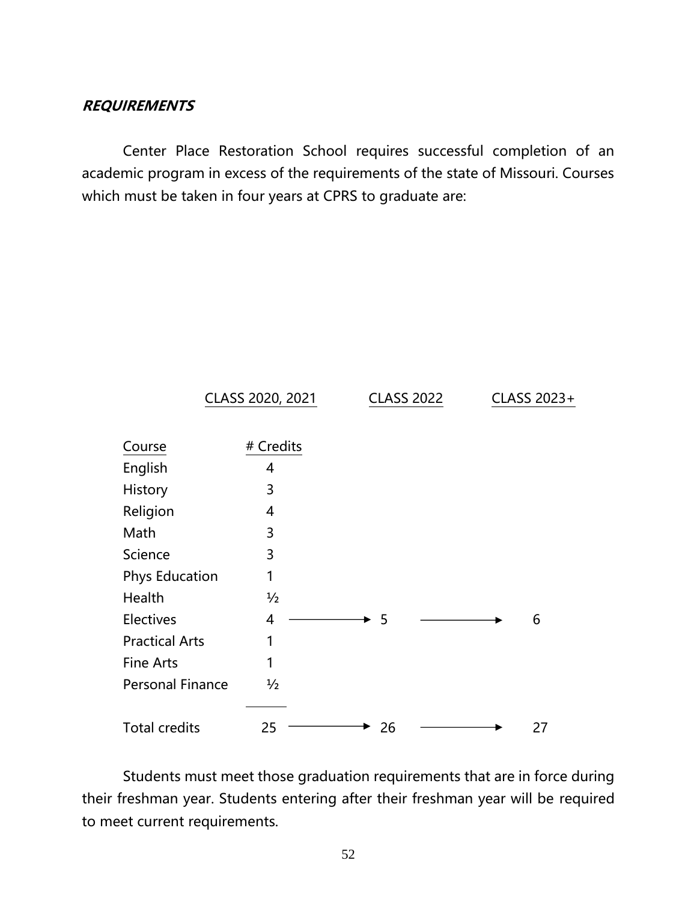***REQUIREMENTS***

Center Place Restoration School requires successful completion of an academic program in excess of the requirements of the state of Missouri. Courses which must be taken in four years at CPRS to graduate are:

| Course | CLASS 2020, 2021<br># Credits | CLASS 2022 | CLASS 2023+ |
|---|---|---|---|
| English | 4 | | |
| History | 3 | | |
| Religion | 4 | | |
| Math | 3 | | |
| Science | 3 | | |
| Phys Education | 1 | | |
| Health | ½ | | |
| Electives | 4 → | 5 → | 6 |
| Practical Arts | 1 | | |
| Fine Arts | 1 | | |
| Personal Finance | ½ | | |
| Total credits | 25 → | 26 → | 27 |

Students must meet those graduation requirements that are in force during their freshman year. Students entering after their freshman year will be required to meet current requirements.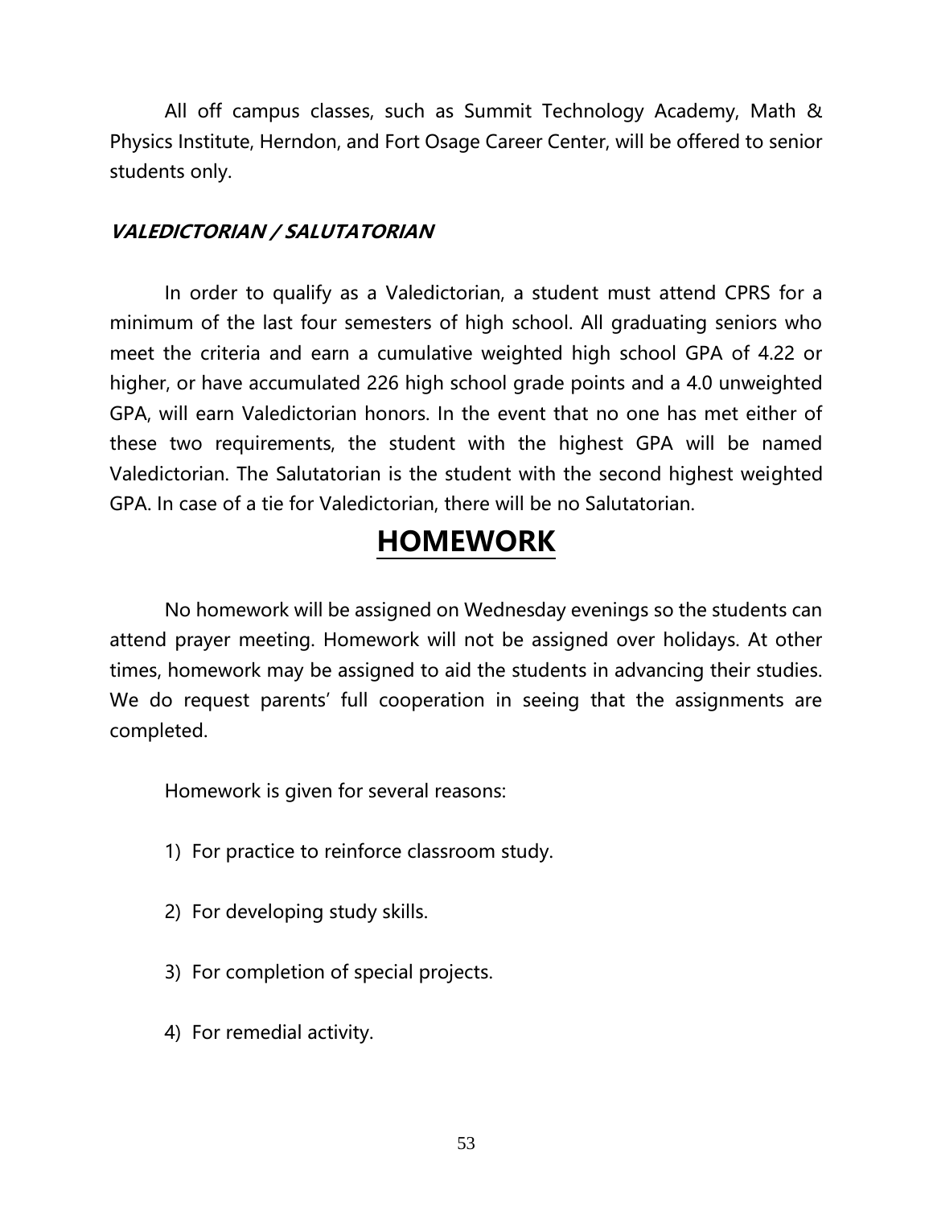All off campus classes, such as Summit Technology Academy, Math & Physics Institute, Herndon, and Fort Osage Career Center, will be offered to senior students only.

### *VALEDICTORIAN / SALUTATORIAN*

In order to qualify as a Valedictorian, a student must attend CPRS for a minimum of the last four semesters of high school. All graduating seniors who meet the criteria and earn a cumulative weighted high school GPA of 4.22 or higher, or have accumulated 226 high school grade points and a 4.0 unweighted GPA, will earn Valedictorian honors. In the event that no one has met either of these two requirements, the student with the highest GPA will be named Valedictorian. The Salutatorian is the student with the second highest weighted GPA. In case of a tie for Valedictorian, there will be no Salutatorian.

# HOMEWORK

No homework will be assigned on Wednesday evenings so the students can attend prayer meeting. Homework will not be assigned over holidays. At other times, homework may be assigned to aid the students in advancing their studies. We do request parents' full cooperation in seeing that the assignments are completed.

Homework is given for several reasons:

1) For practice to reinforce classroom study.

2) For developing study skills.

3) For completion of special projects.

4) For remedial activity.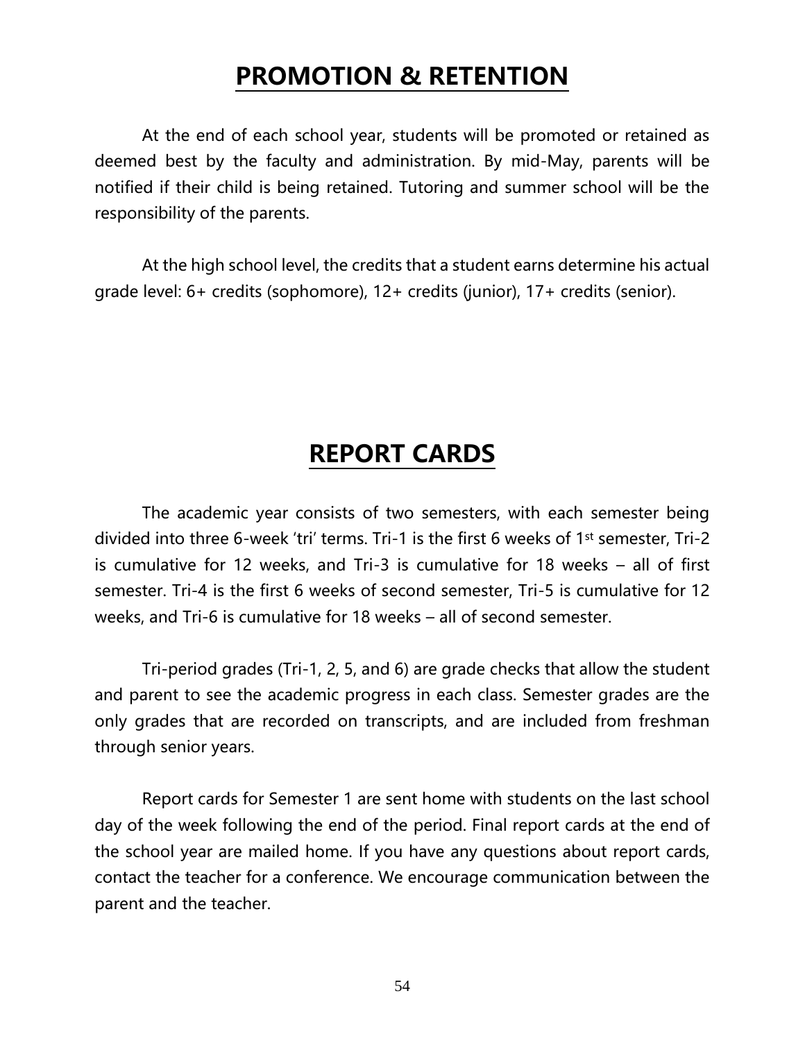# PROMOTION & RETENTION

At the end of each school year, students will be promoted or retained as deemed best by the faculty and administration. By mid-May, parents will be notified if their child is being retained. Tutoring and summer school will be the responsibility of the parents.

At the high school level, the credits that a student earns determine his actual grade level: 6+ credits (sophomore), 12+ credits (junior), 17+ credits (senior).

# REPORT CARDS

The academic year consists of two semesters, with each semester being divided into three 6-week 'tri' terms. Tri-1 is the first 6 weeks of 1st semester, Tri-2 is cumulative for 12 weeks, and Tri-3 is cumulative for 18 weeks – all of first semester. Tri-4 is the first 6 weeks of second semester, Tri-5 is cumulative for 12 weeks, and Tri-6 is cumulative for 18 weeks – all of second semester.

Tri-period grades (Tri-1, 2, 5, and 6) are grade checks that allow the student and parent to see the academic progress in each class. Semester grades are the only grades that are recorded on transcripts, and are included from freshman through senior years.

Report cards for Semester 1 are sent home with students on the last school day of the week following the end of the period. Final report cards at the end of the school year are mailed home. If you have any questions about report cards, contact the teacher for a conference. We encourage communication between the parent and the teacher.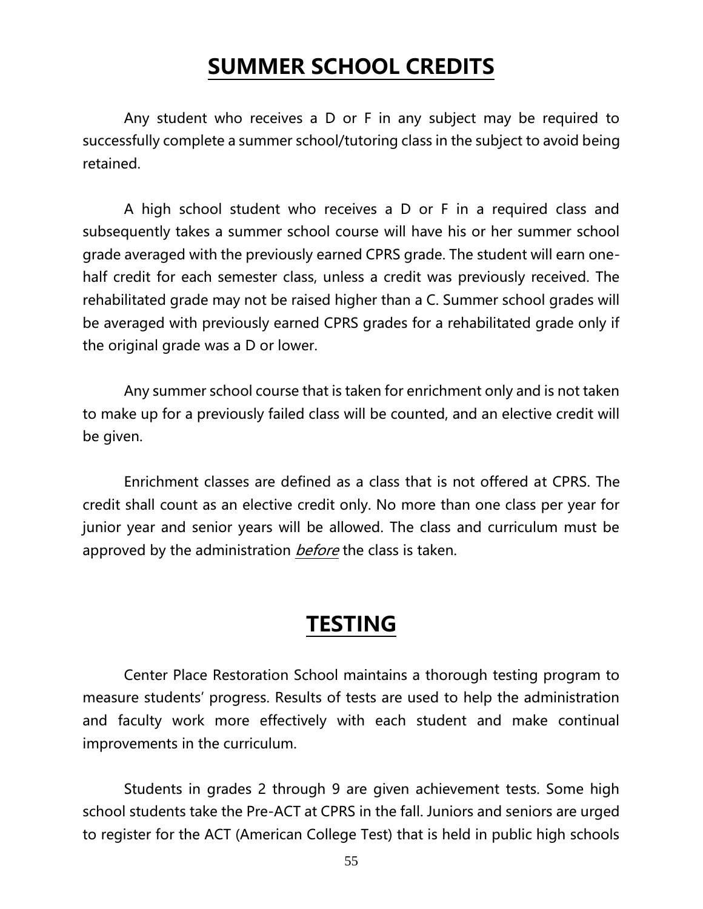# SUMMER SCHOOL CREDITS

Any student who receives a D or F in any subject may be required to successfully complete a summer school/tutoring class in the subject to avoid being retained.

A high school student who receives a D or F in a required class and subsequently takes a summer school course will have his or her summer school grade averaged with the previously earned CPRS grade. The student will earn one-half credit for each semester class, unless a credit was previously received. The rehabilitated grade may not be raised higher than a C. Summer school grades will be averaged with previously earned CPRS grades for a rehabilitated grade only if the original grade was a D or lower.

Any summer school course that is taken for enrichment only and is not taken to make up for a previously failed class will be counted, and an elective credit will be given.

Enrichment classes are defined as a class that is not offered at CPRS. The credit shall count as an elective credit only. No more than one class per year for junior year and senior years will be allowed. The class and curriculum must be approved by the administration ***before*** the class is taken.

# TESTING

Center Place Restoration School maintains a thorough testing program to measure students' progress. Results of tests are used to help the administration and faculty work more effectively with each student and make continual improvements in the curriculum.

Students in grades 2 through 9 are given achievement tests. Some high school students take the Pre-ACT at CPRS in the fall. Juniors and seniors are urged to register for the ACT (American College Test) that is held in public high schools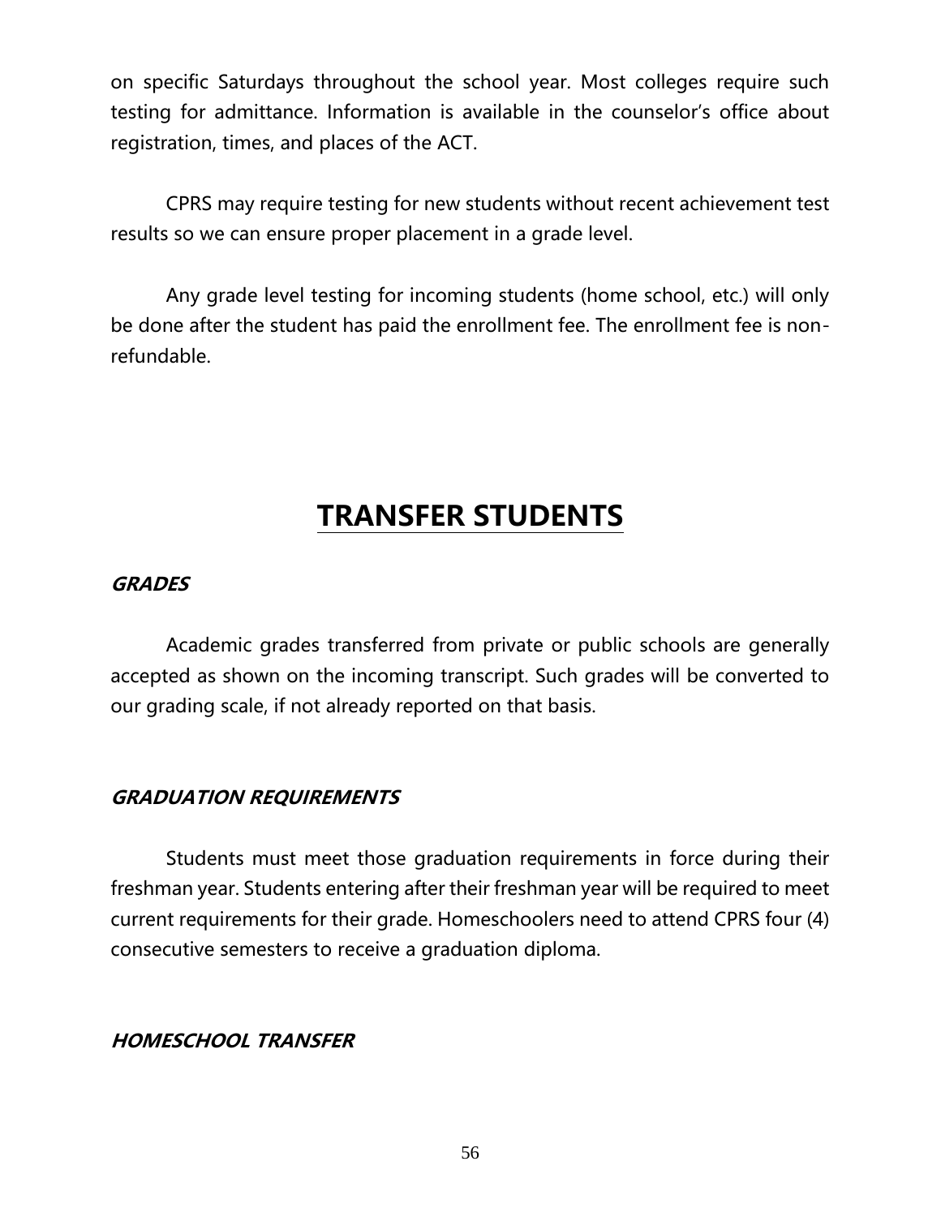on specific Saturdays throughout the school year. Most colleges require such testing for admittance. Information is available in the counselor's office about registration, times, and places of the ACT.

CPRS may require testing for new students without recent achievement test results so we can ensure proper placement in a grade level.

Any grade level testing for incoming students (home school, etc.) will only be done after the student has paid the enrollment fee. The enrollment fee is non-refundable.

# TRANSFER STUDENTS

***GRADES***

Academic grades transferred from private or public schools are generally accepted as shown on the incoming transcript. Such grades will be converted to our grading scale, if not already reported on that basis.

***GRADUATION REQUIREMENTS***

Students must meet those graduation requirements in force during their freshman year. Students entering after their freshman year will be required to meet current requirements for their grade. Homeschoolers need to attend CPRS four (4) consecutive semesters to receive a graduation diploma.

***HOMESCHOOL TRANSFER***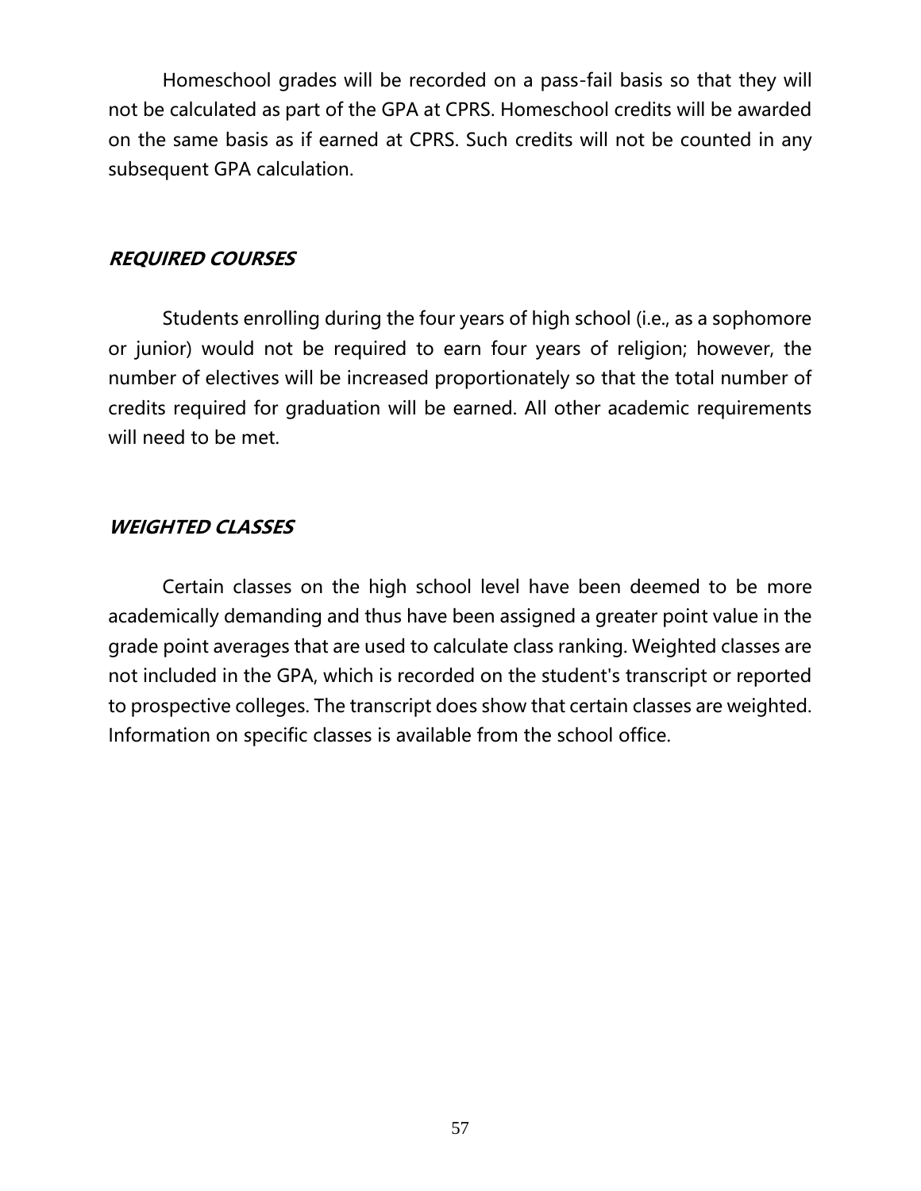Homeschool grades will be recorded on a pass-fail basis so that they will not be calculated as part of the GPA at CPRS. Homeschool credits will be awarded on the same basis as if earned at CPRS. Such credits will not be counted in any subsequent GPA calculation.

### ***REQUIRED COURSES***

Students enrolling during the four years of high school (i.e., as a sophomore or junior) would not be required to earn four years of religion; however, the number of electives will be increased proportionately so that the total number of credits required for graduation will be earned. All other academic requirements will need to be met.

### ***WEIGHTED CLASSES***

Certain classes on the high school level have been deemed to be more academically demanding and thus have been assigned a greater point value in the grade point averages that are used to calculate class ranking. Weighted classes are not included in the GPA, which is recorded on the student's transcript or reported to prospective colleges. The transcript does show that certain classes are weighted. Information on specific classes is available from the school office.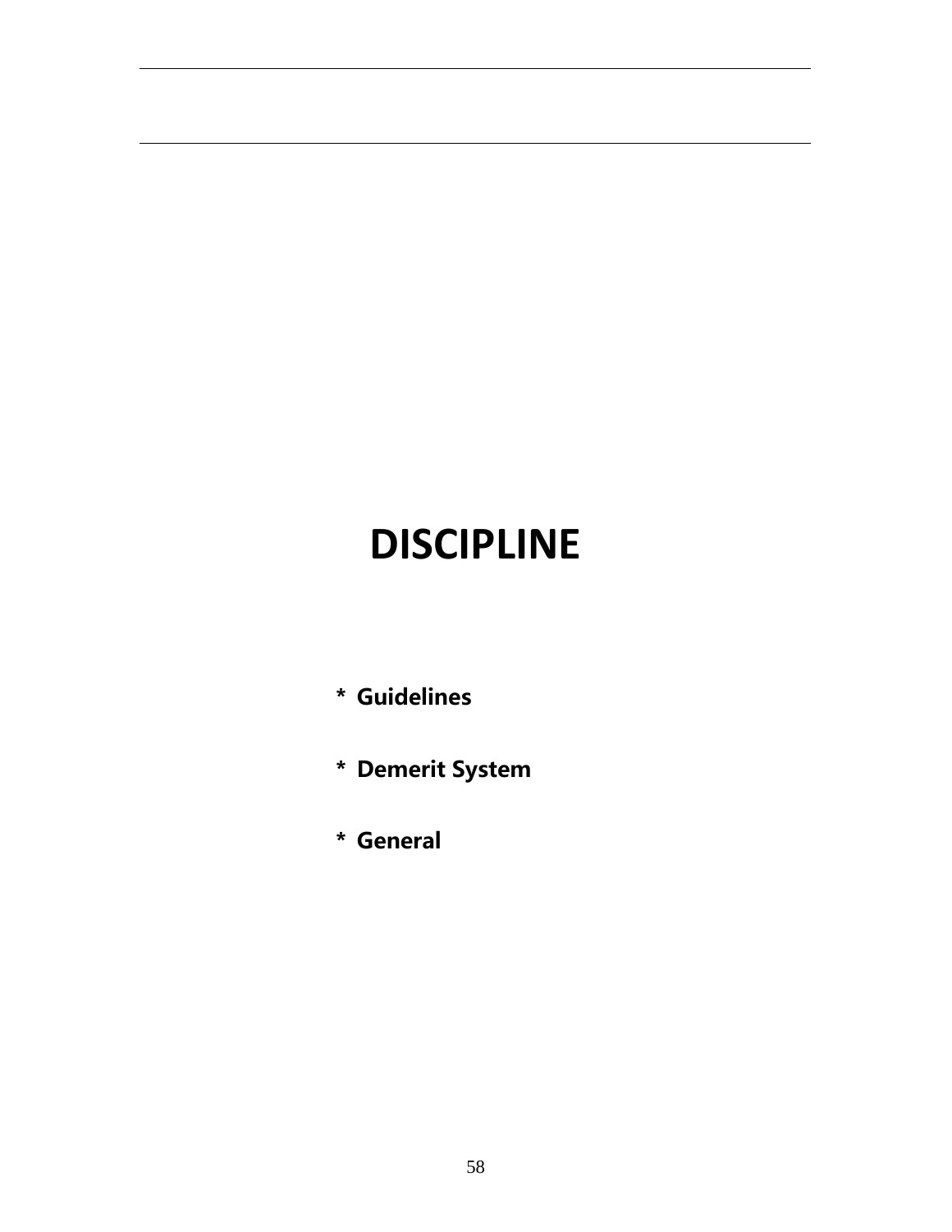# DISCIPLINE

* Guidelines
* Demerit System
* General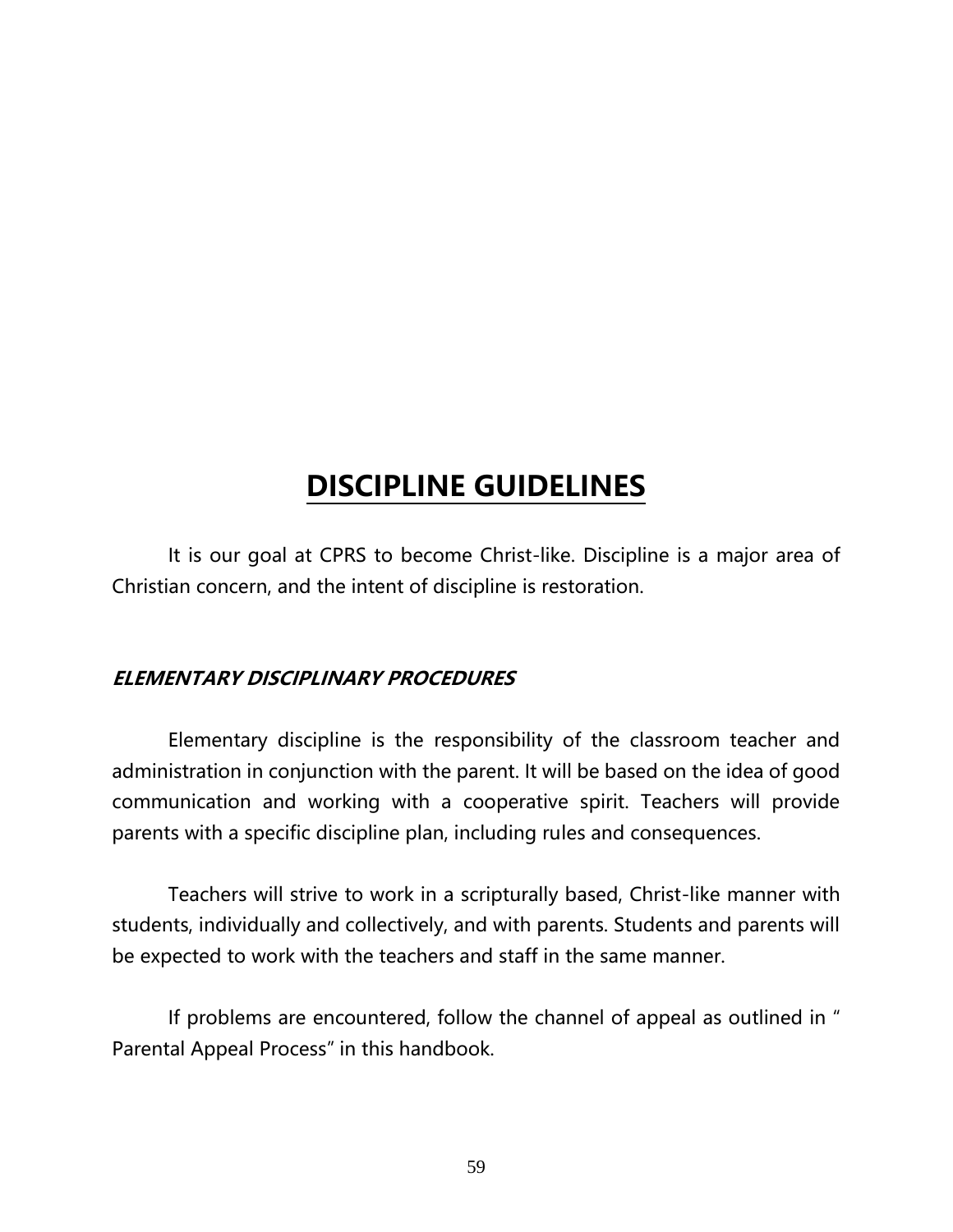# DISCIPLINE GUIDELINES

It is our goal at CPRS to become Christ-like. Discipline is a major area of Christian concern, and the intent of discipline is restoration.

### *ELEMENTARY DISCIPLINARY PROCEDURES*

Elementary discipline is the responsibility of the classroom teacher and administration in conjunction with the parent. It will be based on the idea of good communication and working with a cooperative spirit. Teachers will provide parents with a specific discipline plan, including rules and consequences.

Teachers will strive to work in a scripturally based, Christ-like manner with students, individually and collectively, and with parents. Students and parents will be expected to work with the teachers and staff in the same manner.

If problems are encountered, follow the channel of appeal as outlined in " Parental Appeal Process" in this handbook.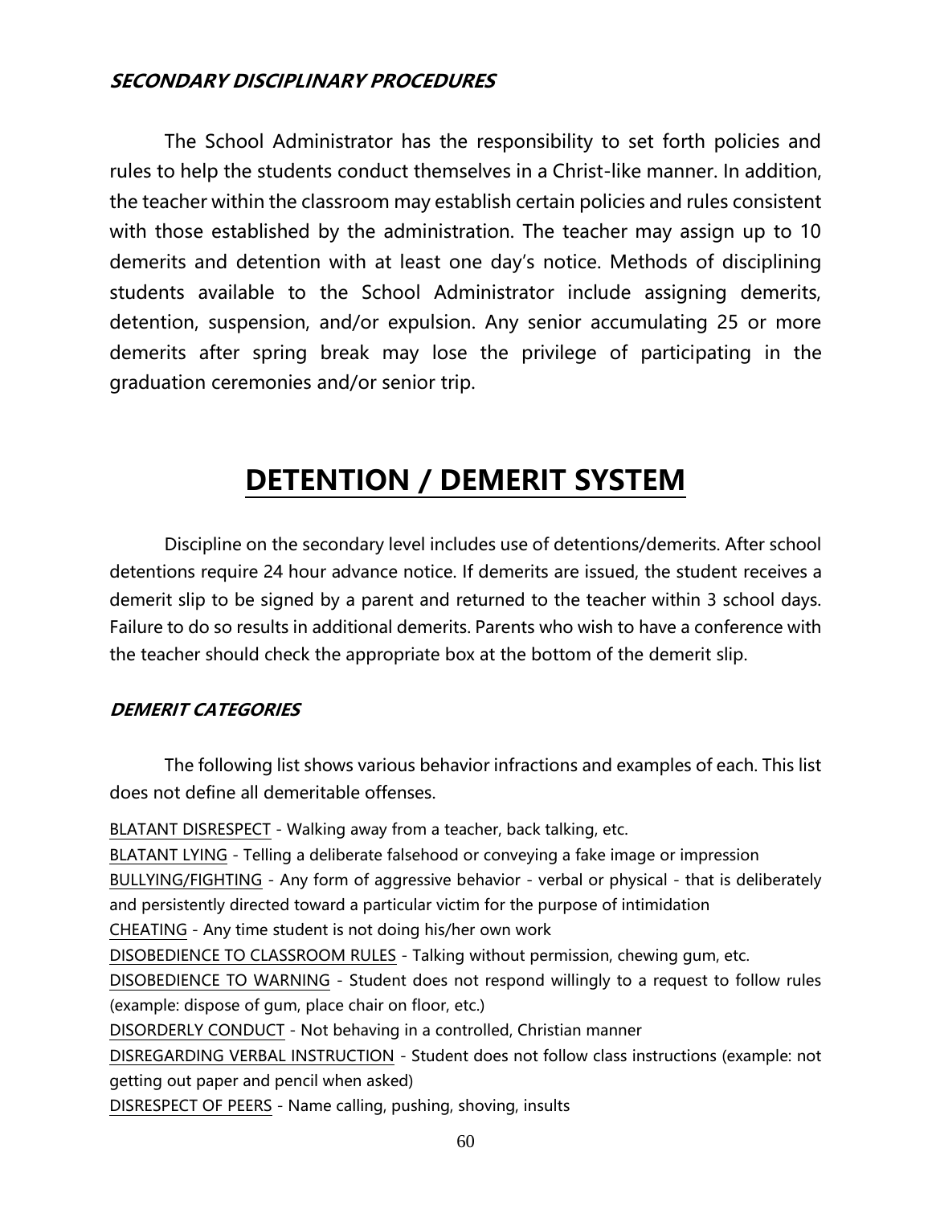***SECONDARY DISCIPLINARY PROCEDURES***

The School Administrator has the responsibility to set forth policies and rules to help the students conduct themselves in a Christ-like manner. In addition, the teacher within the classroom may establish certain policies and rules consistent with those established by the administration. The teacher may assign up to 10 demerits and detention with at least one day's notice. Methods of disciplining students available to the School Administrator include assigning demerits, detention, suspension, and/or expulsion. Any senior accumulating 25 or more demerits after spring break may lose the privilege of participating in the graduation ceremonies and/or senior trip.

# DETENTION / DEMERIT SYSTEM

Discipline on the secondary level includes use of detentions/demerits. After school detentions require 24 hour advance notice. If demerits are issued, the student receives a demerit slip to be signed by a parent and returned to the teacher within 3 school days. Failure to do so results in additional demerits. Parents who wish to have a conference with the teacher should check the appropriate box at the bottom of the demerit slip.

***DEMERIT CATEGORIES***

The following list shows various behavior infractions and examples of each. This list does not define all demeritable offenses.

BLATANT DISRESPECT - Walking away from a teacher, back talking, etc.
BLATANT LYING - Telling a deliberate falsehood or conveying a fake image or impression
BULLYING/FIGHTING - Any form of aggressive behavior - verbal or physical - that is deliberately and persistently directed toward a particular victim for the purpose of intimidation
CHEATING - Any time student is not doing his/her own work
DISOBEDIENCE TO CLASSROOM RULES - Talking without permission, chewing gum, etc.
DISOBEDIENCE TO WARNING - Student does not respond willingly to a request to follow rules (example: dispose of gum, place chair on floor, etc.)
DISORDERLY CONDUCT - Not behaving in a controlled, Christian manner
DISREGARDING VERBAL INSTRUCTION - Student does not follow class instructions (example: not getting out paper and pencil when asked)
DISRESPECT OF PEERS - Name calling, pushing, shoving, insults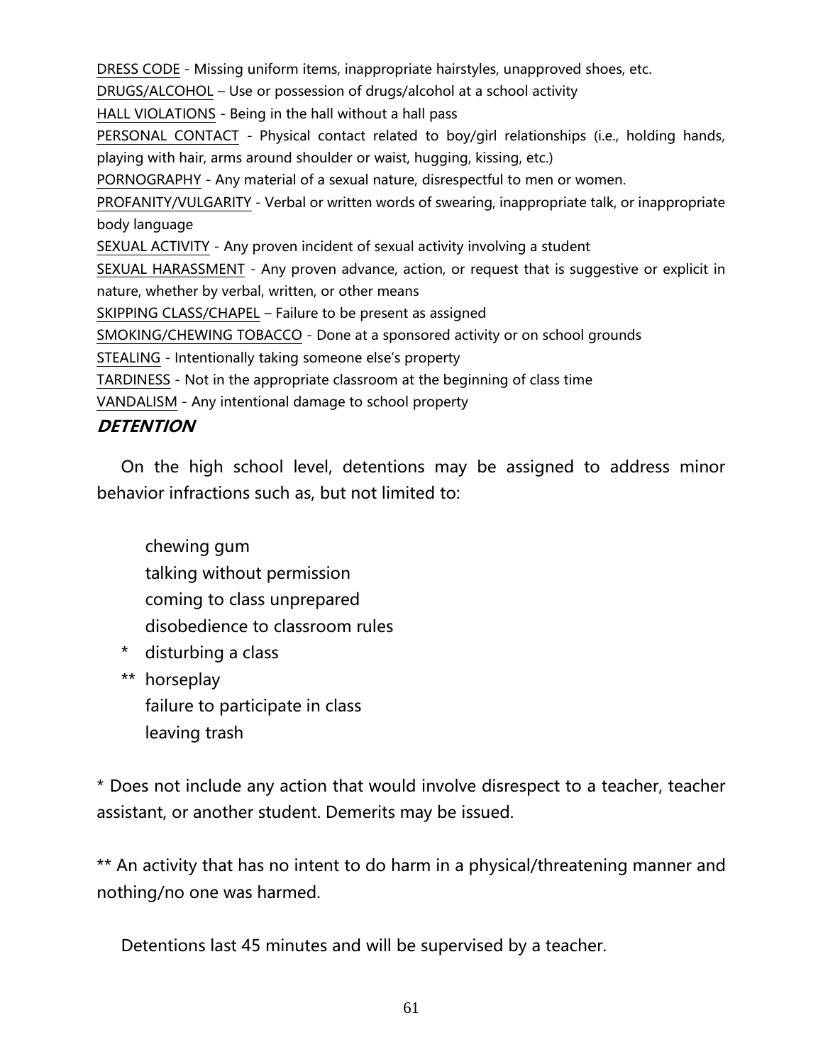DRESS CODE - Missing uniform items, inappropriate hairstyles, unapproved shoes, etc.

DRUGS/ALCOHOL – Use or possession of drugs/alcohol at a school activity

HALL VIOLATIONS - Being in the hall without a hall pass

PERSONAL CONTACT - Physical contact related to boy/girl relationships (i.e., holding hands, playing with hair, arms around shoulder or waist, hugging, kissing, etc.)

PORNOGRAPHY - Any material of a sexual nature, disrespectful to men or women.

PROFANITY/VULGARITY - Verbal or written words of swearing, inappropriate talk, or inappropriate body language

SEXUAL ACTIVITY - Any proven incident of sexual activity involving a student

SEXUAL HARASSMENT - Any proven advance, action, or request that is suggestive or explicit in nature, whether by verbal, written, or other means

SKIPPING CLASS/CHAPEL – Failure to be present as assigned

SMOKING/CHEWING TOBACCO - Done at a sponsored activity or on school grounds

STEALING - Intentionally taking someone else's property

TARDINESS - Not in the appropriate classroom at the beginning of class time

VANDALISM - Any intentional damage to school property

### *DETENTION*

On the high school level, detentions may be assigned to address minor behavior infractions such as, but not limited to:

- chewing gum
- talking without permission
- coming to class unprepared
- disobedience to classroom rules
- \* disturbing a class
- ** horseplay
- failure to participate in class
- leaving trash

\* Does not include any action that would involve disrespect to a teacher, teacher assistant, or another student. Demerits may be issued.

** An activity that has no intent to do harm in a physical/threatening manner and nothing/no one was harmed.

Detentions last 45 minutes and will be supervised by a teacher.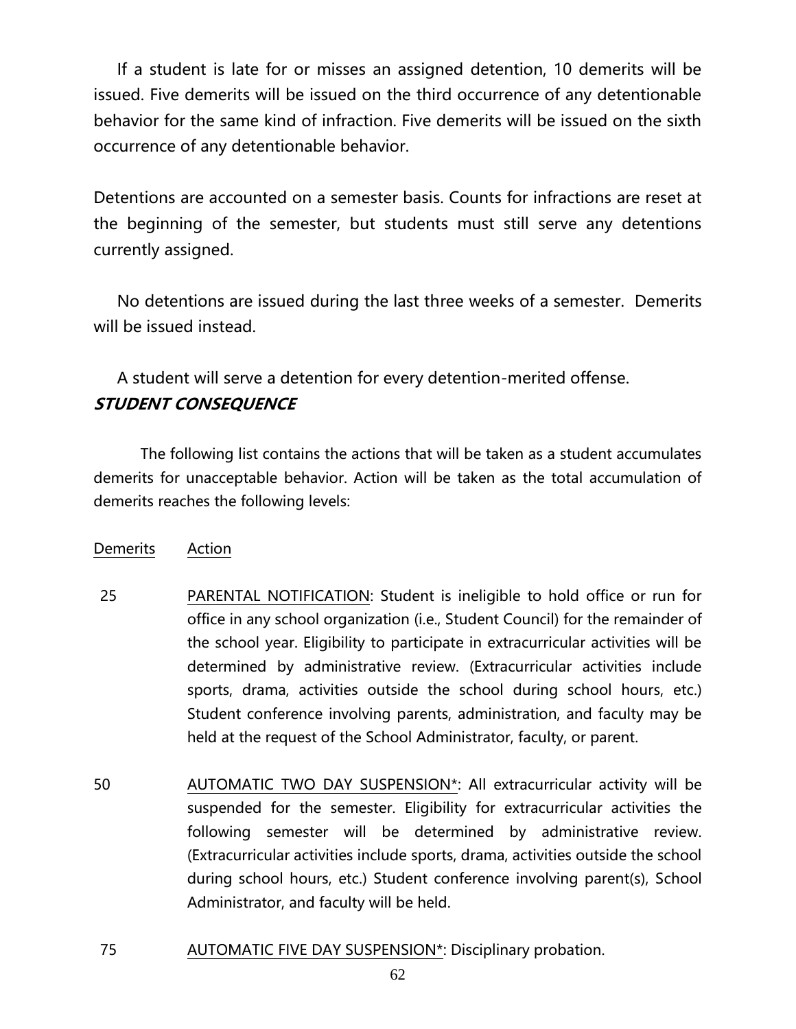If a student is late for or misses an assigned detention, 10 demerits will be issued. Five demerits will be issued on the third occurrence of any detentionable behavior for the same kind of infraction. Five demerits will be issued on the sixth occurrence of any detentionable behavior.

Detentions are accounted on a semester basis. Counts for infractions are reset at the beginning of the semester, but students must still serve any detentions currently assigned.

No detentions are issued during the last three weeks of a semester. Demerits will be issued instead.

A student will serve a detention for every detention-merited offense.

***STUDENT CONSEQUENCE***

The following list contains the actions that will be taken as a student accumulates demerits for unacceptable behavior. Action will be taken as the total accumulation of demerits reaches the following levels:

| Demerits | Action |
| --- | --- |
| 25 | PARENTAL NOTIFICATION: Student is ineligible to hold office or run for office in any school organization (i.e., Student Council) for the remainder of the school year. Eligibility to participate in extracurricular activities will be determined by administrative review. (Extracurricular activities include sports, drama, activities outside the school during school hours, etc.) Student conference involving parents, administration, and faculty may be held at the request of the School Administrator, faculty, or parent. |
| 50 | AUTOMATIC TWO DAY SUSPENSION*: All extracurricular activity will be suspended for the semester. Eligibility for extracurricular activities the following semester will be determined by administrative review. (Extracurricular activities include sports, drama, activities outside the school during school hours, etc.) Student conference involving parent(s), School Administrator, and faculty will be held. |
| 75 | AUTOMATIC FIVE DAY SUSPENSION*: Disciplinary probation. |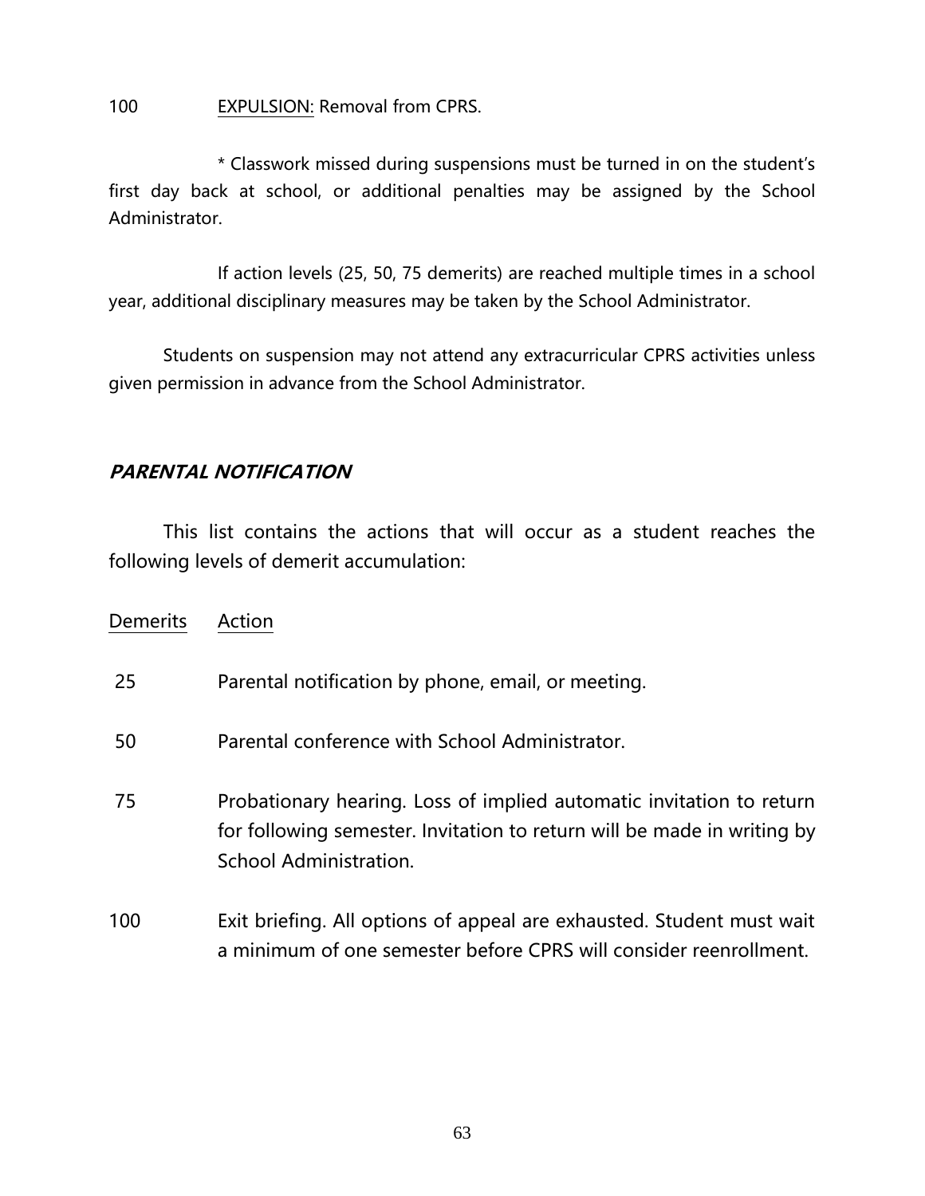100 EXPULSION: Removal from CPRS.

\* Classwork missed during suspensions must be turned in on the student's first day back at school, or additional penalties may be assigned by the School Administrator.

If action levels (25, 50, 75 demerits) are reached multiple times in a school year, additional disciplinary measures may be taken by the School Administrator.

Students on suspension may not attend any extracurricular CPRS activities unless given permission in advance from the School Administrator.

## ***PARENTAL NOTIFICATION***

This list contains the actions that will occur as a student reaches the following levels of demerit accumulation:

| Demerits | Action |
|---|---|
| 25 | Parental notification by phone, email, or meeting. |
| 50 | Parental conference with School Administrator. |
| 75 | Probationary hearing. Loss of implied automatic invitation to return for following semester. Invitation to return will be made in writing by School Administration. |
| 100 | Exit briefing. All options of appeal are exhausted. Student must wait a minimum of one semester before CPRS will consider reenrollment. |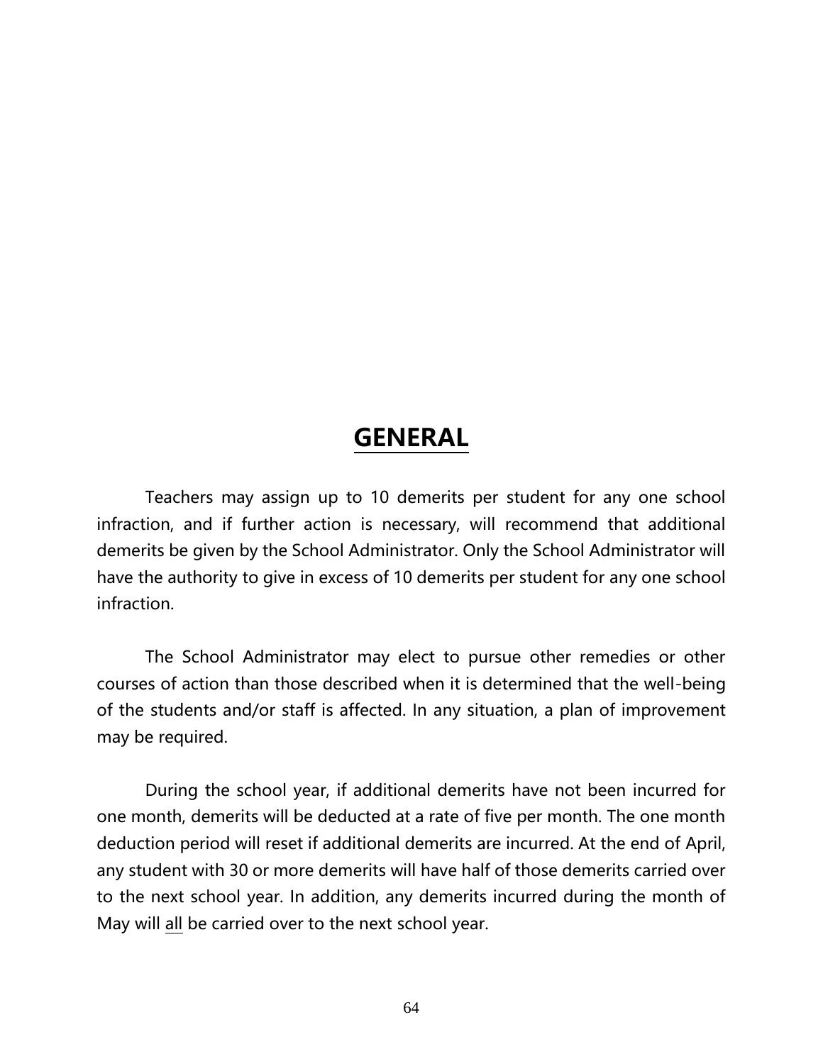# GENERAL

Teachers may assign up to 10 demerits per student for any one school infraction, and if further action is necessary, will recommend that additional demerits be given by the School Administrator. Only the School Administrator will have the authority to give in excess of 10 demerits per student for any one school infraction.

The School Administrator may elect to pursue other remedies or other courses of action than those described when it is determined that the well-being of the students and/or staff is affected. In any situation, a plan of improvement may be required.

During the school year, if additional demerits have not been incurred for one month, demerits will be deducted at a rate of five per month. The one month deduction period will reset if additional demerits are incurred. At the end of April, any student with 30 or more demerits will have half of those demerits carried over to the next school year. In addition, any demerits incurred during the month of May will <u>all</u> be carried over to the next school year.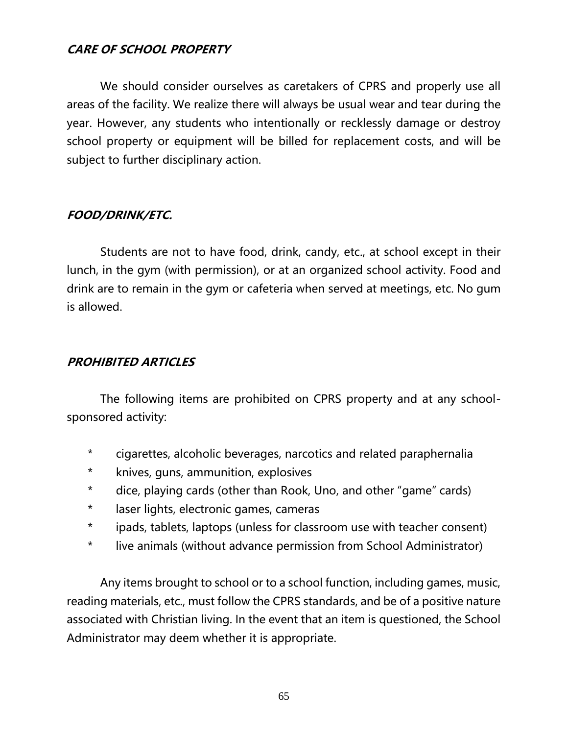### ***CARE OF SCHOOL PROPERTY***

We should consider ourselves as caretakers of CPRS and properly use all areas of the facility. We realize there will always be usual wear and tear during the year. However, any students who intentionally or recklessly damage or destroy school property or equipment will be billed for replacement costs, and will be subject to further disciplinary action.

### ***FOOD/DRINK/ETC.***

Students are not to have food, drink, candy, etc., at school except in their lunch, in the gym (with permission), or at an organized school activity. Food and drink are to remain in the gym or cafeteria when served at meetings, etc. No gum is allowed.

### ***PROHIBITED ARTICLES***

The following items are prohibited on CPRS property and at any school-sponsored activity:

* cigarettes, alcoholic beverages, narcotics and related paraphernalia
* knives, guns, ammunition, explosives
* dice, playing cards (other than Rook, Uno, and other "game" cards)
* laser lights, electronic games, cameras
* ipads, tablets, laptops (unless for classroom use with teacher consent)
* live animals (without advance permission from School Administrator)

Any items brought to school or to a school function, including games, music, reading materials, etc., must follow the CPRS standards, and be of a positive nature associated with Christian living. In the event that an item is questioned, the School Administrator may deem whether it is appropriate.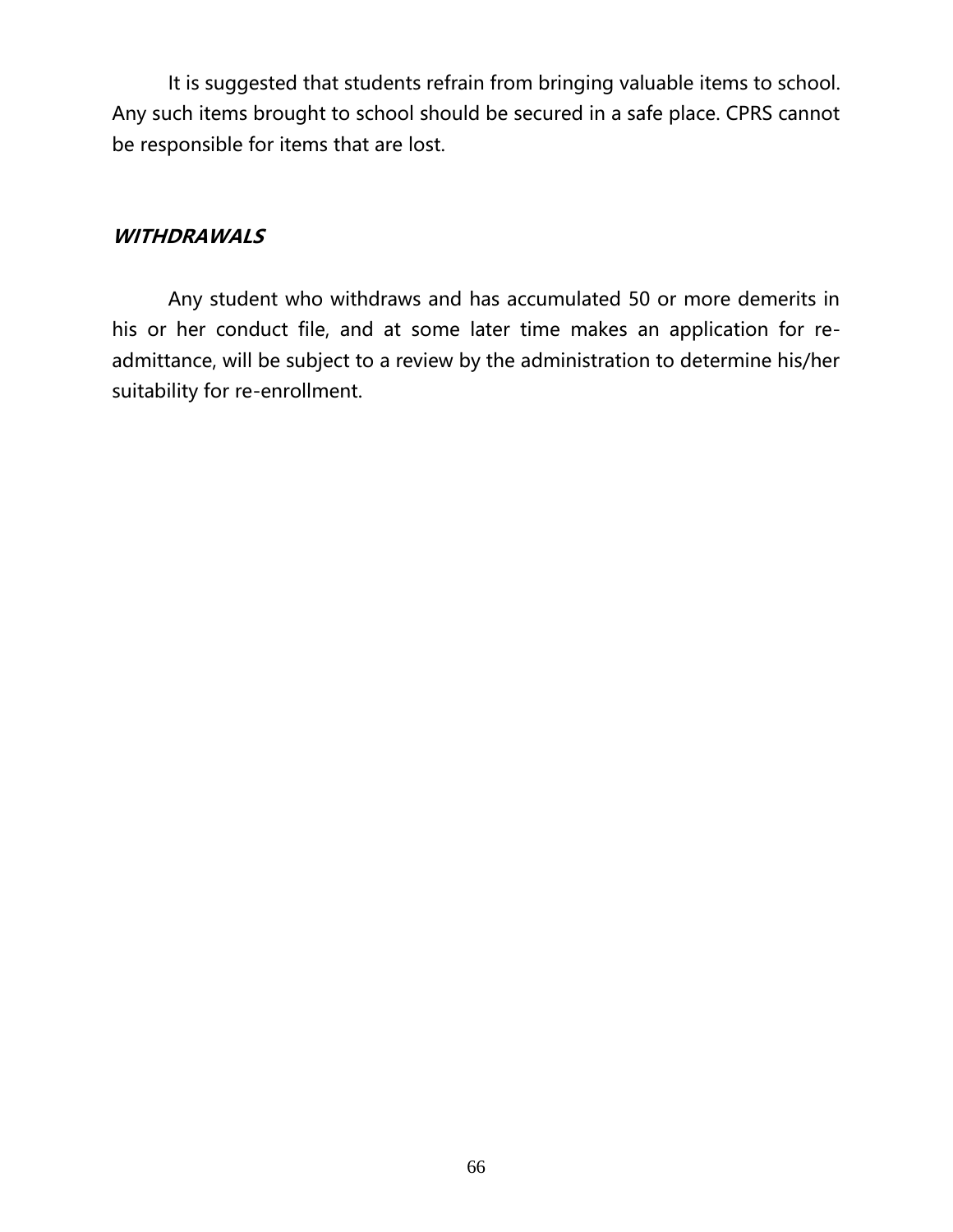It is suggested that students refrain from bringing valuable items to school. Any such items brought to school should be secured in a safe place. CPRS cannot be responsible for items that are lost.

### *WITHDRAWALS*

Any student who withdraws and has accumulated 50 or more demerits in his or her conduct file, and at some later time makes an application for re-admittance, will be subject to a review by the administration to determine his/her suitability for re-enrollment.